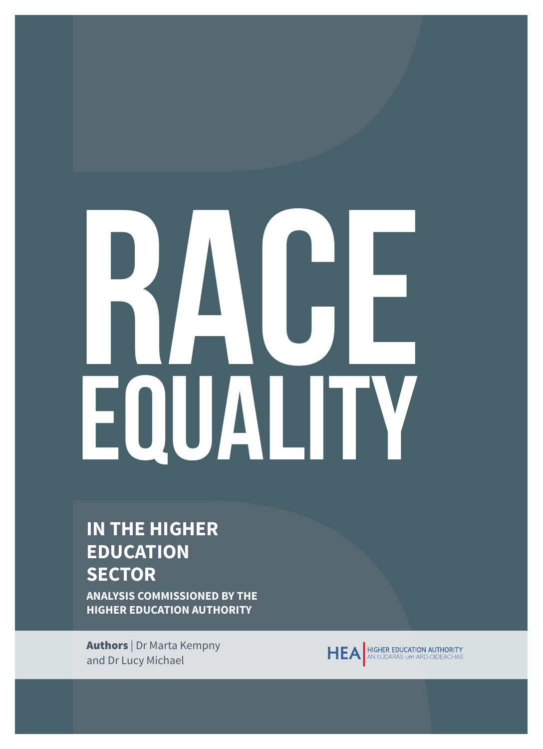# RACE EQUALITY

## IN THE HIGHER EDUCATION SECTOR

**ANALYSIS COMMISSIONED BY THE HIGHER EDUCATION AUTHORITY**

**Authors** | Dr Marta Kempny and Dr Lucy Michael

HEA | HIGHER EDUCATION AUTHORITY
AN tÚDARÁS um ARD-OIDEACHAS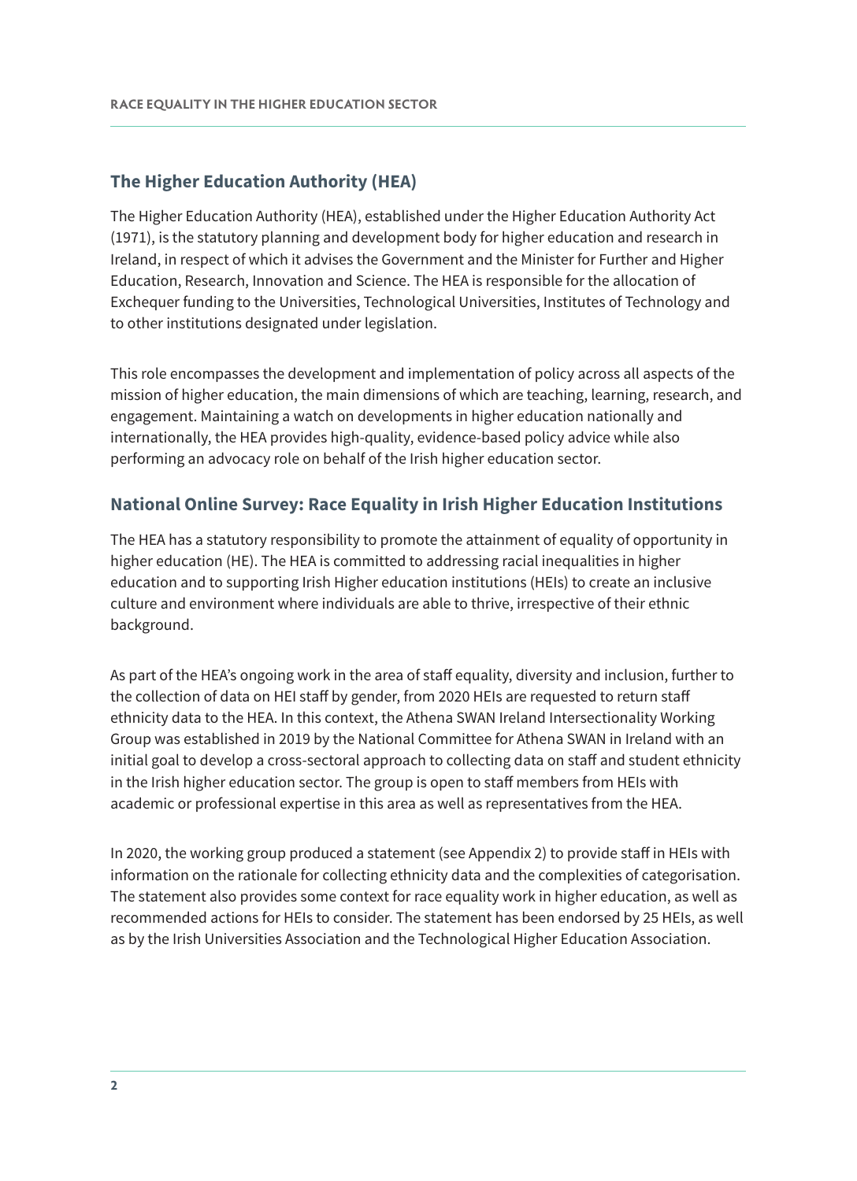## The Higher Education Authority (HEA)

The Higher Education Authority (HEA), established under the Higher Education Authority Act (1971), is the statutory planning and development body for higher education and research in Ireland, in respect of which it advises the Government and the Minister for Further and Higher Education, Research, Innovation and Science. The HEA is responsible for the allocation of Exchequer funding to the Universities, Technological Universities, Institutes of Technology and to other institutions designated under legislation.

This role encompasses the development and implementation of policy across all aspects of the mission of higher education, the main dimensions of which are teaching, learning, research, and engagement. Maintaining a watch on developments in higher education nationally and internationally, the HEA provides high-quality, evidence-based policy advice while also performing an advocacy role on behalf of the Irish higher education sector.

## National Online Survey: Race Equality in Irish Higher Education Institutions

The HEA has a statutory responsibility to promote the attainment of equality of opportunity in higher education (HE). The HEA is committed to addressing racial inequalities in higher education and to supporting Irish Higher education institutions (HEIs) to create an inclusive culture and environment where individuals are able to thrive, irrespective of their ethnic background.

As part of the HEA's ongoing work in the area of staff equality, diversity and inclusion, further to the collection of data on HEI staff by gender, from 2020 HEIs are requested to return staff ethnicity data to the HEA. In this context, the Athena SWAN Ireland Intersectionality Working Group was established in 2019 by the National Committee for Athena SWAN in Ireland with an initial goal to develop a cross-sectoral approach to collecting data on staff and student ethnicity in the Irish higher education sector. The group is open to staff members from HEIs with academic or professional expertise in this area as well as representatives from the HEA.

In 2020, the working group produced a statement (see Appendix 2) to provide staff in HEIs with information on the rationale for collecting ethnicity data and the complexities of categorisation. The statement also provides some context for race equality work in higher education, as well as recommended actions for HEIs to consider. The statement has been endorsed by 25 HEIs, as well as by the Irish Universities Association and the Technological Higher Education Association.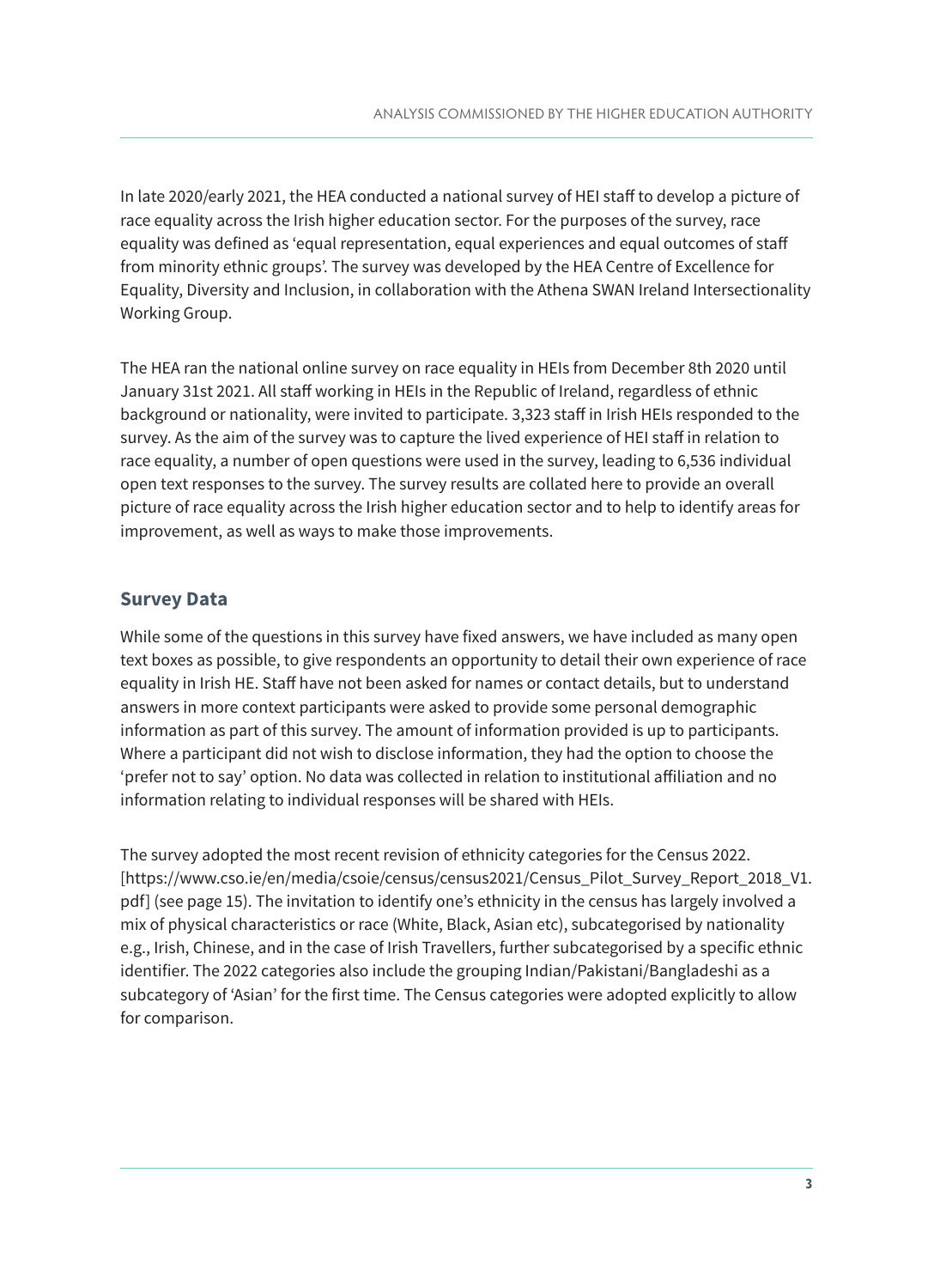In late 2020/early 2021, the HEA conducted a national survey of HEI staff to develop a picture of race equality across the Irish higher education sector. For the purposes of the survey, race equality was defined as 'equal representation, equal experiences and equal outcomes of staff from minority ethnic groups'. The survey was developed by the HEA Centre of Excellence for Equality, Diversity and Inclusion, in collaboration with the Athena SWAN Ireland Intersectionality Working Group.

The HEA ran the national online survey on race equality in HEIs from December 8th 2020 until January 31st 2021. All staff working in HEIs in the Republic of Ireland, regardless of ethnic background or nationality, were invited to participate. 3,323 staff in Irish HEIs responded to the survey. As the aim of the survey was to capture the lived experience of HEI staff in relation to race equality, a number of open questions were used in the survey, leading to 6,536 individual open text responses to the survey. The survey results are collated here to provide an overall picture of race equality across the Irish higher education sector and to help to identify areas for improvement, as well as ways to make those improvements.

## Survey Data

While some of the questions in this survey have fixed answers, we have included as many open text boxes as possible, to give respondents an opportunity to detail their own experience of race equality in Irish HE. Staff have not been asked for names or contact details, but to understand answers in more context participants were asked to provide some personal demographic information as part of this survey. The amount of information provided is up to participants. Where a participant did not wish to disclose information, they had the option to choose the 'prefer not to say' option. No data was collected in relation to institutional affiliation and no information relating to individual responses will be shared with HEIs.

The survey adopted the most recent revision of ethnicity categories for the Census 2022. [https://www.cso.ie/en/media/csoie/census/census2021/Census_Pilot_Survey_Report_2018_V1.pdf] (see page 15). The invitation to identify one's ethnicity in the census has largely involved a mix of physical characteristics or race (White, Black, Asian etc), subcategorised by nationality e.g., Irish, Chinese, and in the case of Irish Travellers, further subcategorised by a specific ethnic identifier. The 2022 categories also include the grouping Indian/Pakistani/Bangladeshi as a subcategory of 'Asian' for the first time. The Census categories were adopted explicitly to allow for comparison.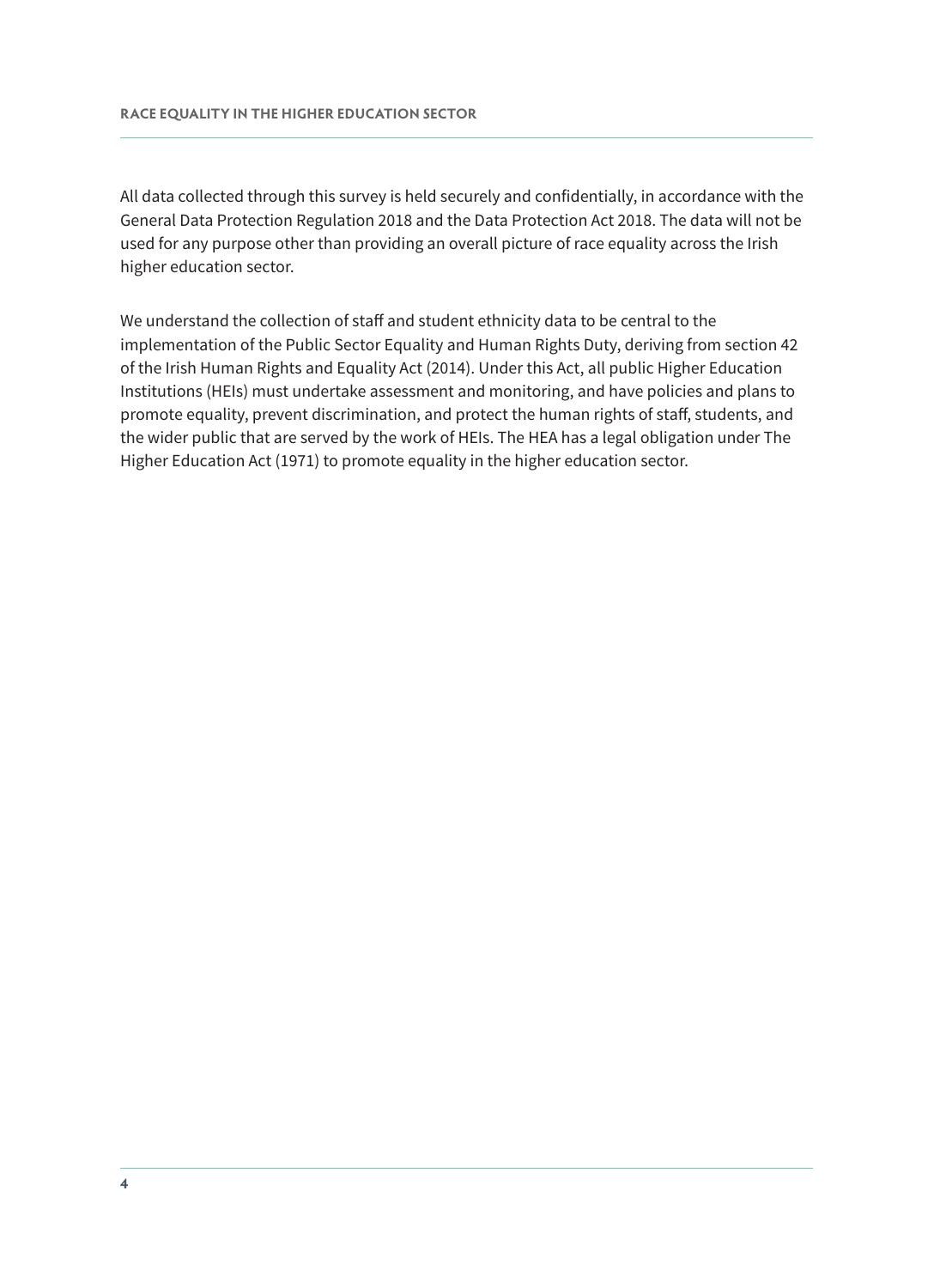All data collected through this survey is held securely and confidentially, in accordance with the General Data Protection Regulation 2018 and the Data Protection Act 2018. The data will not be used for any purpose other than providing an overall picture of race equality across the Irish higher education sector.

We understand the collection of staff and student ethnicity data to be central to the implementation of the Public Sector Equality and Human Rights Duty, deriving from section 42 of the Irish Human Rights and Equality Act (2014). Under this Act, all public Higher Education Institutions (HEIs) must undertake assessment and monitoring, and have policies and plans to promote equality, prevent discrimination, and protect the human rights of staff, students, and the wider public that are served by the work of HEIs. The HEA has a legal obligation under The Higher Education Act (1971) to promote equality in the higher education sector.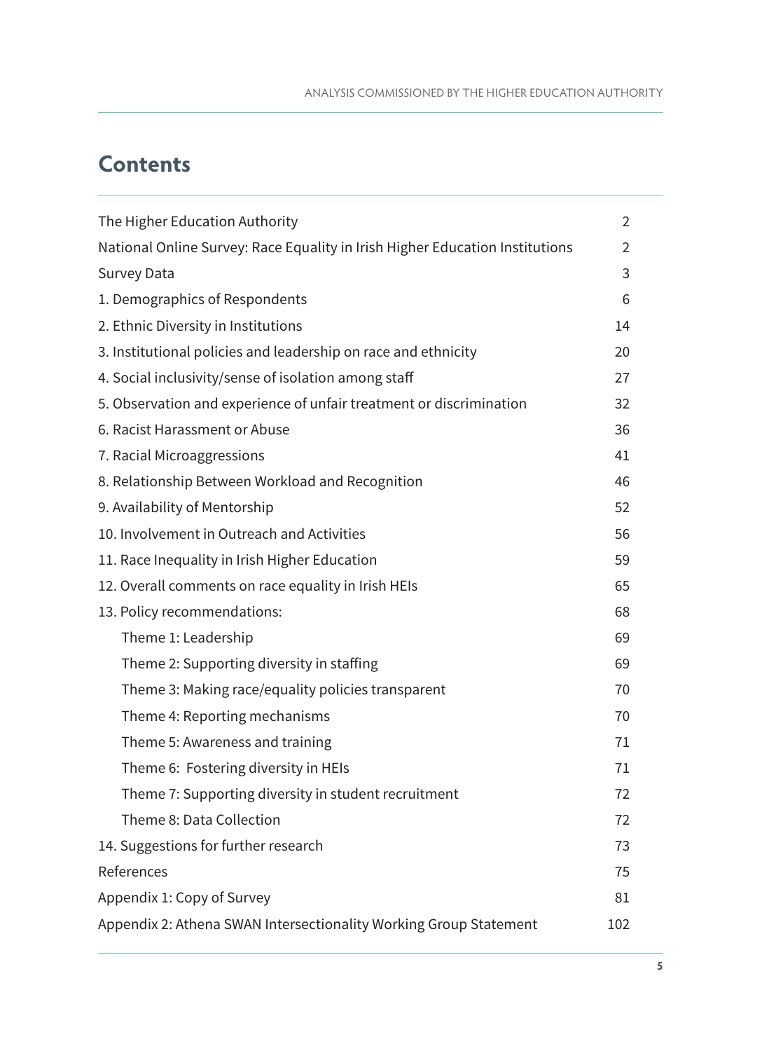## Contents

| | |
|---|---|
| The Higher Education Authority | 2 |
| National Online Survey: Race Equality in Irish Higher Education Institutions | 2 |
| Survey Data | 3 |
| 1. Demographics of Respondents | 6 |
| 2. Ethnic Diversity in Institutions | 14 |
| 3. Institutional policies and leadership on race and ethnicity | 20 |
| 4. Social inclusivity/sense of isolation among staff | 27 |
| 5. Observation and experience of unfair treatment or discrimination | 32 |
| 6. Racist Harassment or Abuse | 36 |
| 7. Racial Microaggressions | 41 |
| 8. Relationship Between Workload and Recognition | 46 |
| 9. Availability of Mentorship | 52 |
| 10. Involvement in Outreach and Activities | 56 |
| 11. Race Inequality in Irish Higher Education | 59 |
| 12. Overall comments on race equality in Irish HEIs | 65 |
| 13. Policy recommendations: | 68 |
| Theme 1: Leadership | 69 |
| Theme 2: Supporting diversity in staffing | 69 |
| Theme 3: Making race/equality policies transparent | 70 |
| Theme 4: Reporting mechanisms | 70 |
| Theme 5: Awareness and training | 71 |
| Theme 6: Fostering diversity in HEIs | 71 |
| Theme 7: Supporting diversity in student recruitment | 72 |
| Theme 8: Data Collection | 72 |
| 14. Suggestions for further research | 73 |
| References | 75 |
| Appendix 1: Copy of Survey | 81 |
| Appendix 2: Athena SWAN Intersectionality Working Group Statement | 102 |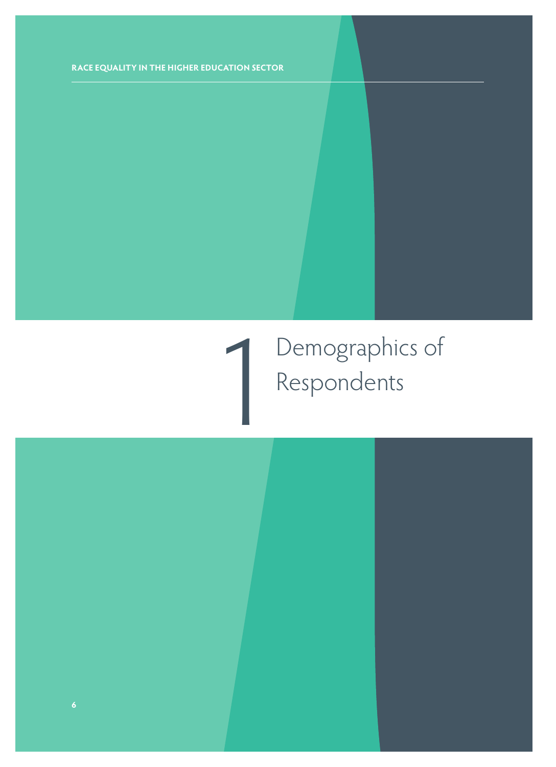# 1 Demographics of Respondents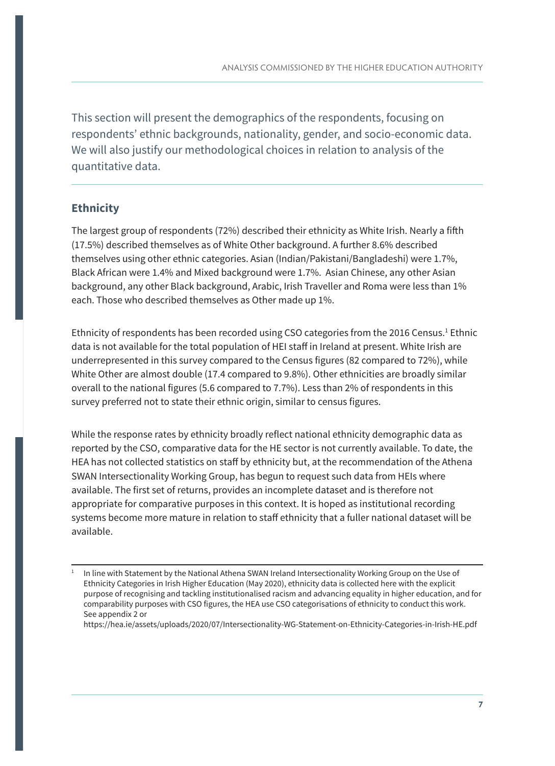This section will present the demographics of the respondents, focusing on respondents' ethnic backgrounds, nationality, gender, and socio-economic data. We will also justify our methodological choices in relation to analysis of the quantitative data.

## Ethnicity

The largest group of respondents (72%) described their ethnicity as White Irish. Nearly a fifth (17.5%) described themselves as of White Other background. A further 8.6% described themselves using other ethnic categories. Asian (Indian/Pakistani/Bangladeshi) were 1.7%, Black African were 1.4% and Mixed background were 1.7%. Asian Chinese, any other Asian background, any other Black background, Arabic, Irish Traveller and Roma were less than 1% each. Those who described themselves as Other made up 1%.

Ethnicity of respondents has been recorded using CSO categories from the 2016 Census.[1] Ethnic data is not available for the total population of HEI staff in Ireland at present. White Irish are underrepresented in this survey compared to the Census figures (82 compared to 72%), while White Other are almost double (17.4 compared to 9.8%). Other ethnicities are broadly similar overall to the national figures (5.6 compared to 7.7%). Less than 2% of respondents in this survey preferred not to state their ethnic origin, similar to census figures.

While the response rates by ethnicity broadly reflect national ethnicity demographic data as reported by the CSO, comparative data for the HE sector is not currently available. To date, the HEA has not collected statistics on staff by ethnicity but, at the recommendation of the Athena SWAN Intersectionality Working Group, has begun to request such data from HEIs where available. The first set of returns, provides an incomplete dataset and is therefore not appropriate for comparative purposes in this context. It is hoped as institutional recording systems become more mature in relation to staff ethnicity that a fuller national dataset will be available.

---

[1] In line with Statement by the National Athena SWAN Ireland Intersectionality Working Group on the Use of Ethnicity Categories in Irish Higher Education (May 2020), ethnicity data is collected here with the explicit purpose of recognising and tackling institutionalised racism and advancing equality in higher education, and for comparability purposes with CSO figures, the HEA use CSO categorisations of ethnicity to conduct this work. See appendix 2 or https://hea.ie/assets/uploads/2020/07/Intersectionality-WG-Statement-on-Ethnicity-Categories-in-Irish-HE.pdf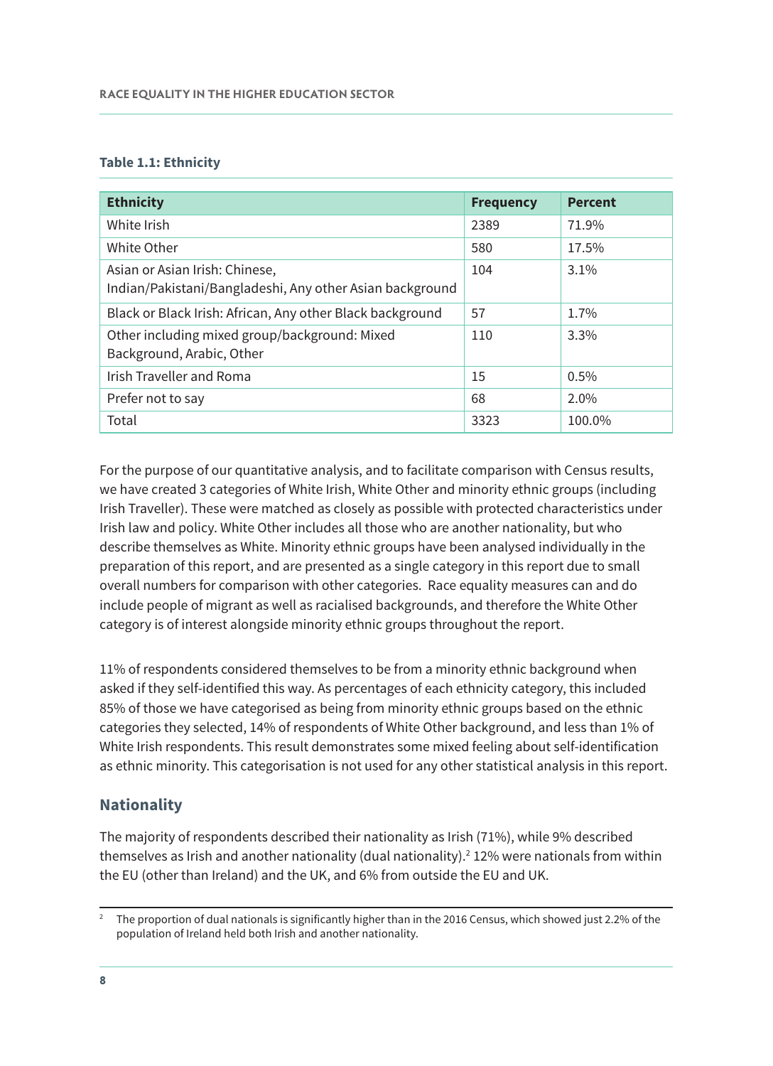**Table 1.1: Ethnicity**

| Ethnicity | Frequency | Percent |
|---|---|---|
| White Irish | 2389 | 71.9% |
| White Other | 580 | 17.5% |
| Asian or Asian Irish: Chinese, Indian/Pakistani/Bangladeshi, Any other Asian background | 104 | 3.1% |
| Black or Black Irish: African, Any other Black background | 57 | 1.7% |
| Other including mixed group/background: Mixed Background, Arabic, Other | 110 | 3.3% |
| Irish Traveller and Roma | 15 | 0.5% |
| Prefer not to say | 68 | 2.0% |
| Total | 3323 | 100.0% |

For the purpose of our quantitative analysis, and to facilitate comparison with Census results, we have created 3 categories of White Irish, White Other and minority ethnic groups (including Irish Traveller). These were matched as closely as possible with protected characteristics under Irish law and policy. White Other includes all those who are another nationality, but who describe themselves as White. Minority ethnic groups have been analysed individually in the preparation of this report, and are presented as a single category in this report due to small overall numbers for comparison with other categories. Race equality measures can and do include people of migrant as well as racialised backgrounds, and therefore the White Other category is of interest alongside minority ethnic groups throughout the report.

11% of respondents considered themselves to be from a minority ethnic background when asked if they self-identified this way. As percentages of each ethnicity category, this included 85% of those we have categorised as being from minority ethnic groups based on the ethnic categories they selected, 14% of respondents of White Other background, and less than 1% of White Irish respondents. This result demonstrates some mixed feeling about self-identification as ethnic minority. This categorisation is not used for any other statistical analysis in this report.

## Nationality

The majority of respondents described their nationality as Irish (71%), while 9% described themselves as Irish and another nationality (dual nationality).[2] 12% were nationals from within the EU (other than Ireland) and the UK, and 6% from outside the EU and UK.

[2] The proportion of dual nationals is significantly higher than in the 2016 Census, which showed just 2.2% of the population of Ireland held both Irish and another nationality.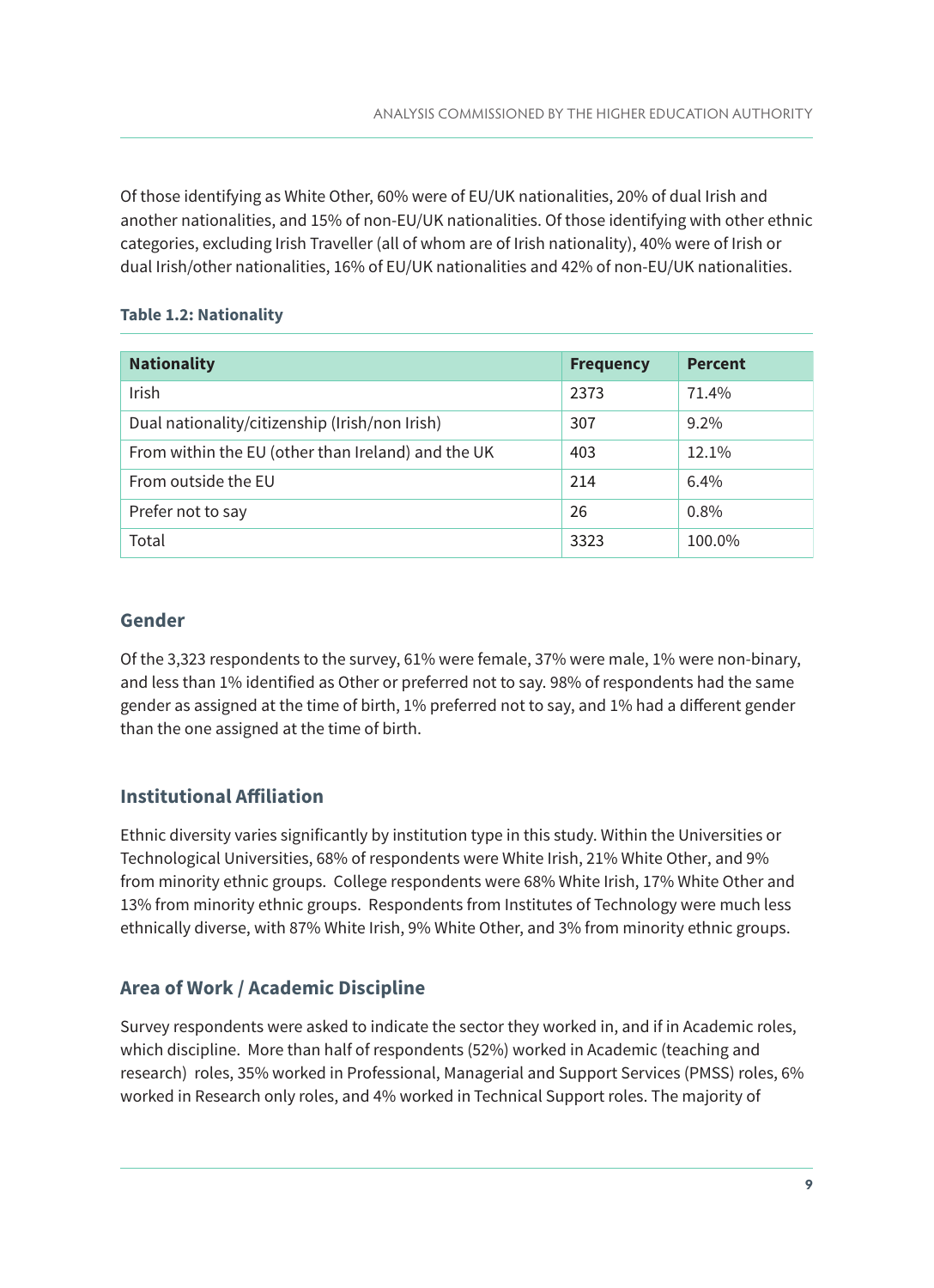Of those identifying as White Other, 60% were of EU/UK nationalities, 20% of dual Irish and another nationalities, and 15% of non-EU/UK nationalities. Of those identifying with other ethnic categories, excluding Irish Traveller (all of whom are of Irish nationality), 40% were of Irish or dual Irish/other nationalities, 16% of EU/UK nationalities and 42% of non-EU/UK nationalities.

**Table 1.2: Nationality**

| Nationality | Frequency | Percent |
|---|---|---|
| Irish | 2373 | 71.4% |
| Dual nationality/citizenship (Irish/non Irish) | 307 | 9.2% |
| From within the EU (other than Ireland) and the UK | 403 | 12.1% |
| From outside the EU | 214 | 6.4% |
| Prefer not to say | 26 | 0.8% |
| Total | 3323 | 100.0% |

### Gender

Of the 3,323 respondents to the survey, 61% were female, 37% were male, 1% were non-binary, and less than 1% identified as Other or preferred not to say. 98% of respondents had the same gender as assigned at the time of birth, 1% preferred not to say, and 1% had a different gender than the one assigned at the time of birth.

### Institutional Affiliation

Ethnic diversity varies significantly by institution type in this study. Within the Universities or Technological Universities, 68% of respondents were White Irish, 21% White Other, and 9% from minority ethnic groups. College respondents were 68% White Irish, 17% White Other and 13% from minority ethnic groups. Respondents from Institutes of Technology were much less ethnically diverse, with 87% White Irish, 9% White Other, and 3% from minority ethnic groups.

### Area of Work / Academic Discipline

Survey respondents were asked to indicate the sector they worked in, and if in Academic roles, which discipline. More than half of respondents (52%) worked in Academic (teaching and research) roles, 35% worked in Professional, Managerial and Support Services (PMSS) roles, 6% worked in Research only roles, and 4% worked in Technical Support roles. The majority of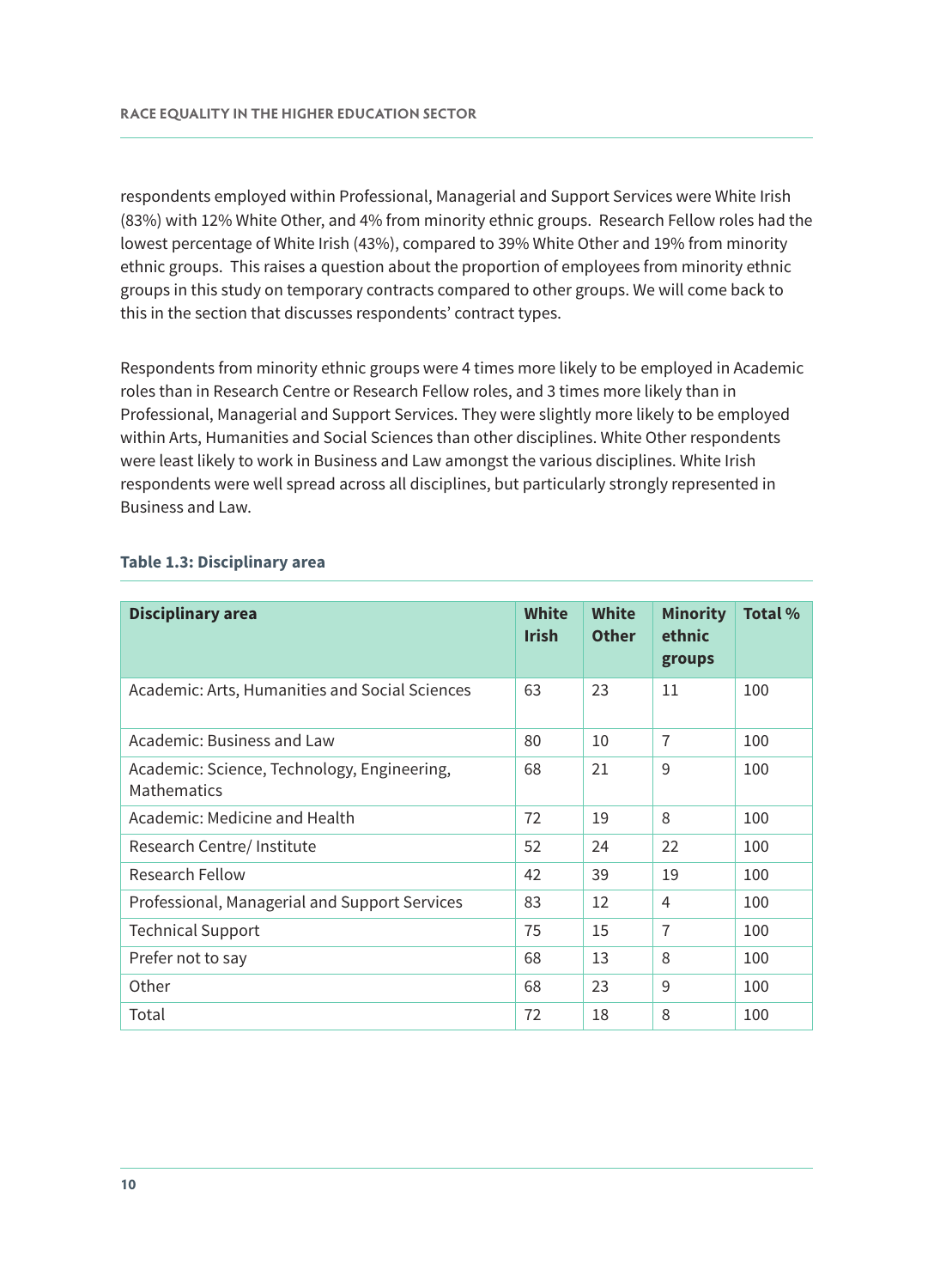respondents employed within Professional, Managerial and Support Services were White Irish (83%) with 12% White Other, and 4% from minority ethnic groups. Research Fellow roles had the lowest percentage of White Irish (43%), compared to 39% White Other and 19% from minority ethnic groups. This raises a question about the proportion of employees from minority ethnic groups in this study on temporary contracts compared to other groups. We will come back to this in the section that discusses respondents' contract types.

Respondents from minority ethnic groups were 4 times more likely to be employed in Academic roles than in Research Centre or Research Fellow roles, and 3 times more likely than in Professional, Managerial and Support Services. They were slightly more likely to be employed within Arts, Humanities and Social Sciences than other disciplines. White Other respondents were least likely to work in Business and Law amongst the various disciplines. White Irish respondents were well spread across all disciplines, but particularly strongly represented in Business and Law.

**Table 1.3: Disciplinary area**

| Disciplinary area | White Irish | White Other | Minority ethnic groups | Total % |
|---|---|---|---|---|
| Academic: Arts, Humanities and Social Sciences | 63 | 23 | 11 | 100 |
| Academic: Business and Law | 80 | 10 | 7 | 100 |
| Academic: Science, Technology, Engineering, Mathematics | 68 | 21 | 9 | 100 |
| Academic: Medicine and Health | 72 | 19 | 8 | 100 |
| Research Centre/ Institute | 52 | 24 | 22 | 100 |
| Research Fellow | 42 | 39 | 19 | 100 |
| Professional, Managerial and Support Services | 83 | 12 | 4 | 100 |
| Technical Support | 75 | 15 | 7 | 100 |
| Prefer not to say | 68 | 13 | 8 | 100 |
| Other | 68 | 23 | 9 | 100 |
| Total | 72 | 18 | 8 | 100 |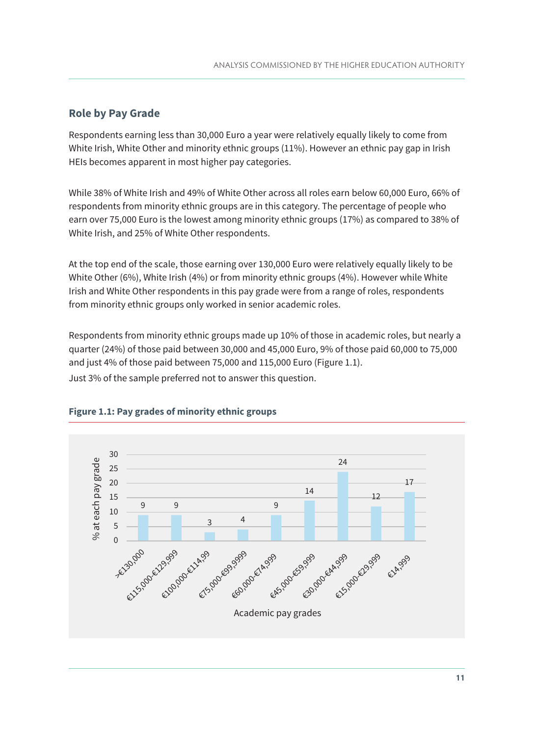## Role by Pay Grade

Respondents earning less than 30,000 Euro a year were relatively equally likely to come from White Irish, White Other and minority ethnic groups (11%). However an ethnic pay gap in Irish HEIs becomes apparent in most higher pay categories.

While 38% of White Irish and 49% of White Other across all roles earn below 60,000 Euro, 66% of respondents from minority ethnic groups are in this category. The percentage of people who earn over 75,000 Euro is the lowest among minority ethnic groups (17%) as compared to 38% of White Irish, and 25% of White Other respondents.

At the top end of the scale, those earning over 130,000 Euro were relatively equally likely to be White Other (6%), White Irish (4%) or from minority ethnic groups (4%). However while White Irish and White Other respondents in this pay grade were from a range of roles, respondents from minority ethnic groups only worked in senior academic roles.

Respondents from minority ethnic groups made up 10% of those in academic roles, but nearly a quarter (24%) of those paid between 30,000 and 45,000 Euro, 9% of those paid 60,000 to 75,000 and just 4% of those paid between 75,000 and 115,000 Euro (Figure 1.1).

Just 3% of the sample preferred not to answer this question.

**Figure 1.1: Pay grades of minority ethnic groups**

| Academic pay grades | % at each pay grade |
|---|---|
| >€130,000 | 9 |
| €115,000-€129,999 | 9 |
| €100,000-€114,99 | 3 |
| €75,000-€99,9999 | 4 |
| €60,000-€74,999 | 9 |
| €45,000-€59,999 | 14 |
| €30,000-€44,999 | 24 |
| €15,000-€29,999 | 12 |
| €14,999 | 17 |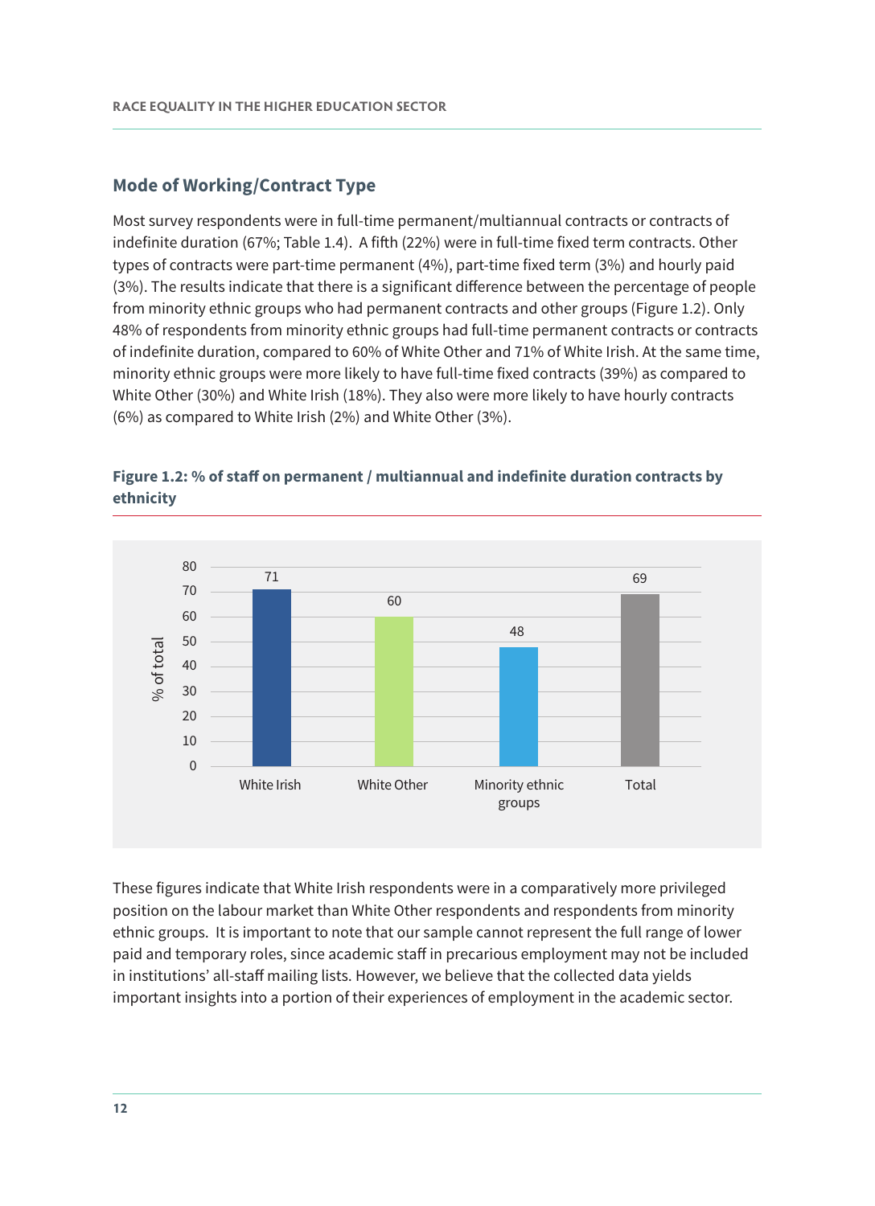## Mode of Working/Contract Type

Most survey respondents were in full-time permanent/multiannual contracts or contracts of indefinite duration (67%; Table 1.4). A fifth (22%) were in full-time fixed term contracts. Other types of contracts were part-time permanent (4%), part-time fixed term (3%) and hourly paid (3%). The results indicate that there is a significant difference between the percentage of people from minority ethnic groups who had permanent contracts and other groups (Figure 1.2). Only 48% of respondents from minority ethnic groups had full-time permanent contracts or contracts of indefinite duration, compared to 60% of White Other and 71% of White Irish. At the same time, minority ethnic groups were more likely to have full-time fixed contracts (39%) as compared to White Other (30%) and White Irish (18%). They also were more likely to have hourly contracts (6%) as compared to White Irish (2%) and White Other (3%).

**Figure 1.2: % of staff on permanent / multiannual and indefinite duration contracts by ethnicity**

| | % of total |
|---|---|
| White Irish | 71 |
| White Other | 60 |
| Minority ethnic groups | 48 |
| Total | 69 |

These figures indicate that White Irish respondents were in a comparatively more privileged position on the labour market than White Other respondents and respondents from minority ethnic groups. It is important to note that our sample cannot represent the full range of lower paid and temporary roles, since academic staff in precarious employment may not be included in institutions' all-staff mailing lists. However, we believe that the collected data yields important insights into a portion of their experiences of employment in the academic sector.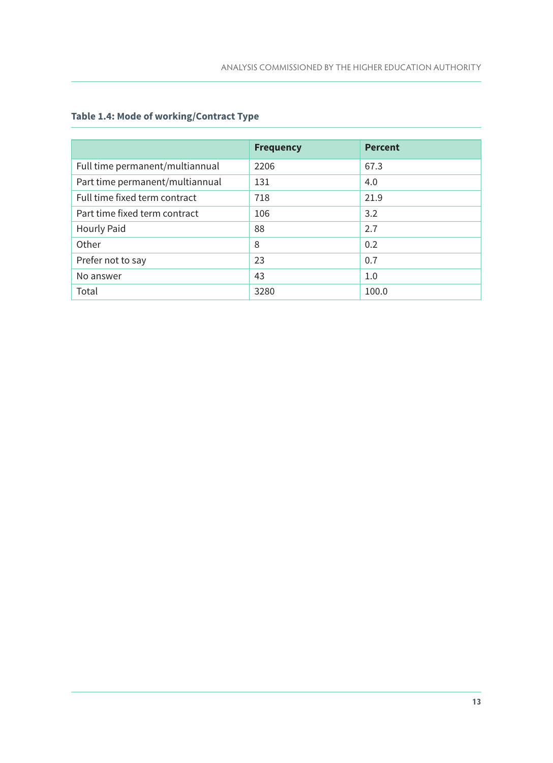**Table 1.4: Mode of working/Contract Type**

| | Frequency | Percent |
|---|---|---|
| Full time permanent/multiannual | 2206 | 67.3 |
| Part time permanent/multiannual | 131 | 4.0 |
| Full time fixed term contract | 718 | 21.9 |
| Part time fixed term contract | 106 | 3.2 |
| Hourly Paid | 88 | 2.7 |
| Other | 8 | 0.2 |
| Prefer not to say | 23 | 0.7 |
| No answer | 43 | 1.0 |
| Total | 3280 | 100.0 |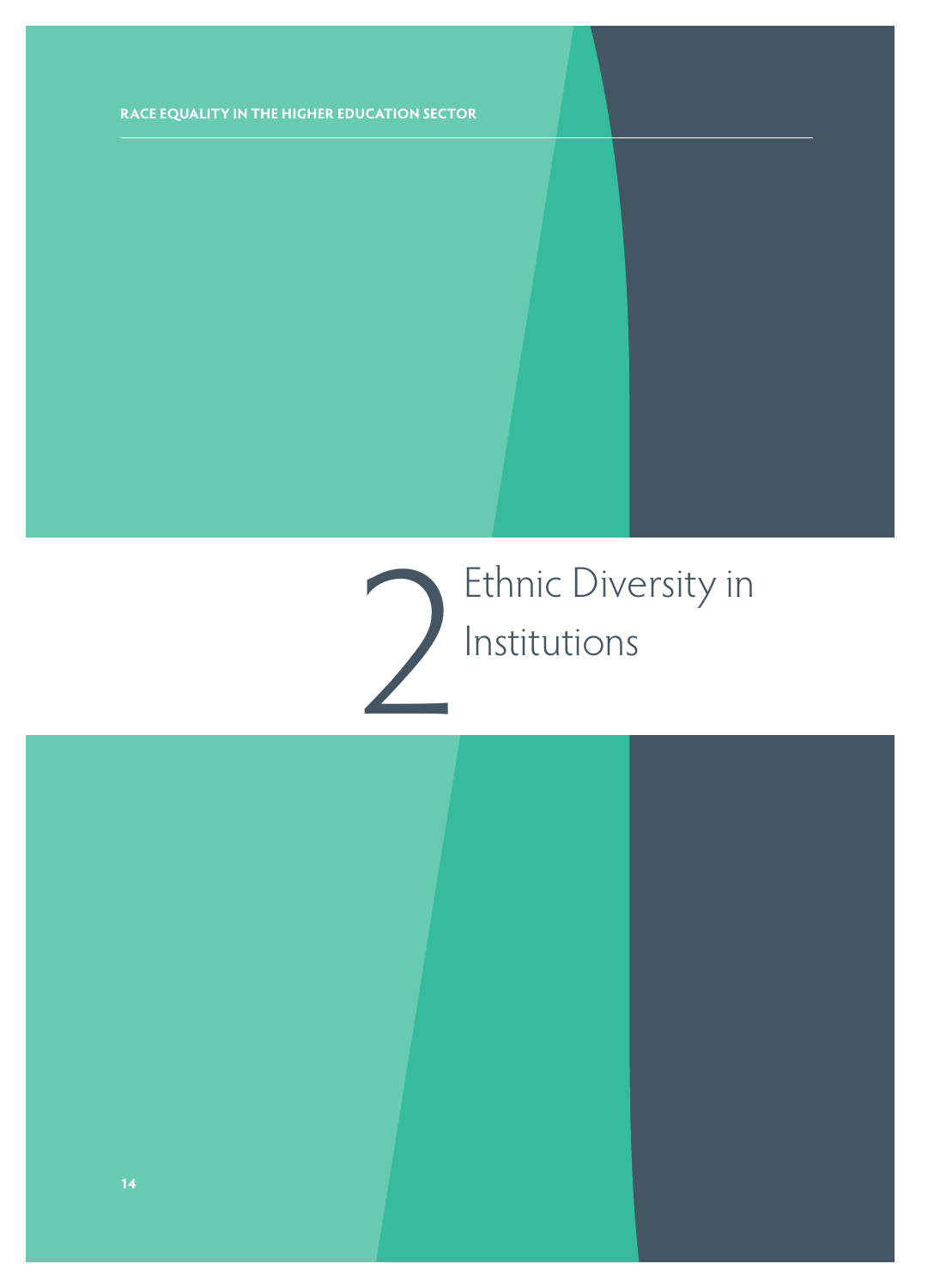# 2 Ethnic Diversity in Institutions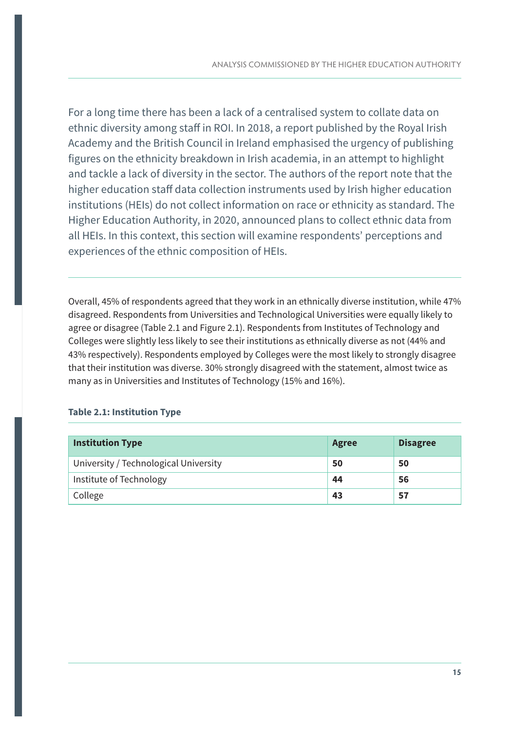For a long time there has been a lack of a centralised system to collate data on ethnic diversity among staff in ROI. In 2018, a report published by the Royal Irish Academy and the British Council in Ireland emphasised the urgency of publishing figures on the ethnicity breakdown in Irish academia, in an attempt to highlight and tackle a lack of diversity in the sector. The authors of the report note that the higher education staff data collection instruments used by Irish higher education institutions (HEIs) do not collect information on race or ethnicity as standard. The Higher Education Authority, in 2020, announced plans to collect ethnic data from all HEIs. In this context, this section will examine respondents' perceptions and experiences of the ethnic composition of HEIs.

Overall, 45% of respondents agreed that they work in an ethnically diverse institution, while 47% disagreed. Respondents from Universities and Technological Universities were equally likely to agree or disagree (Table 2.1 and Figure 2.1). Respondents from Institutes of Technology and Colleges were slightly less likely to see their institutions as ethnically diverse as not (44% and 43% respectively). Respondents employed by Colleges were the most likely to strongly disagree that their institution was diverse. 30% strongly disagreed with the statement, almost twice as many as in Universities and Institutes of Technology (15% and 16%).

**Table 2.1: Institution Type**

| Institution Type | Agree | Disagree |
|---|---|---|
| University / Technological University | **50** | **50** |
| Institute of Technology | **44** | **56** |
| College | **43** | **57** |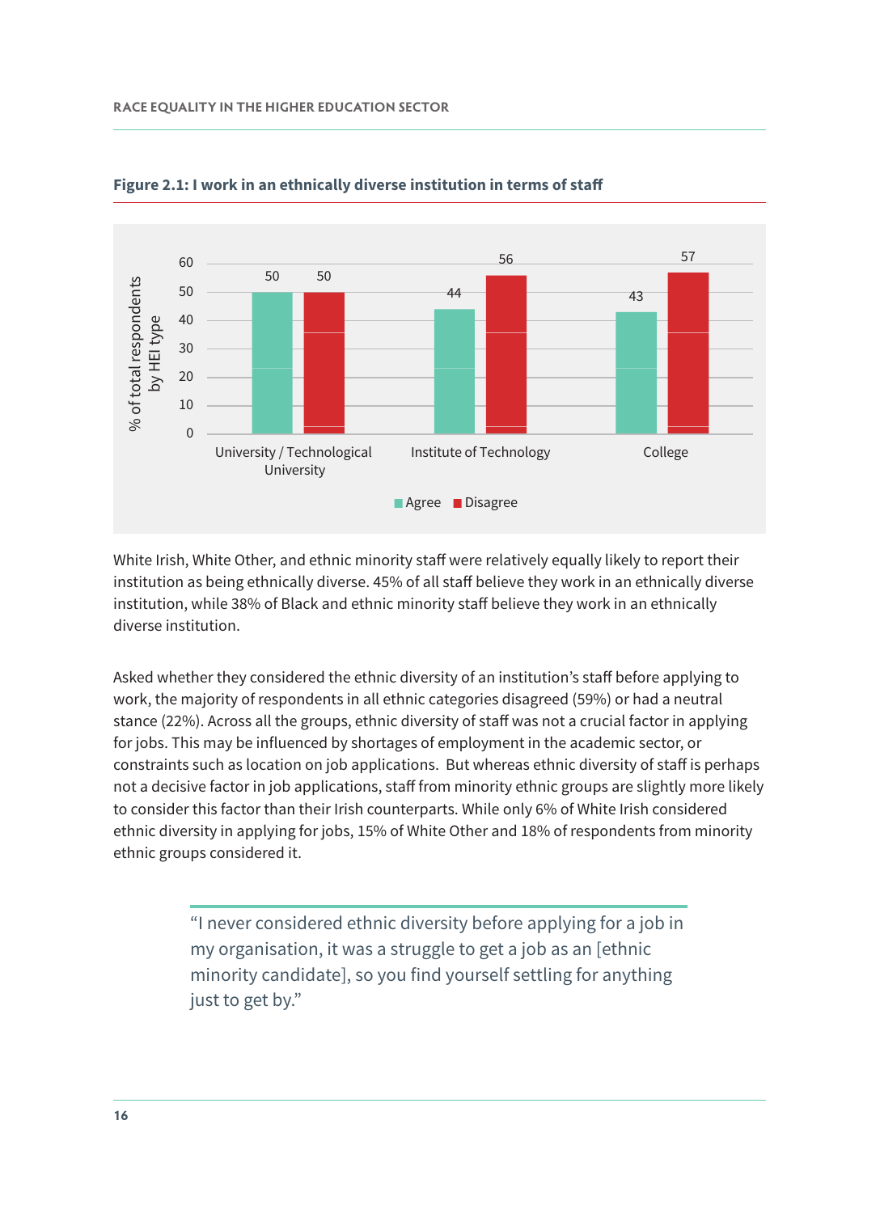**Figure 2.1: I work in an ethnically diverse institution in terms of staff**

| | Agree | Disagree |
|---|---|---|
| University / Technological University | 50 | 50 |
| Institute of Technology | 44 | 56 |
| College | 43 | 57 |

White Irish, White Other, and ethnic minority staff were relatively equally likely to report their institution as being ethnically diverse. 45% of all staff believe they work in an ethnically diverse institution, while 38% of Black and ethnic minority staff believe they work in an ethnically diverse institution.

Asked whether they considered the ethnic diversity of an institution's staff before applying to work, the majority of respondents in all ethnic categories disagreed (59%) or had a neutral stance (22%). Across all the groups, ethnic diversity of staff was not a crucial factor in applying for jobs. This may be influenced by shortages of employment in the academic sector, or constraints such as location on job applications. But whereas ethnic diversity of staff is perhaps not a decisive factor in job applications, staff from minority ethnic groups are slightly more likely to consider this factor than their Irish counterparts. While only 6% of White Irish considered ethnic diversity in applying for jobs, 15% of White Other and 18% of respondents from minority ethnic groups considered it.

> "I never considered ethnic diversity before applying for a job in my organisation, it was a struggle to get a job as an [ethnic minority candidate], so you find yourself settling for anything just to get by."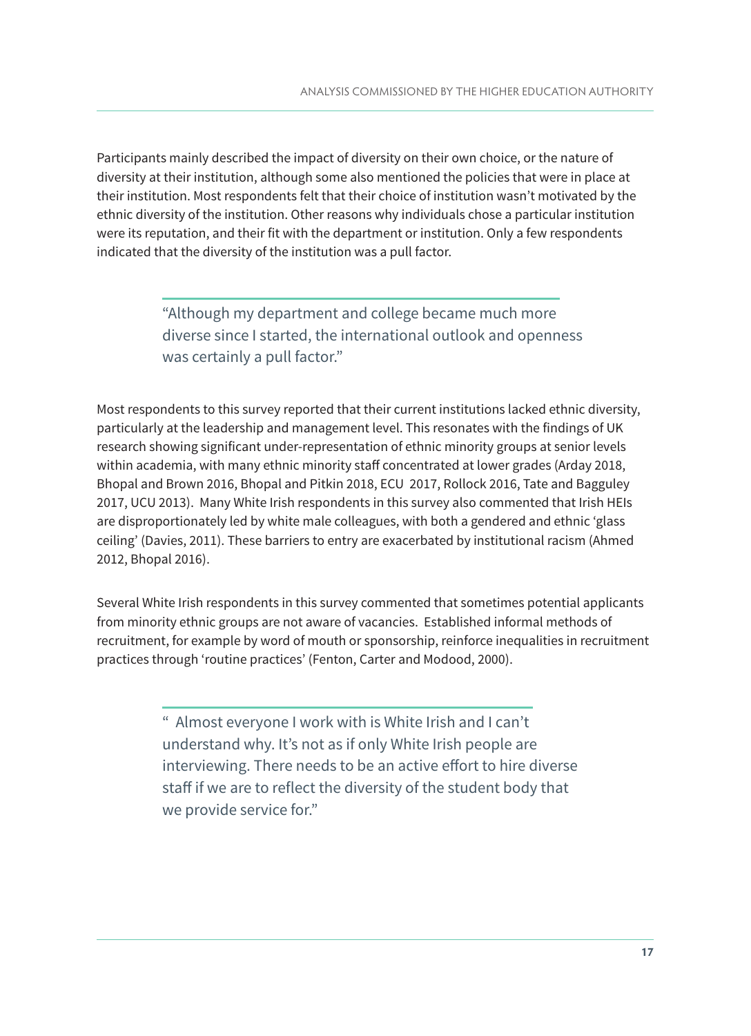Participants mainly described the impact of diversity on their own choice, or the nature of diversity at their institution, although some also mentioned the policies that were in place at their institution. Most respondents felt that their choice of institution wasn't motivated by the ethnic diversity of the institution. Other reasons why individuals chose a particular institution were its reputation, and their fit with the department or institution. Only a few respondents indicated that the diversity of the institution was a pull factor.

> "Although my department and college became much more diverse since I started, the international outlook and openness was certainly a pull factor."

Most respondents to this survey reported that their current institutions lacked ethnic diversity, particularly at the leadership and management level. This resonates with the findings of UK research showing significant under-representation of ethnic minority groups at senior levels within academia, with many ethnic minority staff concentrated at lower grades (Arday 2018, Bhopal and Brown 2016, Bhopal and Pitkin 2018, ECU 2017, Rollock 2016, Tate and Bagguley 2017, UCU 2013). Many White Irish respondents in this survey also commented that Irish HEIs are disproportionately led by white male colleagues, with both a gendered and ethnic 'glass ceiling' (Davies, 2011). These barriers to entry are exacerbated by institutional racism (Ahmed 2012, Bhopal 2016).

Several White Irish respondents in this survey commented that sometimes potential applicants from minority ethnic groups are not aware of vacancies. Established informal methods of recruitment, for example by word of mouth or sponsorship, reinforce inequalities in recruitment practices through 'routine practices' (Fenton, Carter and Modood, 2000).

> " Almost everyone I work with is White Irish and I can't understand why. It's not as if only White Irish people are interviewing. There needs to be an active effort to hire diverse staff if we are to reflect the diversity of the student body that we provide service for."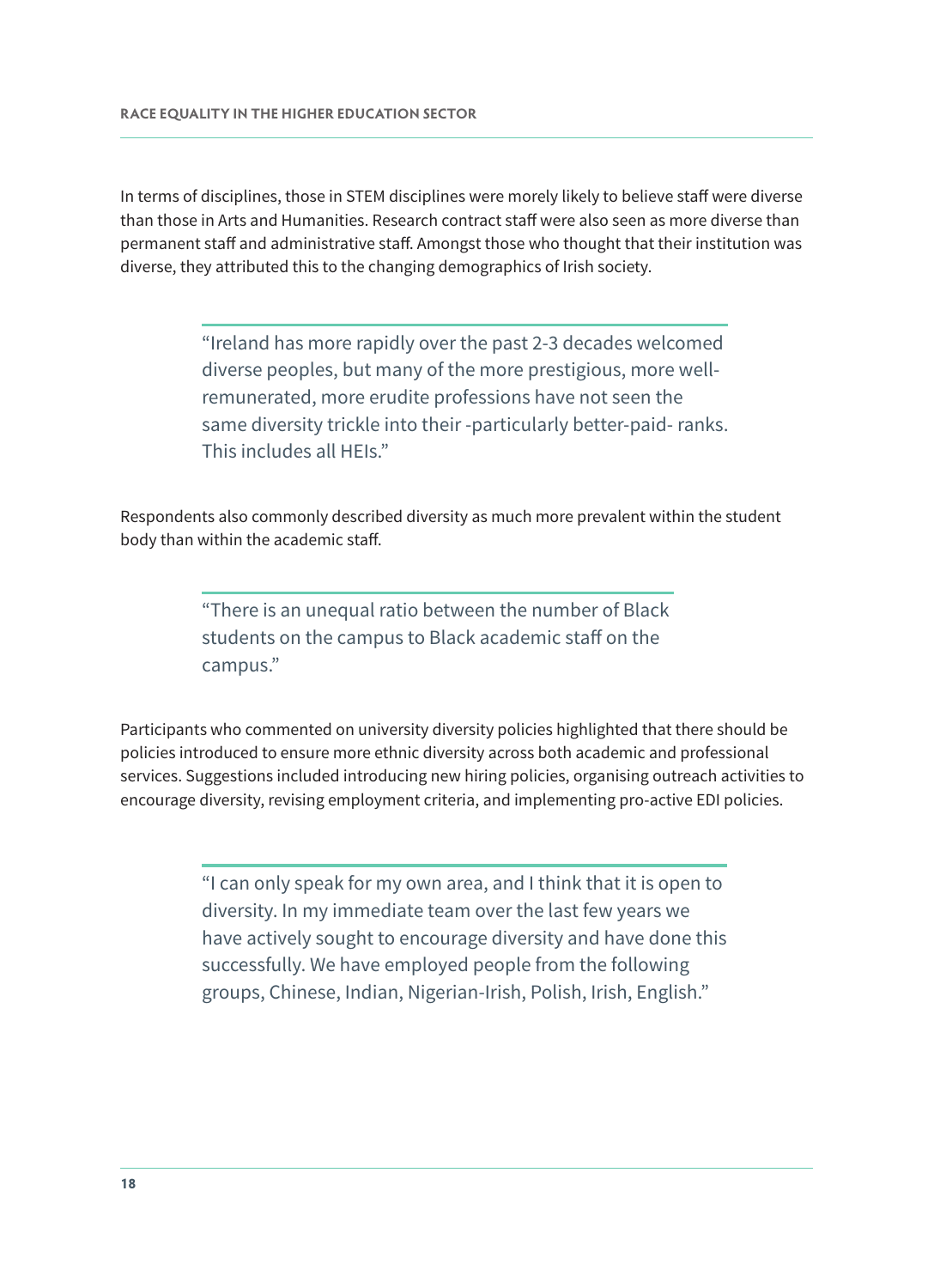In terms of disciplines, those in STEM disciplines were morely likely to believe staff were diverse than those in Arts and Humanities. Research contract staff were also seen as more diverse than permanent staff and administrative staff. Amongst those who thought that their institution was diverse, they attributed this to the changing demographics of Irish society.

> "Ireland has more rapidly over the past 2-3 decades welcomed diverse peoples, but many of the more prestigious, more well-remunerated, more erudite professions have not seen the same diversity trickle into their -particularly better-paid- ranks. This includes all HEIs."

Respondents also commonly described diversity as much more prevalent within the student body than within the academic staff.

> "There is an unequal ratio between the number of Black students on the campus to Black academic staff on the campus."

Participants who commented on university diversity policies highlighted that there should be policies introduced to ensure more ethnic diversity across both academic and professional services. Suggestions included introducing new hiring policies, organising outreach activities to encourage diversity, revising employment criteria, and implementing pro-active EDI policies.

> "I can only speak for my own area, and I think that it is open to diversity. In my immediate team over the last few years we have actively sought to encourage diversity and have done this successfully. We have employed people from the following groups, Chinese, Indian, Nigerian-Irish, Polish, Irish, English."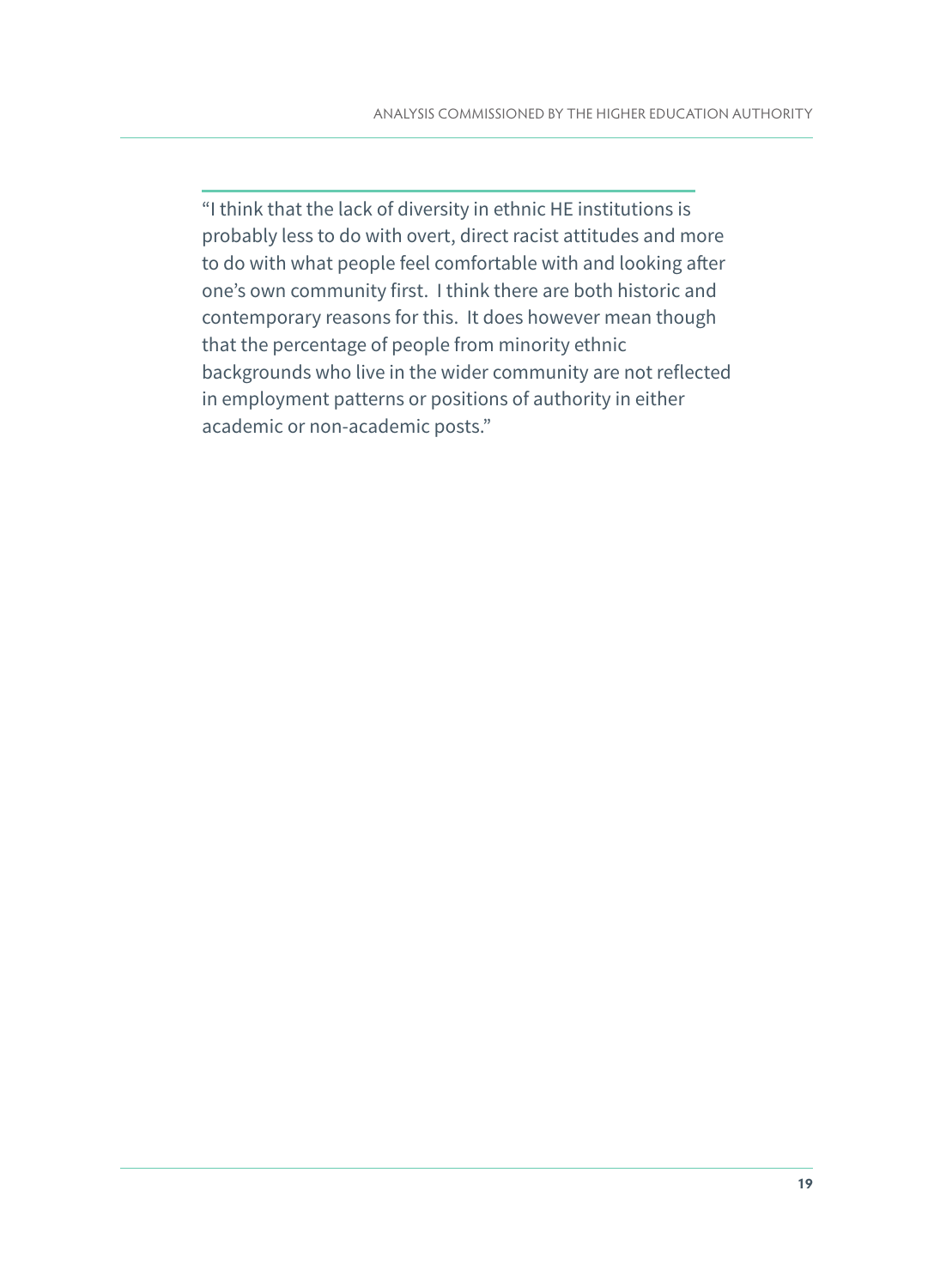"I think that the lack of diversity in ethnic HE institutions is probably less to do with overt, direct racist attitudes and more to do with what people feel comfortable with and looking after one's own community first.  I think there are both historic and contemporary reasons for this.  It does however mean though that the percentage of people from minority ethnic backgrounds who live in the wider community are not reflected in employment patterns or positions of authority in either academic or non-academic posts."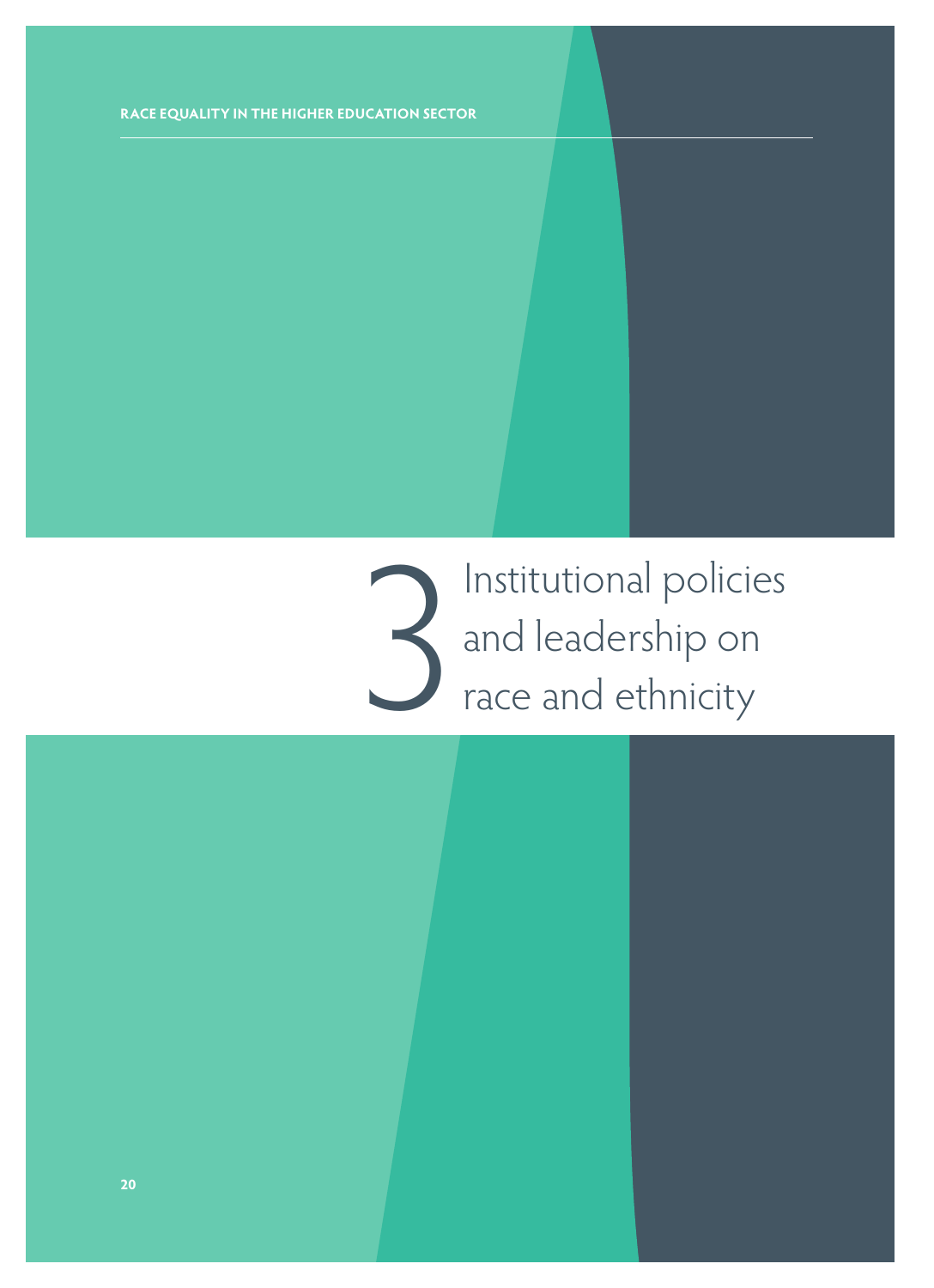# 3 Institutional policies and leadership on race and ethnicity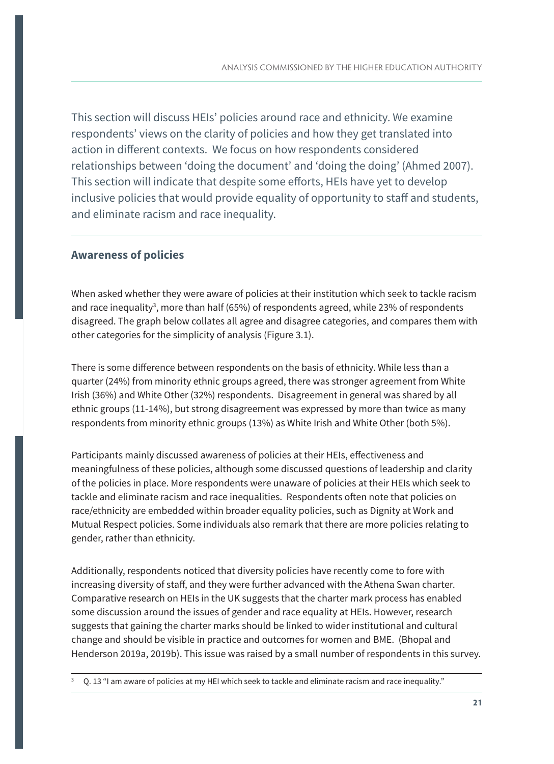This section will discuss HEIs' policies around race and ethnicity. We examine respondents' views on the clarity of policies and how they get translated into action in different contexts. We focus on how respondents considered relationships between 'doing the document' and 'doing the doing' (Ahmed 2007). This section will indicate that despite some efforts, HEIs have yet to develop inclusive policies that would provide equality of opportunity to staff and students, and eliminate racism and race inequality.

## Awareness of policies

When asked whether they were aware of policies at their institution which seek to tackle racism and race inequality[3], more than half (65%) of respondents agreed, while 23% of respondents disagreed. The graph below collates all agree and disagree categories, and compares them with other categories for the simplicity of analysis (Figure 3.1).

There is some difference between respondents on the basis of ethnicity. While less than a quarter (24%) from minority ethnic groups agreed, there was stronger agreement from White Irish (36%) and White Other (32%) respondents. Disagreement in general was shared by all ethnic groups (11-14%), but strong disagreement was expressed by more than twice as many respondents from minority ethnic groups (13%) as White Irish and White Other (both 5%).

Participants mainly discussed awareness of policies at their HEIs, effectiveness and meaningfulness of these policies, although some discussed questions of leadership and clarity of the policies in place. More respondents were unaware of policies at their HEIs which seek to tackle and eliminate racism and race inequalities. Respondents often note that policies on race/ethnicity are embedded within broader equality policies, such as Dignity at Work and Mutual Respect policies. Some individuals also remark that there are more policies relating to gender, rather than ethnicity.

Additionally, respondents noticed that diversity policies have recently come to fore with increasing diversity of staff, and they were further advanced with the Athena Swan charter. Comparative research on HEIs in the UK suggests that the charter mark process has enabled some discussion around the issues of gender and race equality at HEIs. However, research suggests that gaining the charter marks should be linked to wider institutional and cultural change and should be visible in practice and outcomes for women and BME. (Bhopal and Henderson 2019a, 2019b). This issue was raised by a small number of respondents in this survey.

---

[3] Q. 13 "I am aware of policies at my HEI which seek to tackle and eliminate racism and race inequality."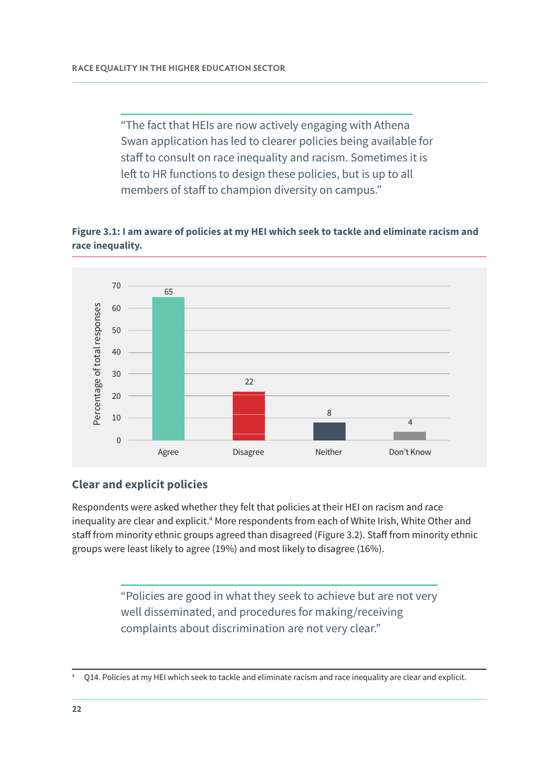> "The fact that HEIs are now actively engaging with Athena Swan application has led to clearer policies being available for staff to consult on race inequality and racism. Sometimes it is left to HR functions to design these policies, but is up to all members of staff to champion diversity on campus."

**Figure 3.1: I am aware of policies at my HEI which seek to tackle and eliminate racism and race inequality.**

| Response | Percentage of total responses |
|---|---|
| Agree | 65 |
| Disagree | 22 |
| Neither | 8 |
| Don't Know | 4 |

## Clear and explicit policies

Respondents were asked whether they felt that policies at their HEI on racism and race inequality are clear and explicit.[4] More respondents from each of White Irish, White Other and staff from minority ethnic groups agreed than disagreed (Figure 3.2). Staff from minority ethnic groups were least likely to agree (19%) and most likely to disagree (16%).

> "Policies are good in what they seek to achieve but are not very well disseminated, and procedures for making/receiving complaints about discrimination are not very clear."

[4] Q14. Policies at my HEI which seek to tackle and eliminate racism and race inequality are clear and explicit.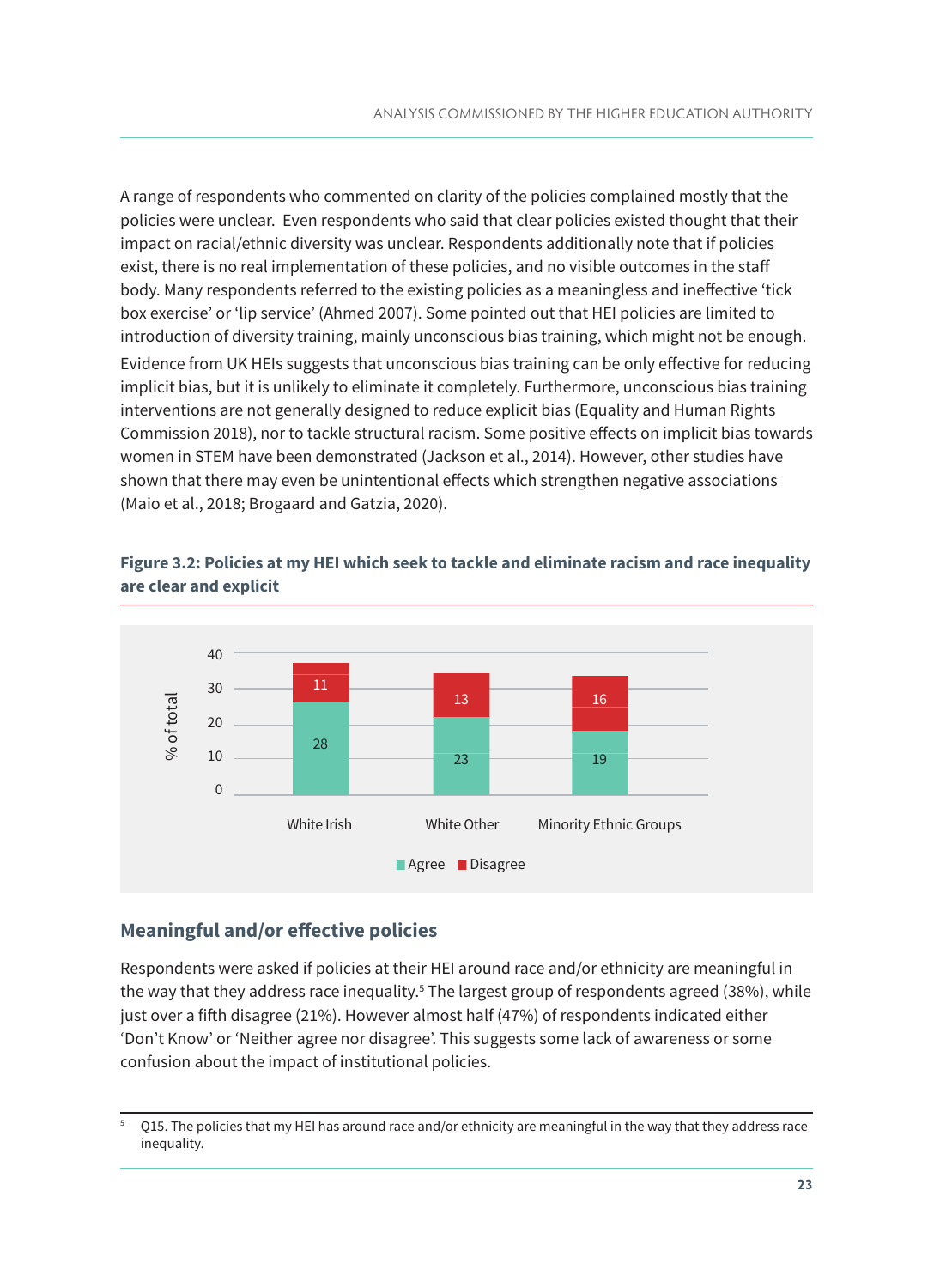A range of respondents who commented on clarity of the policies complained mostly that the policies were unclear.  Even respondents who said that clear policies existed thought that their impact on racial/ethnic diversity was unclear. Respondents additionally note that if policies exist, there is no real implementation of these policies, and no visible outcomes in the staff body. Many respondents referred to the existing policies as a meaningless and ineffective 'tick box exercise' or 'lip service' (Ahmed 2007). Some pointed out that HEI policies are limited to introduction of diversity training, mainly unconscious bias training, which might not be enough. Evidence from UK HEIs suggests that unconscious bias training can be only effective for reducing implicit bias, but it is unlikely to eliminate it completely. Furthermore, unconscious bias training interventions are not generally designed to reduce explicit bias (Equality and Human Rights Commission 2018), nor to tackle structural racism. Some positive effects on implicit bias towards women in STEM have been demonstrated (Jackson et al., 2014). However, other studies have shown that there may even be unintentional effects which strengthen negative associations (Maio et al., 2018; Brogaard and Gatzia, 2020).

**Figure 3.2: Policies at my HEI which seek to tackle and eliminate racism and race inequality are clear and explicit**

| % of total | Agree | Disagree |
|---|---|---|
| White Irish | 28 | 11 |
| White Other | 23 | 13 |
| Minority Ethnic Groups | 19 | 16 |

## Meaningful and/or effective policies

Respondents were asked if policies at their HEI around race and/or ethnicity are meaningful in the way that they address race inequality.[5] The largest group of respondents agreed (38%), while just over a fifth disagree (21%). However almost half (47%) of respondents indicated either 'Don't Know' or 'Neither agree nor disagree'. This suggests some lack of awareness or some confusion about the impact of institutional policies.

[5] Q15. The policies that my HEI has around race and/or ethnicity are meaningful in the way that they address race inequality.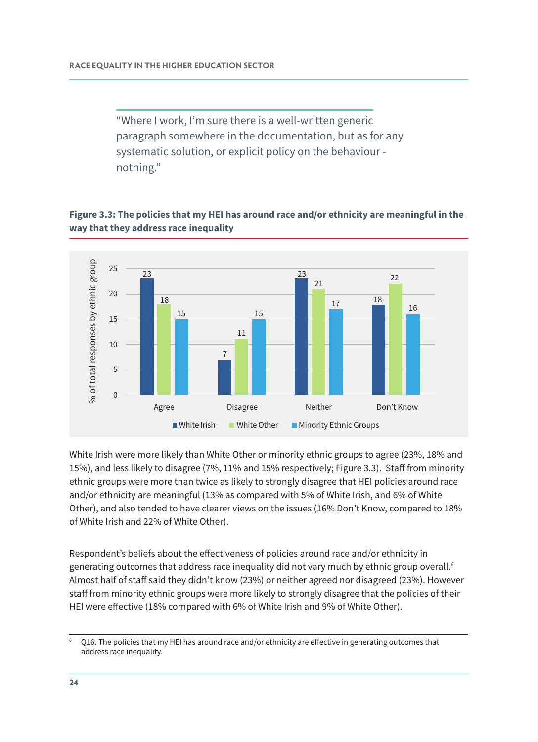> "Where I work, I'm sure there is a well-written generic paragraph somewhere in the documentation, but as for any systematic solution, or explicit policy on the behaviour - nothing."

**Figure 3.3: The policies that my HEI has around race and/or ethnicity are meaningful in the way that they address race inequality**

| % of total responses by ethnic group | White Irish | White Other | Minority Ethnic Groups |
|---|---|---|---|
| Agree | 23 | 18 | 15 |
| Disagree | 7 | 11 | 15 |
| Neither | 23 | 21 | 17 |
| Don't Know | 18 | 22 | 16 |

White Irish were more likely than White Other or minority ethnic groups to agree (23%, 18% and 15%), and less likely to disagree (7%, 11% and 15% respectively; Figure 3.3). Staff from minority ethnic groups were more than twice as likely to strongly disagree that HEI policies around race and/or ethnicity are meaningful (13% as compared with 5% of White Irish, and 6% of White Other), and also tended to have clearer views on the issues (16% Don't Know, compared to 18% of White Irish and 22% of White Other).

Respondent's beliefs about the effectiveness of policies around race and/or ethnicity in generating outcomes that address race inequality did not vary much by ethnic group overall.[6] Almost half of staff said they didn't know (23%) or neither agreed nor disagreed (23%). However staff from minority ethnic groups were more likely to strongly disagree that the policies of their HEI were effective (18% compared with 6% of White Irish and 9% of White Other).

[6] Q16. The policies that my HEI has around race and/or ethnicity are effective in generating outcomes that address race inequality.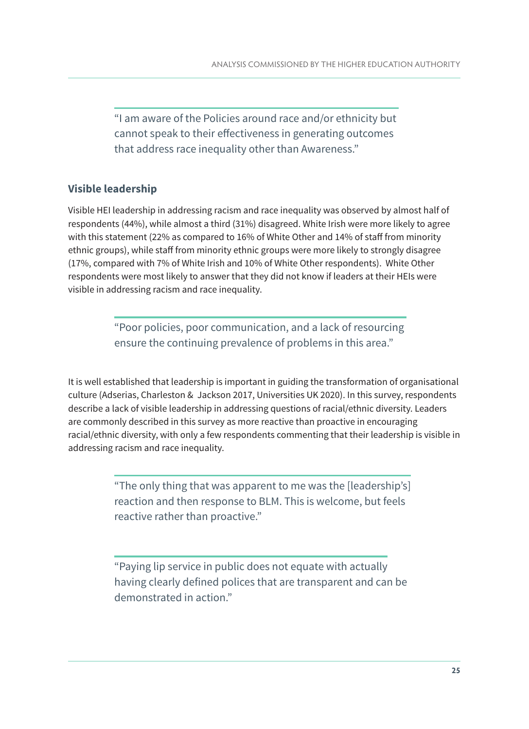> "I am aware of the Policies around race and/or ethnicity but cannot speak to their effectiveness in generating outcomes that address race inequality other than Awareness."

### Visible leadership

Visible HEI leadership in addressing racism and race inequality was observed by almost half of respondents (44%), while almost a third (31%) disagreed. White Irish were more likely to agree with this statement (22% as compared to 16% of White Other and 14% of staff from minority ethnic groups), while staff from minority ethnic groups were more likely to strongly disagree (17%, compared with 7% of White Irish and 10% of White Other respondents). White Other respondents were most likely to answer that they did not know if leaders at their HEIs were visible in addressing racism and race inequality.

> "Poor policies, poor communication, and a lack of resourcing ensure the continuing prevalence of problems in this area."

It is well established that leadership is important in guiding the transformation of organisational culture (Adserias, Charleston & Jackson 2017, Universities UK 2020). In this survey, respondents describe a lack of visible leadership in addressing questions of racial/ethnic diversity. Leaders are commonly described in this survey as more reactive than proactive in encouraging racial/ethnic diversity, with only a few respondents commenting that their leadership is visible in addressing racism and race inequality.

> "The only thing that was apparent to me was the [leadership's] reaction and then response to BLM. This is welcome, but feels reactive rather than proactive."

> "Paying lip service in public does not equate with actually having clearly defined polices that are transparent and can be demonstrated in action."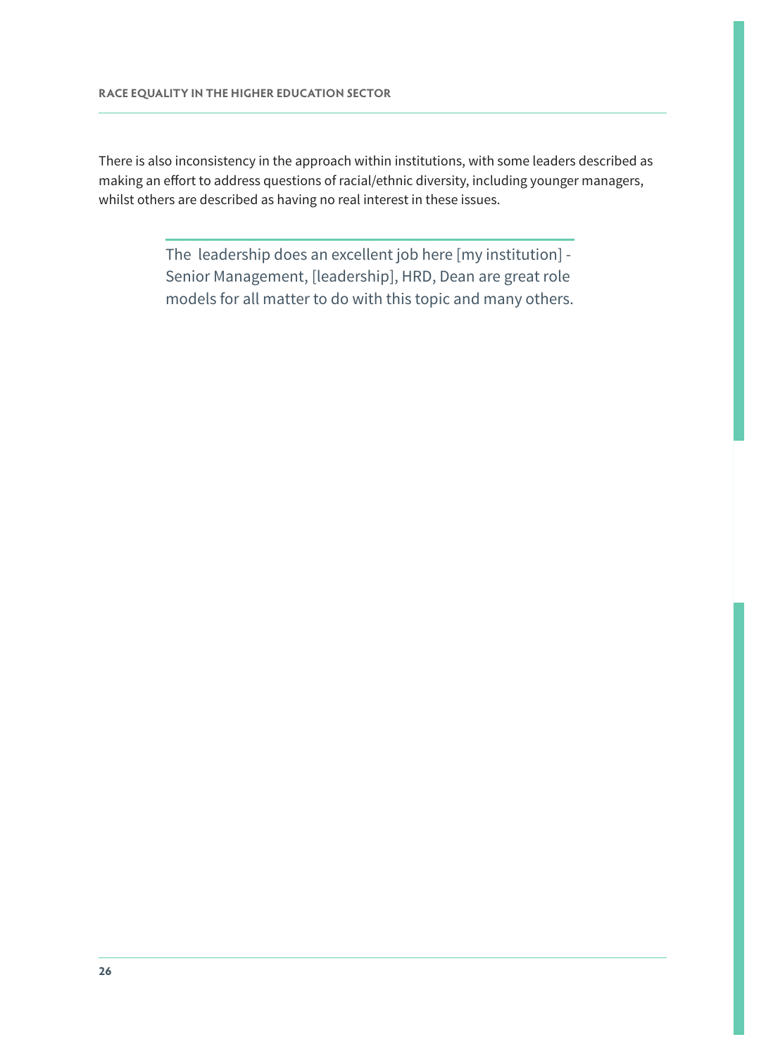There is also inconsistency in the approach within institutions, with some leaders described as making an effort to address questions of racial/ethnic diversity, including younger managers, whilst others are described as having no real interest in these issues.

> The leadership does an excellent job here [my institution] - Senior Management, [leadership], HRD, Dean are great role models for all matter to do with this topic and many others.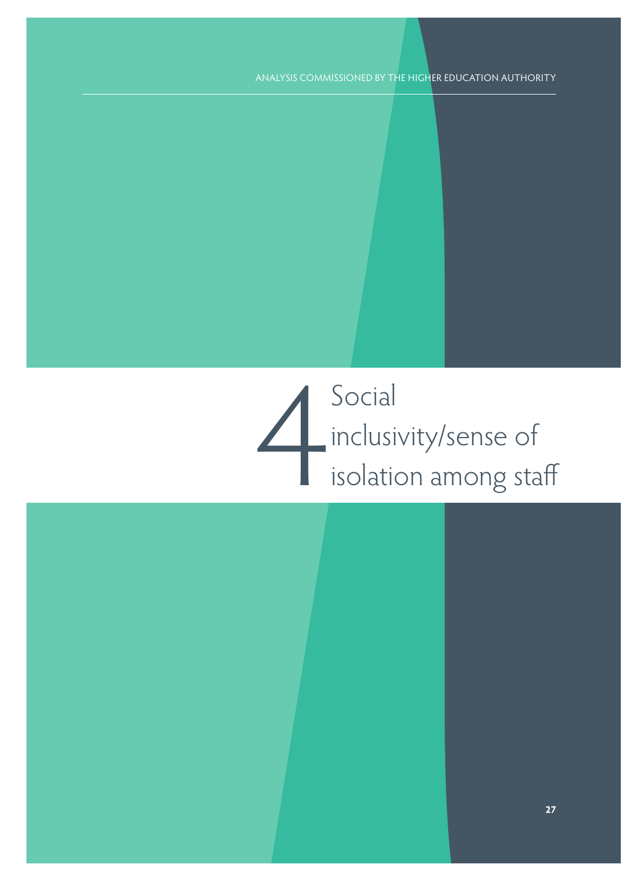# 4 Social inclusivity/sense of isolation among staff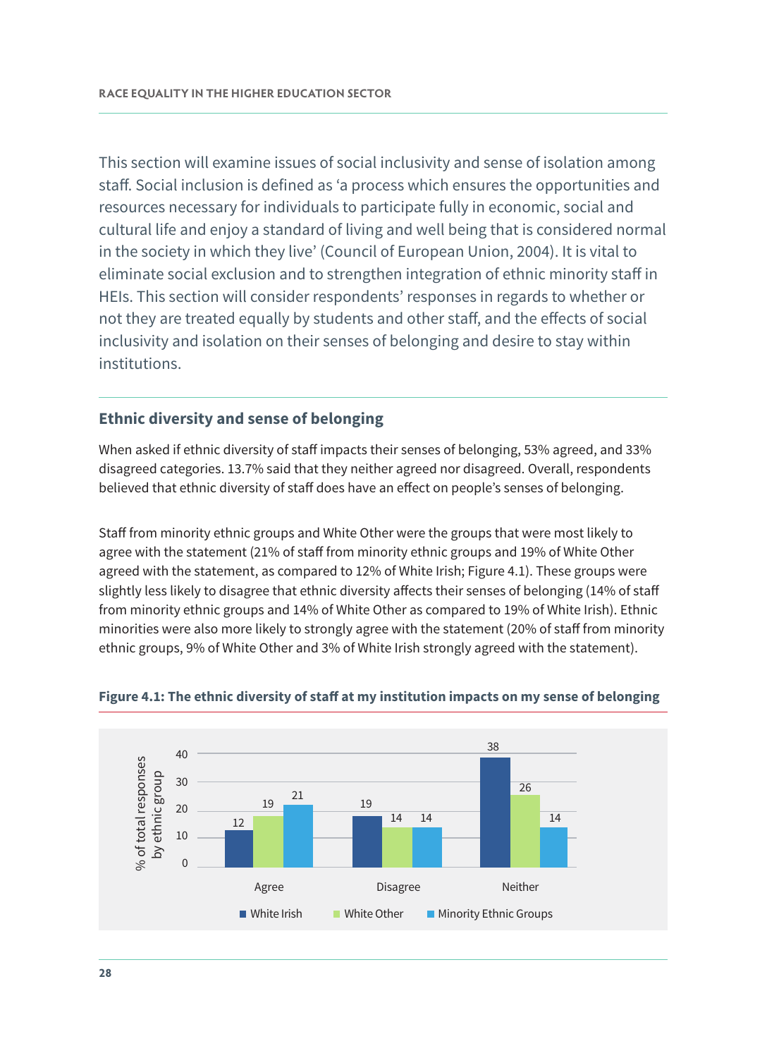This section will examine issues of social inclusivity and sense of isolation among staff. Social inclusion is defined as 'a process which ensures the opportunities and resources necessary for individuals to participate fully in economic, social and cultural life and enjoy a standard of living and well being that is considered normal in the society in which they live' (Council of European Union, 2004). It is vital to eliminate social exclusion and to strengthen integration of ethnic minority staff in HEIs. This section will consider respondents' responses in regards to whether or not they are treated equally by students and other staff, and the effects of social inclusivity and isolation on their senses of belonging and desire to stay within institutions.

## Ethnic diversity and sense of belonging

When asked if ethnic diversity of staff impacts their senses of belonging, 53% agreed, and 33% disagreed categories. 13.7% said that they neither agreed nor disagreed. Overall, respondents believed that ethnic diversity of staff does have an effect on people's senses of belonging.

Staff from minority ethnic groups and White Other were the groups that were most likely to agree with the statement (21% of staff from minority ethnic groups and 19% of White Other agreed with the statement, as compared to 12% of White Irish; Figure 4.1). These groups were slightly less likely to disagree that ethnic diversity affects their senses of belonging (14% of staff from minority ethnic groups and 14% of White Other as compared to 19% of White Irish). Ethnic minorities were also more likely to strongly agree with the statement (20% of staff from minority ethnic groups, 9% of White Other and 3% of White Irish strongly agreed with the statement).

**Figure 4.1: The ethnic diversity of staff at my institution impacts on my sense of belonging**

| % of total responses by ethnic group | White Irish | White Other | Minority Ethnic Groups |
|---|---|---|---|
| Agree | 12 | 19 | 21 |
| Disagree | 19 | 14 | 14 |
| Neither | 38 | 26 | 14 |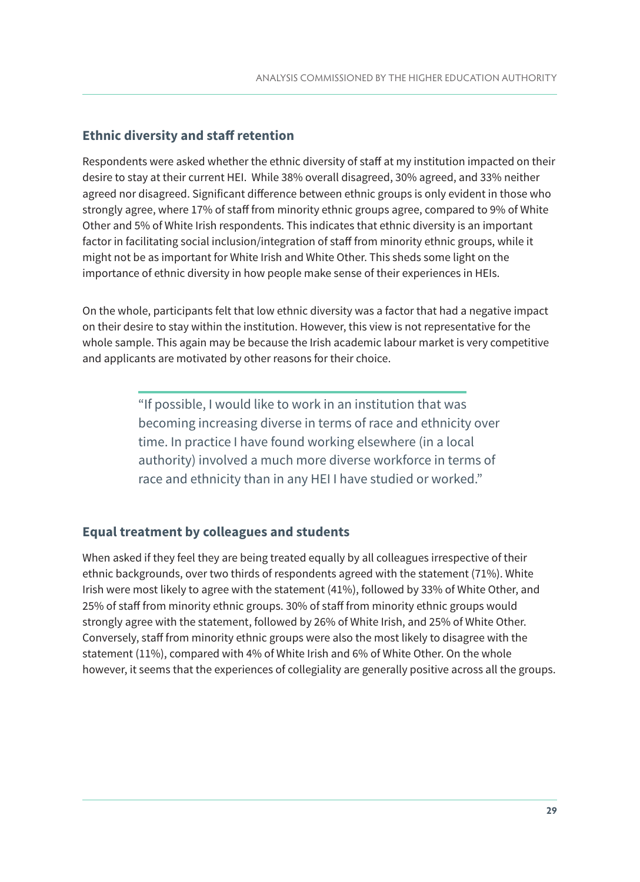## Ethnic diversity and staff retention

Respondents were asked whether the ethnic diversity of staff at my institution impacted on their desire to stay at their current HEI.  While 38% overall disagreed, 30% agreed, and 33% neither agreed nor disagreed. Significant difference between ethnic groups is only evident in those who strongly agree, where 17% of staff from minority ethnic groups agree, compared to 9% of White Other and 5% of White Irish respondents. This indicates that ethnic diversity is an important factor in facilitating social inclusion/integration of staff from minority ethnic groups, while it might not be as important for White Irish and White Other. This sheds some light on the importance of ethnic diversity in how people make sense of their experiences in HEIs.

On the whole, participants felt that low ethnic diversity was a factor that had a negative impact on their desire to stay within the institution. However, this view is not representative for the whole sample. This again may be because the Irish academic labour market is very competitive and applicants are motivated by other reasons for their choice.

> "If possible, I would like to work in an institution that was becoming increasing diverse in terms of race and ethnicity over time. In practice I have found working elsewhere (in a local authority) involved a much more diverse workforce in terms of race and ethnicity than in any HEI I have studied or worked."

## Equal treatment by colleagues and students

When asked if they feel they are being treated equally by all colleagues irrespective of their ethnic backgrounds, over two thirds of respondents agreed with the statement (71%). White Irish were most likely to agree with the statement (41%), followed by 33% of White Other, and 25% of staff from minority ethnic groups. 30% of staff from minority ethnic groups would strongly agree with the statement, followed by 26% of White Irish, and 25% of White Other. Conversely, staff from minority ethnic groups were also the most likely to disagree with the statement (11%), compared with 4% of White Irish and 6% of White Other. On the whole however, it seems that the experiences of collegiality are generally positive across all the groups.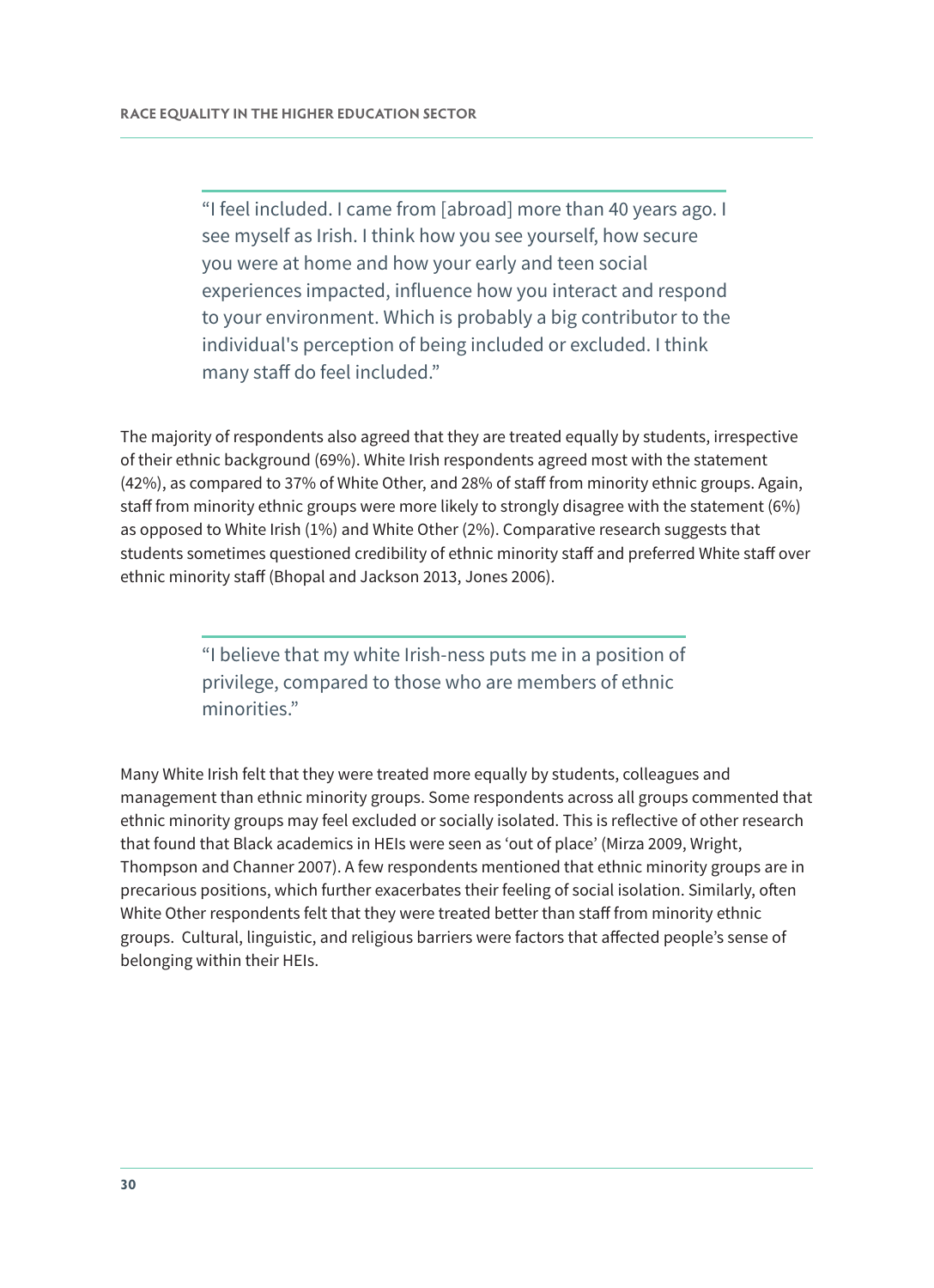> "I feel included. I came from [abroad] more than 40 years ago. I see myself as Irish. I think how you see yourself, how secure you were at home and how your early and teen social experiences impacted, influence how you interact and respond to your environment. Which is probably a big contributor to the individual's perception of being included or excluded. I think many staff do feel included."

The majority of respondents also agreed that they are treated equally by students, irrespective of their ethnic background (69%). White Irish respondents agreed most with the statement (42%), as compared to 37% of White Other, and 28% of staff from minority ethnic groups. Again, staff from minority ethnic groups were more likely to strongly disagree with the statement (6%) as opposed to White Irish (1%) and White Other (2%). Comparative research suggests that students sometimes questioned credibility of ethnic minority staff and preferred White staff over ethnic minority staff (Bhopal and Jackson 2013, Jones 2006).

> "I believe that my white Irish-ness puts me in a position of privilege, compared to those who are members of ethnic minorities."

Many White Irish felt that they were treated more equally by students, colleagues and management than ethnic minority groups. Some respondents across all groups commented that ethnic minority groups may feel excluded or socially isolated. This is reflective of other research that found that Black academics in HEIs were seen as 'out of place' (Mirza 2009, Wright, Thompson and Channer 2007). A few respondents mentioned that ethnic minority groups are in precarious positions, which further exacerbates their feeling of social isolation. Similarly, often White Other respondents felt that they were treated better than staff from minority ethnic groups. Cultural, linguistic, and religious barriers were factors that affected people's sense of belonging within their HEIs.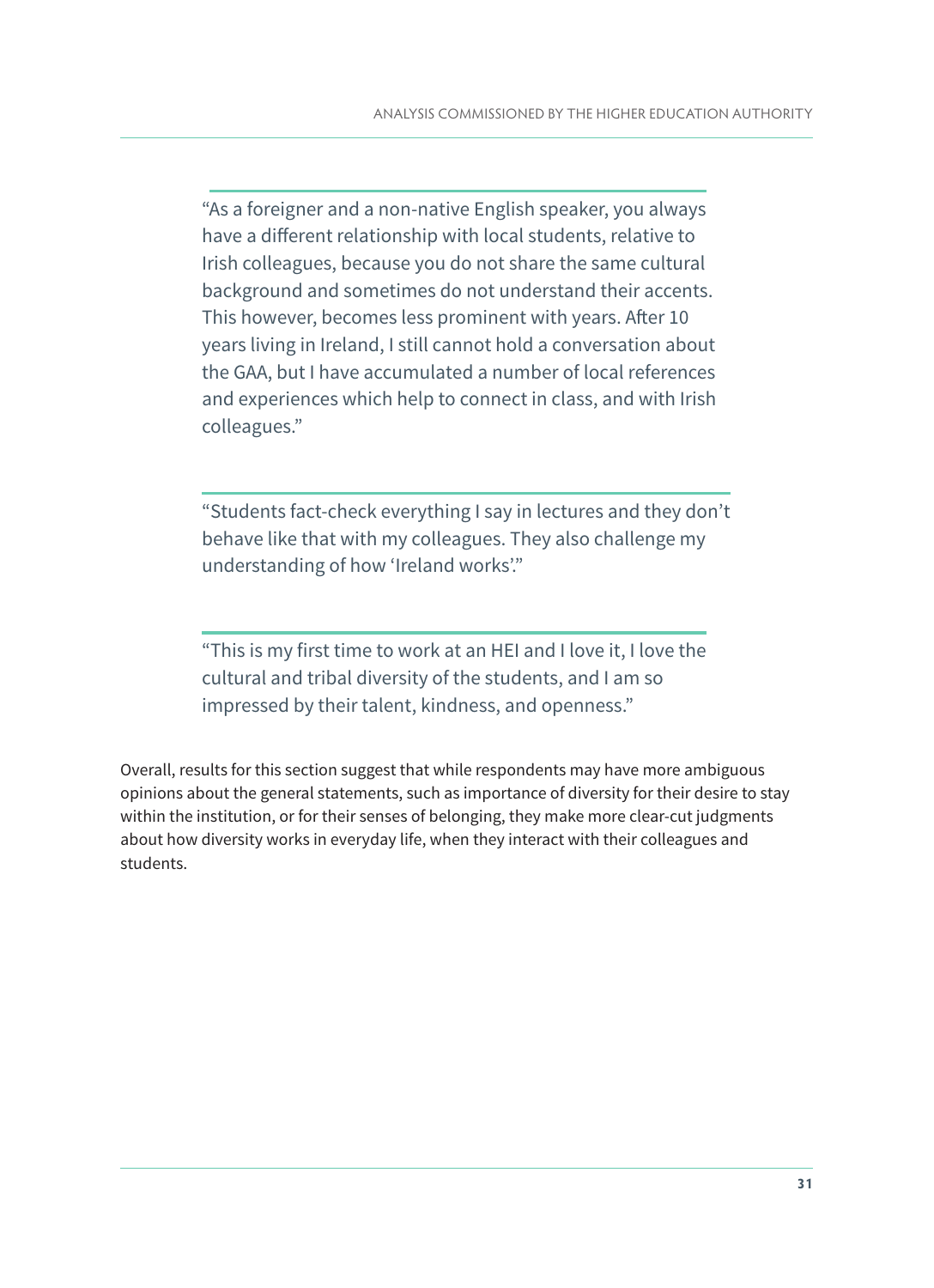> “As a foreigner and a non-native English speaker, you always have a different relationship with local students, relative to Irish colleagues, because you do not share the same cultural background and sometimes do not understand their accents. This however, becomes less prominent with years. After 10 years living in Ireland, I still cannot hold a conversation about the GAA, but I have accumulated a number of local references and experiences which help to connect in class, and with Irish colleagues.”

> “Students fact-check everything I say in lectures and they don’t behave like that with my colleagues. They also challenge my understanding of how ‘Ireland works’.”

> “This is my first time to work at an HEI and I love it, I love the cultural and tribal diversity of the students, and I am so impressed by their talent, kindness, and openness.”

Overall, results for this section suggest that while respondents may have more ambiguous opinions about the general statements, such as importance of diversity for their desire to stay within the institution, or for their senses of belonging, they make more clear-cut judgments about how diversity works in everyday life, when they interact with their colleagues and students.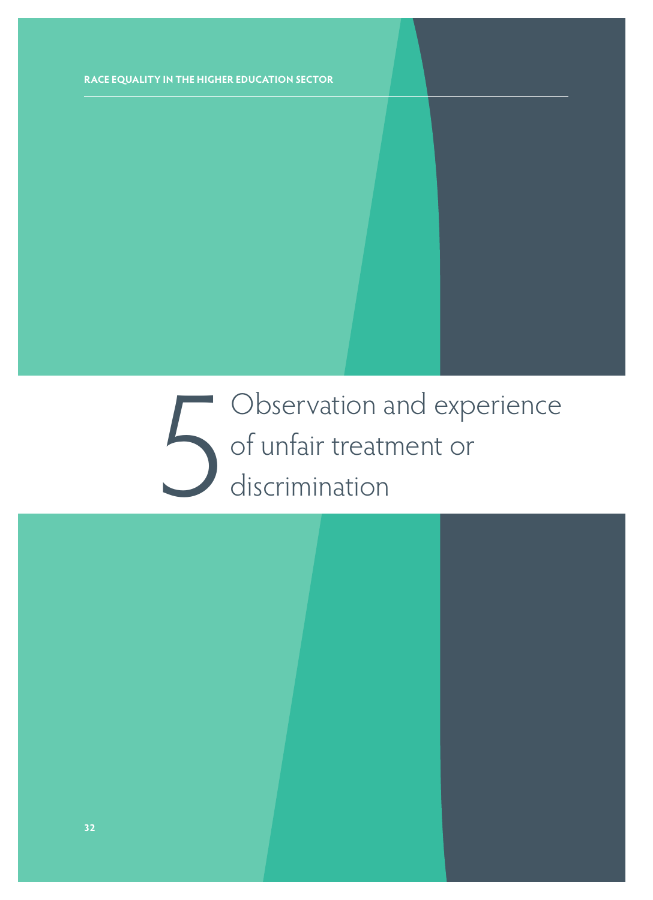# 5 Observation and experience of unfair treatment or discrimination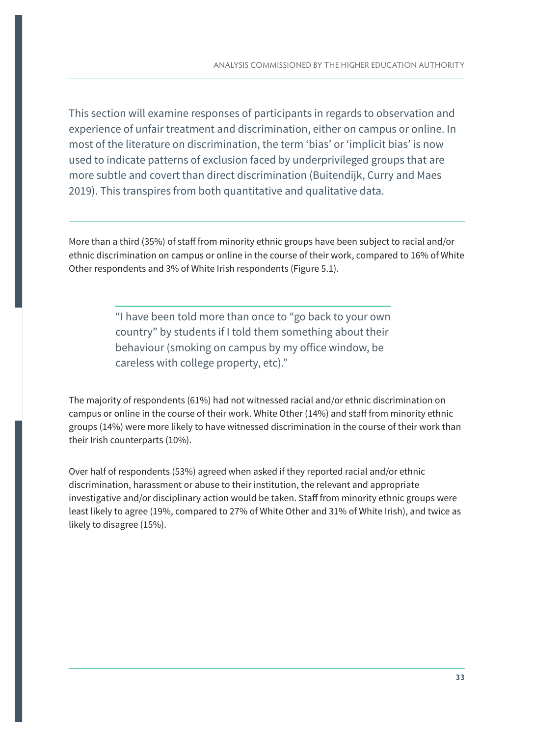This section will examine responses of participants in regards to observation and experience of unfair treatment and discrimination, either on campus or online. In most of the literature on discrimination, the term 'bias' or 'implicit bias' is now used to indicate patterns of exclusion faced by underprivileged groups that are more subtle and covert than direct discrimination (Buitendijk, Curry and Maes 2019). This transpires from both quantitative and qualitative data.

---

More than a third (35%) of staff from minority ethnic groups have been subject to racial and/or ethnic discrimination on campus or online in the course of their work, compared to 16% of White Other respondents and 3% of White Irish respondents (Figure 5.1).

> "I have been told more than once to "go back to your own country" by students if I told them something about their behaviour (smoking on campus by my office window, be careless with college property, etc)."

The majority of respondents (61%) had not witnessed racial and/or ethnic discrimination on campus or online in the course of their work. White Other (14%) and staff from minority ethnic groups (14%) were more likely to have witnessed discrimination in the course of their work than their Irish counterparts (10%).

Over half of respondents (53%) agreed when asked if they reported racial and/or ethnic discrimination, harassment or abuse to their institution, the relevant and appropriate investigative and/or disciplinary action would be taken. Staff from minority ethnic groups were least likely to agree (19%, compared to 27% of White Other and 31% of White Irish), and twice as likely to disagree (15%).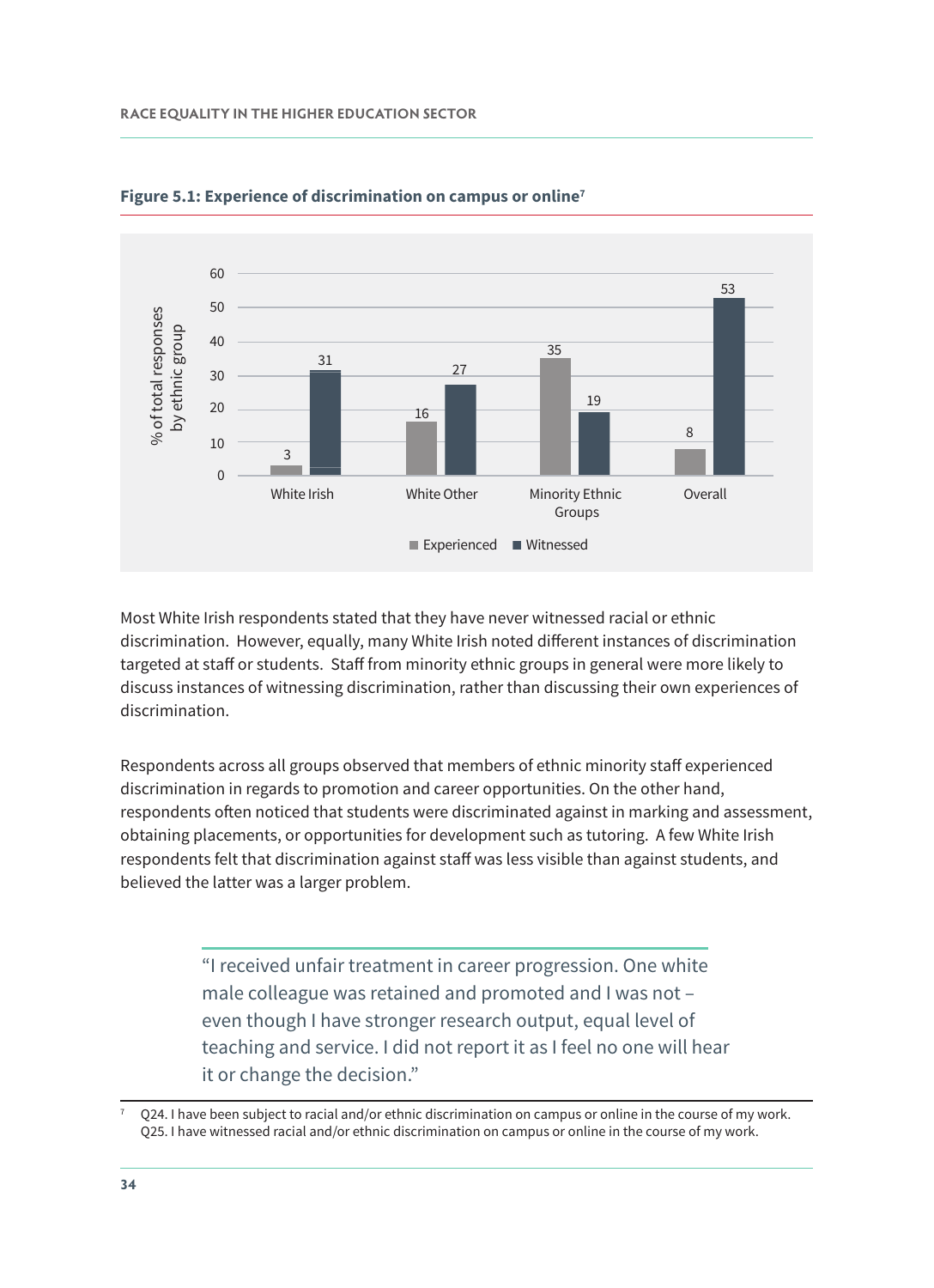**Figure 5.1: Experience of discrimination on campus or online**[7]

| | Experienced | Witnessed |
|---|---|---|
| White Irish | 3 | 31 |
| White Other | 16 | 27 |
| Minority Ethnic Groups | 35 | 19 |
| Overall | 8 | 53 |

(% of total responses by ethnic group)

Most White Irish respondents stated that they have never witnessed racial or ethnic discrimination. However, equally, many White Irish noted different instances of discrimination targeted at staff or students. Staff from minority ethnic groups in general were more likely to discuss instances of witnessing discrimination, rather than discussing their own experiences of discrimination.

Respondents across all groups observed that members of ethnic minority staff experienced discrimination in regards to promotion and career opportunities. On the other hand, respondents often noticed that students were discriminated against in marking and assessment, obtaining placements, or opportunities for development such as tutoring. A few White Irish respondents felt that discrimination against staff was less visible than against students, and believed the latter was a larger problem.

> "I received unfair treatment in career progression. One white male colleague was retained and promoted and I was not – even though I have stronger research output, equal level of teaching and service. I did not report it as I feel no one will hear it or change the decision."

[7] Q24. I have been subject to racial and/or ethnic discrimination on campus or online in the course of my work.
Q25. I have witnessed racial and/or ethnic discrimination on campus or online in the course of my work.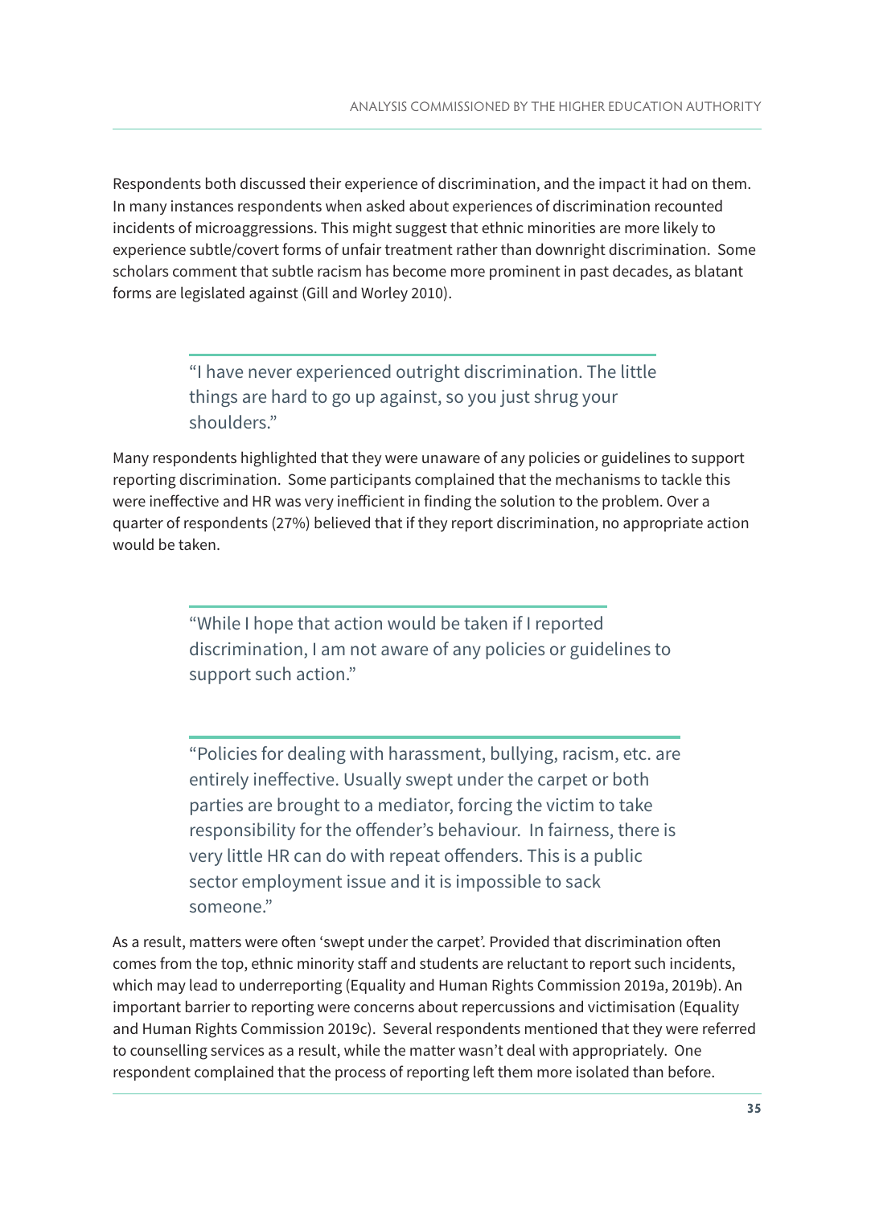Respondents both discussed their experience of discrimination, and the impact it had on them. In many instances respondents when asked about experiences of discrimination recounted incidents of microaggressions. This might suggest that ethnic minorities are more likely to experience subtle/covert forms of unfair treatment rather than downright discrimination. Some scholars comment that subtle racism has become more prominent in past decades, as blatant forms are legislated against (Gill and Worley 2010).

> "I have never experienced outright discrimination. The little things are hard to go up against, so you just shrug your shoulders."

Many respondents highlighted that they were unaware of any policies or guidelines to support reporting discrimination. Some participants complained that the mechanisms to tackle this were ineffective and HR was very inefficient in finding the solution to the problem. Over a quarter of respondents (27%) believed that if they report discrimination, no appropriate action would be taken.

> "While I hope that action would be taken if I reported discrimination, I am not aware of any policies or guidelines to support such action."

> "Policies for dealing with harassment, bullying, racism, etc. are entirely ineffective. Usually swept under the carpet or both parties are brought to a mediator, forcing the victim to take responsibility for the offender's behaviour. In fairness, there is very little HR can do with repeat offenders. This is a public sector employment issue and it is impossible to sack someone."

As a result, matters were often 'swept under the carpet'. Provided that discrimination often comes from the top, ethnic minority staff and students are reluctant to report such incidents, which may lead to underreporting (Equality and Human Rights Commission 2019a, 2019b). An important barrier to reporting were concerns about repercussions and victimisation (Equality and Human Rights Commission 2019c). Several respondents mentioned that they were referred to counselling services as a result, while the matter wasn't deal with appropriately. One respondent complained that the process of reporting left them more isolated than before.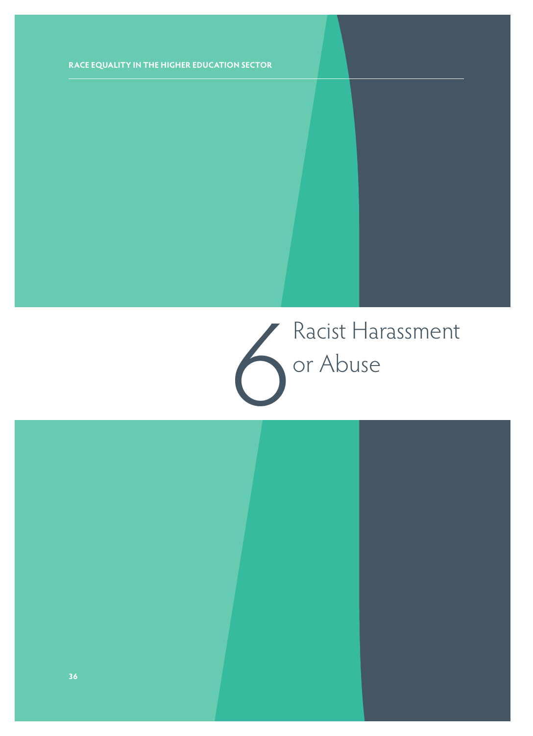# 6 Racist Harassment or Abuse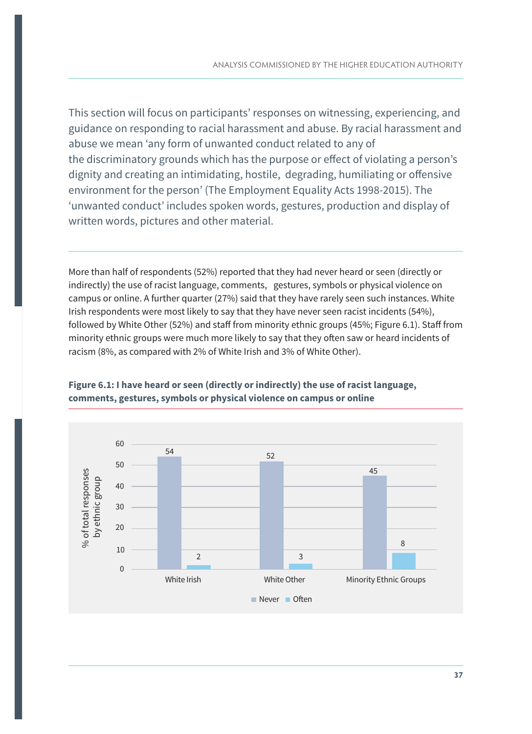This section will focus on participants' responses on witnessing, experiencing, and guidance on responding to racial harassment and abuse. By racial harassment and abuse we mean 'any form of unwanted conduct related to any of the discriminatory grounds which has the purpose or effect of violating a person's dignity and creating an intimidating, hostile, degrading, humiliating or offensive environment for the person' (The Employment Equality Acts 1998-2015). The 'unwanted conduct' includes spoken words, gestures, production and display of written words, pictures and other material.

More than half of respondents (52%) reported that they had never heard or seen (directly or indirectly) the use of racist language, comments, gestures, symbols or physical violence on campus or online. A further quarter (27%) said that they have rarely seen such instances. White Irish respondents were most likely to say that they have never seen racist incidents (54%), followed by White Other (52%) and staff from minority ethnic groups (45%; Figure 6.1). Staff from minority ethnic groups were much more likely to say that they often saw or heard incidents of racism (8%, as compared with 2% of White Irish and 3% of White Other).

**Figure 6.1: I have heard or seen (directly or indirectly) the use of racist language, comments, gestures, symbols or physical violence on campus or online**

| % of total responses by ethnic group | Never | Often |
|---|---|---|
| White Irish | 54 | 2 |
| White Other | 52 | 3 |
| Minority Ethnic Groups | 45 | 8 |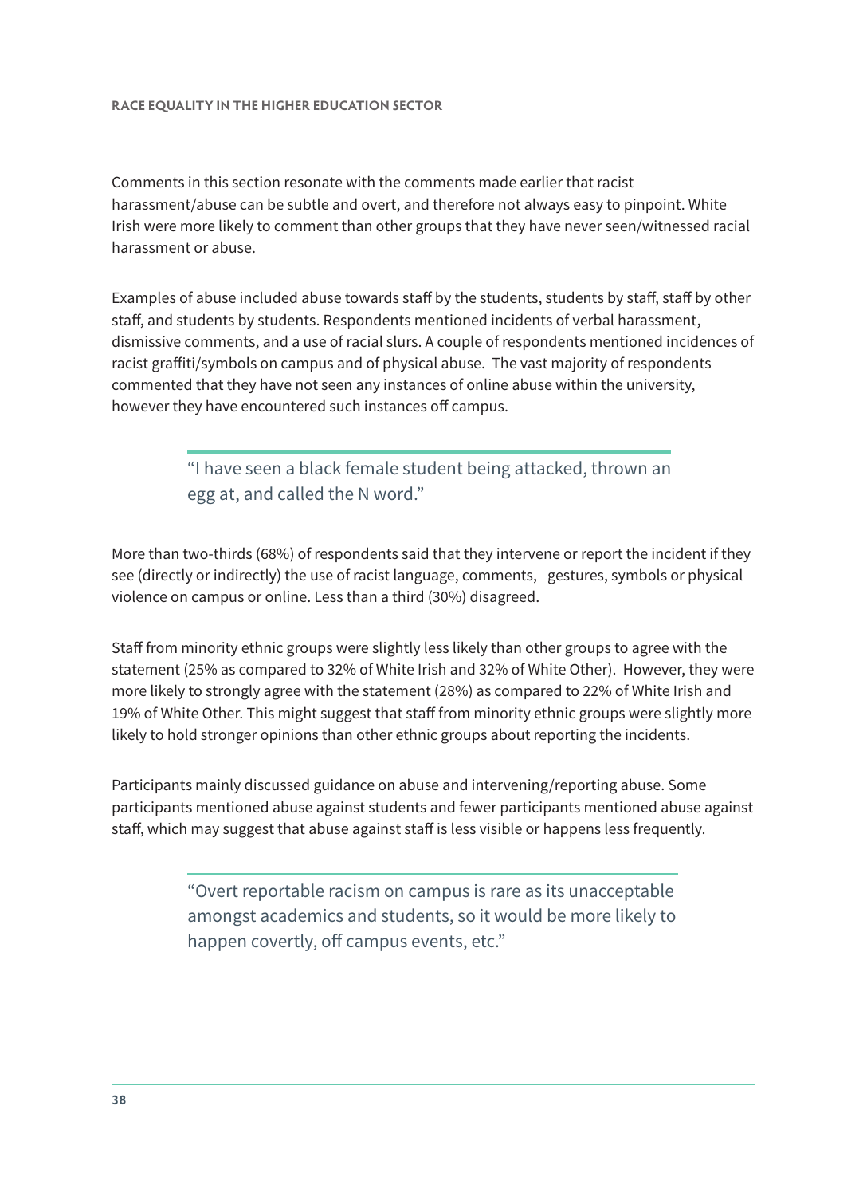Comments in this section resonate with the comments made earlier that racist harassment/abuse can be subtle and overt, and therefore not always easy to pinpoint. White Irish were more likely to comment than other groups that they have never seen/witnessed racial harassment or abuse.

Examples of abuse included abuse towards staff by the students, students by staff, staff by other staff, and students by students. Respondents mentioned incidents of verbal harassment, dismissive comments, and a use of racial slurs. A couple of respondents mentioned incidences of racist graffiti/symbols on campus and of physical abuse. The vast majority of respondents commented that they have not seen any instances of online abuse within the university, however they have encountered such instances off campus.

> "I have seen a black female student being attacked, thrown an egg at, and called the N word."

More than two-thirds (68%) of respondents said that they intervene or report the incident if they see (directly or indirectly) the use of racist language, comments, gestures, symbols or physical violence on campus or online. Less than a third (30%) disagreed.

Staff from minority ethnic groups were slightly less likely than other groups to agree with the statement (25% as compared to 32% of White Irish and 32% of White Other). However, they were more likely to strongly agree with the statement (28%) as compared to 22% of White Irish and 19% of White Other. This might suggest that staff from minority ethnic groups were slightly more likely to hold stronger opinions than other ethnic groups about reporting the incidents.

Participants mainly discussed guidance on abuse and intervening/reporting abuse. Some participants mentioned abuse against students and fewer participants mentioned abuse against staff, which may suggest that abuse against staff is less visible or happens less frequently.

> "Overt reportable racism on campus is rare as its unacceptable amongst academics and students, so it would be more likely to happen covertly, off campus events, etc."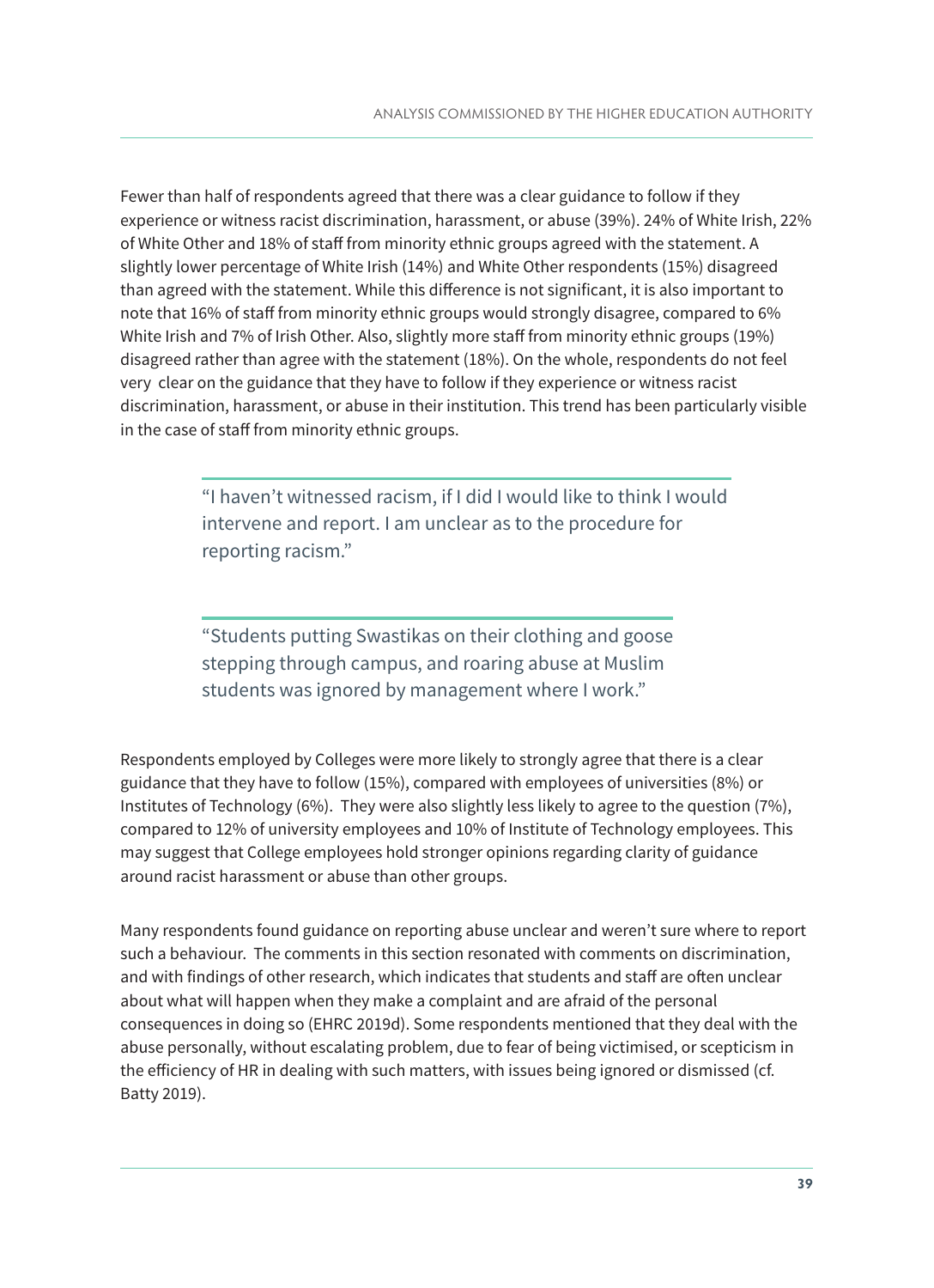Fewer than half of respondents agreed that there was a clear guidance to follow if they experience or witness racist discrimination, harassment, or abuse (39%). 24% of White Irish, 22% of White Other and 18% of staff from minority ethnic groups agreed with the statement. A slightly lower percentage of White Irish (14%) and White Other respondents (15%) disagreed than agreed with the statement. While this difference is not significant, it is also important to note that 16% of staff from minority ethnic groups would strongly disagree, compared to 6% White Irish and 7% of Irish Other. Also, slightly more staff from minority ethnic groups (19%) disagreed rather than agree with the statement (18%). On the whole, respondents do not feel very clear on the guidance that they have to follow if they experience or witness racist discrimination, harassment, or abuse in their institution. This trend has been particularly visible in the case of staff from minority ethnic groups.

> "I haven't witnessed racism, if I did I would like to think I would intervene and report. I am unclear as to the procedure for reporting racism."

> "Students putting Swastikas on their clothing and goose stepping through campus, and roaring abuse at Muslim students was ignored by management where I work."

Respondents employed by Colleges were more likely to strongly agree that there is a clear guidance that they have to follow (15%), compared with employees of universities (8%) or Institutes of Technology (6%). They were also slightly less likely to agree to the question (7%), compared to 12% of university employees and 10% of Institute of Technology employees. This may suggest that College employees hold stronger opinions regarding clarity of guidance around racist harassment or abuse than other groups.

Many respondents found guidance on reporting abuse unclear and weren't sure where to report such a behaviour. The comments in this section resonated with comments on discrimination, and with findings of other research, which indicates that students and staff are often unclear about what will happen when they make a complaint and are afraid of the personal consequences in doing so (EHRC 2019d). Some respondents mentioned that they deal with the abuse personally, without escalating problem, due to fear of being victimised, or scepticism in the efficiency of HR in dealing with such matters, with issues being ignored or dismissed (cf. Batty 2019).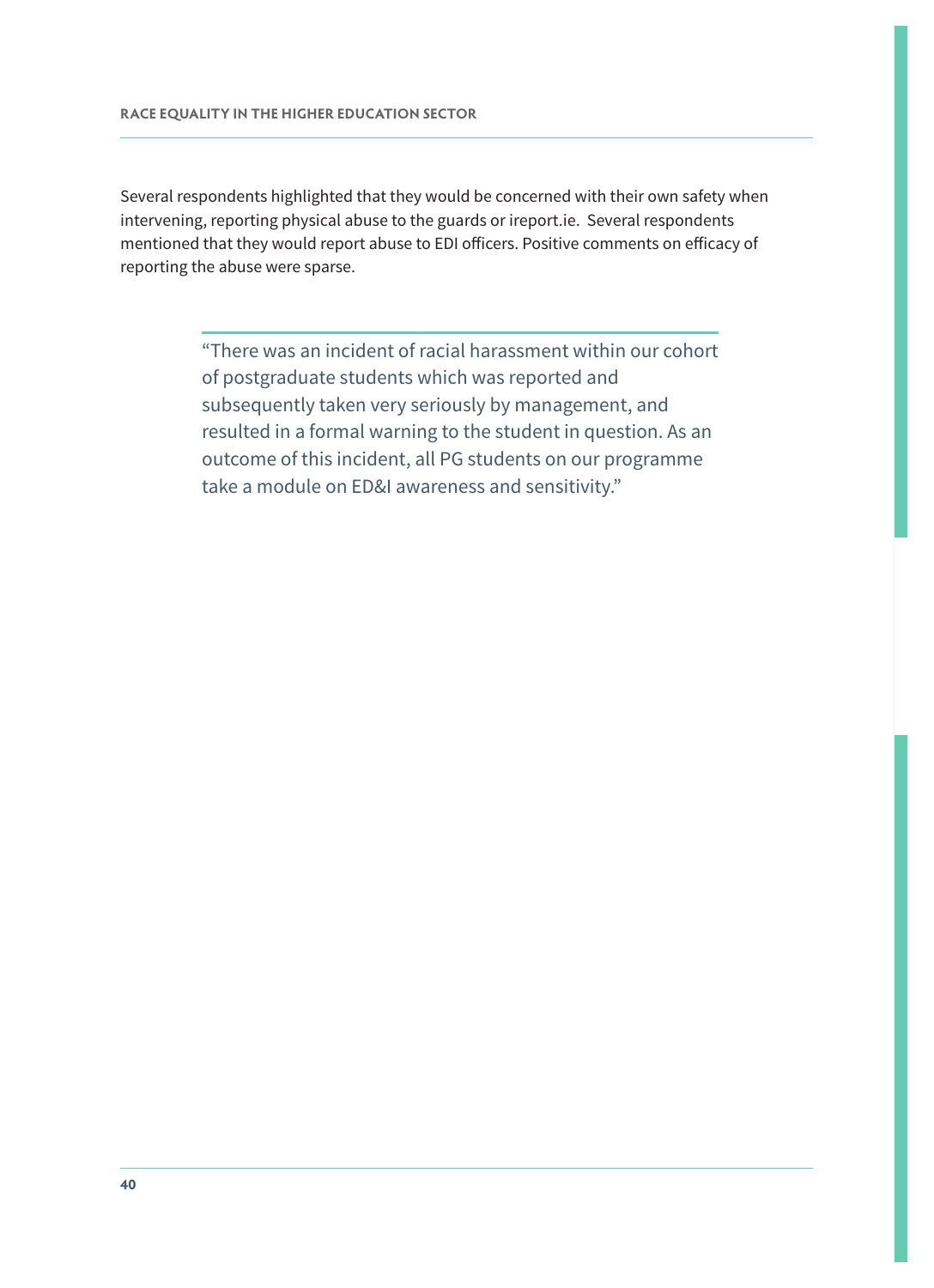Several respondents highlighted that they would be concerned with their own safety when intervening, reporting physical abuse to the guards or ireport.ie.  Several respondents mentioned that they would report abuse to EDI officers. Positive comments on efficacy of reporting the abuse were sparse.

> "There was an incident of racial harassment within our cohort of postgraduate students which was reported and subsequently taken very seriously by management, and resulted in a formal warning to the student in question. As an outcome of this incident, all PG students on our programme take a module on ED&I awareness and sensitivity."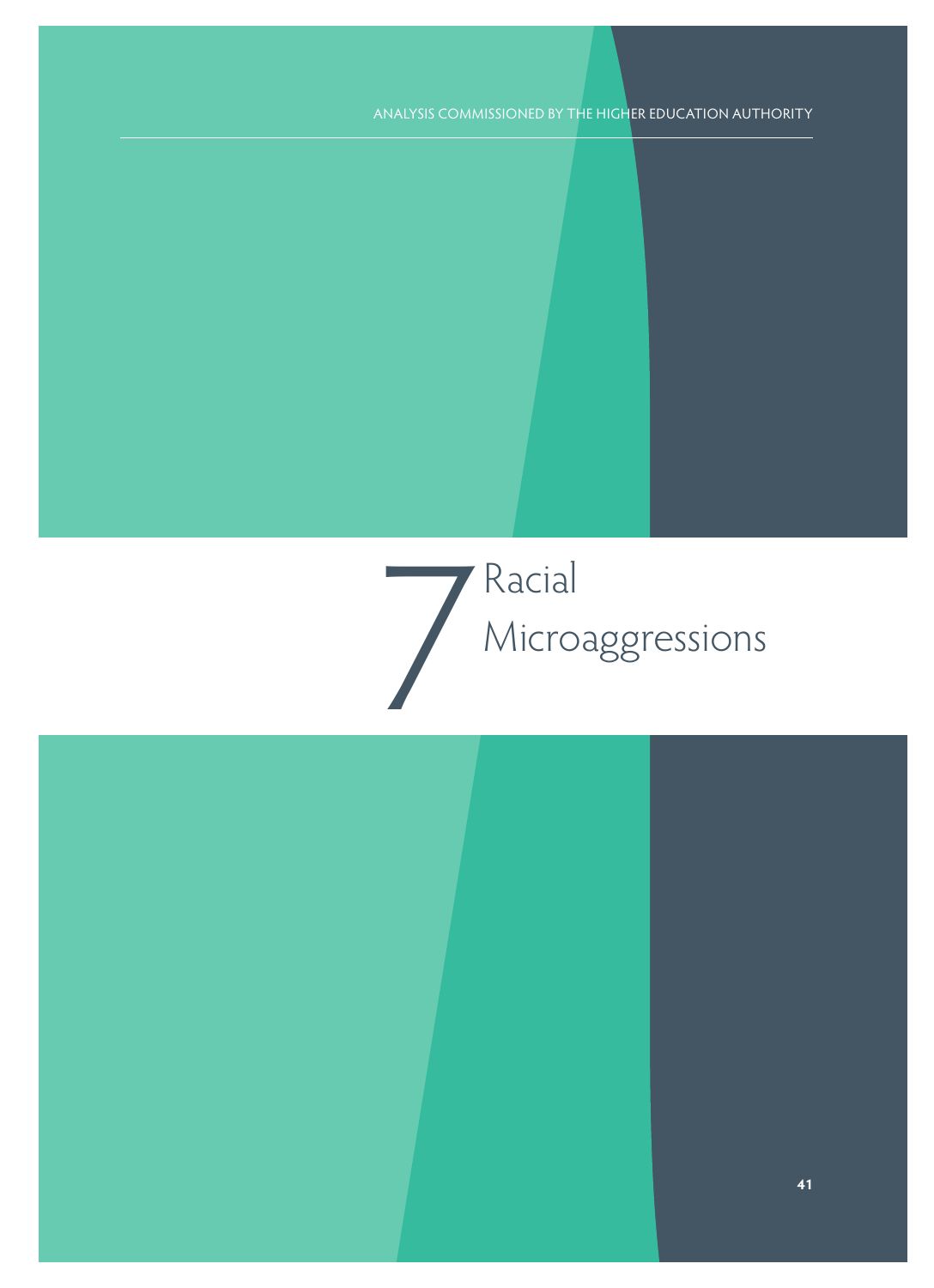# 7 Racial Microaggressions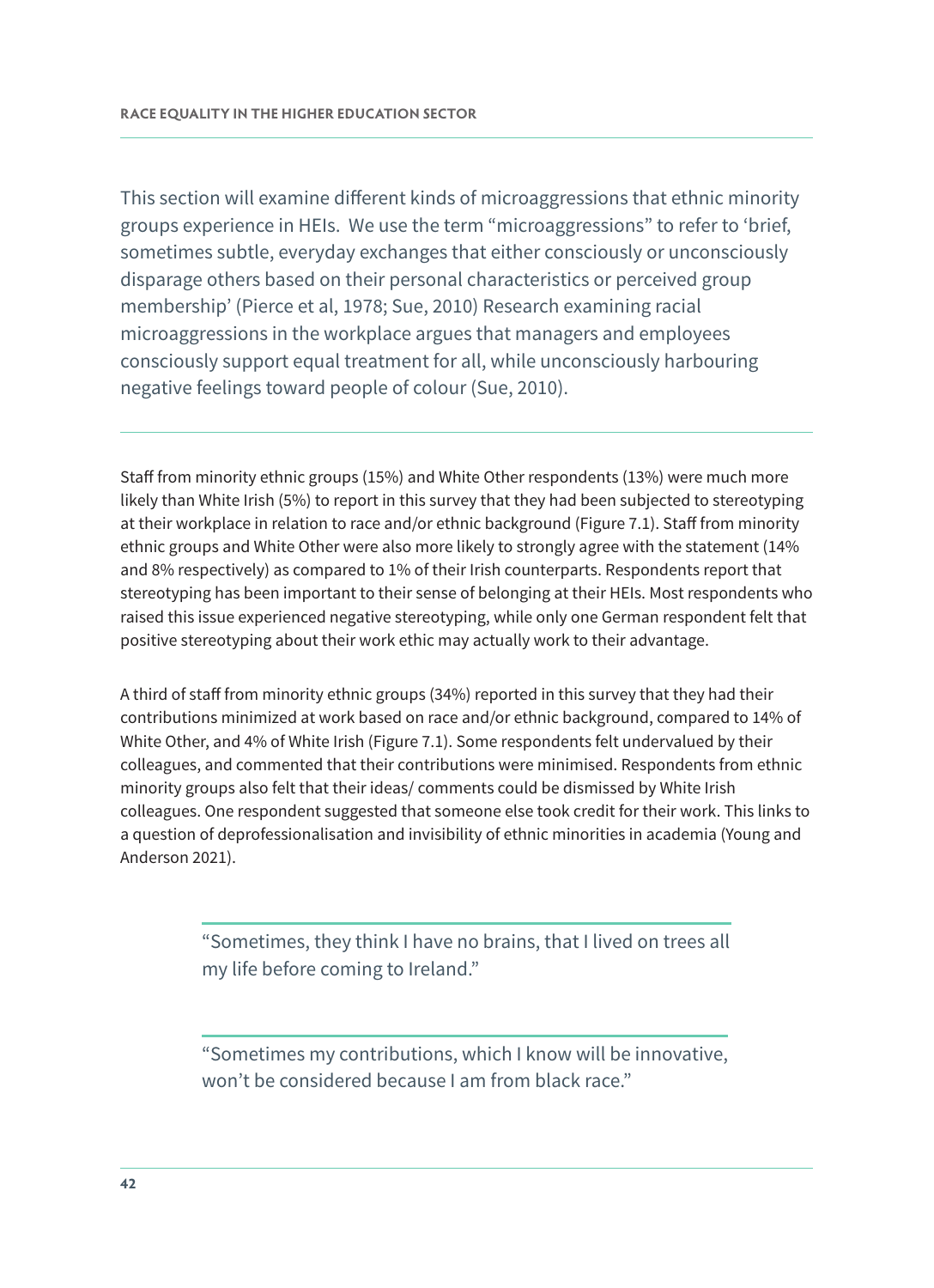This section will examine different kinds of microaggressions that ethnic minority groups experience in HEIs.  We use the term "microaggressions" to refer to 'brief, sometimes subtle, everyday exchanges that either consciously or unconsciously disparage others based on their personal characteristics or perceived group membership' (Pierce et al, 1978; Sue, 2010) Research examining racial microaggressions in the workplace argues that managers and employees consciously support equal treatment for all, while unconsciously harbouring negative feelings toward people of colour (Sue, 2010).

---

Staff from minority ethnic groups (15%) and White Other respondents (13%) were much more likely than White Irish (5%) to report in this survey that they had been subjected to stereotyping at their workplace in relation to race and/or ethnic background (Figure 7.1). Staff from minority ethnic groups and White Other were also more likely to strongly agree with the statement (14% and 8% respectively) as compared to 1% of their Irish counterparts. Respondents report that stereotyping has been important to their sense of belonging at their HEIs. Most respondents who raised this issue experienced negative stereotyping, while only one German respondent felt that positive stereotyping about their work ethic may actually work to their advantage.

A third of staff from minority ethnic groups (34%) reported in this survey that they had their contributions minimized at work based on race and/or ethnic background, compared to 14% of White Other, and 4% of White Irish (Figure 7.1). Some respondents felt undervalued by their colleagues, and commented that their contributions were minimised. Respondents from ethnic minority groups also felt that their ideas/ comments could be dismissed by White Irish colleagues. One respondent suggested that someone else took credit for their work. This links to a question of deprofessionalisation and invisibility of ethnic minorities in academia (Young and Anderson 2021).

> "Sometimes, they think I have no brains, that I lived on trees all my life before coming to Ireland."

> "Sometimes my contributions, which I know will be innovative, won't be considered because I am from black race."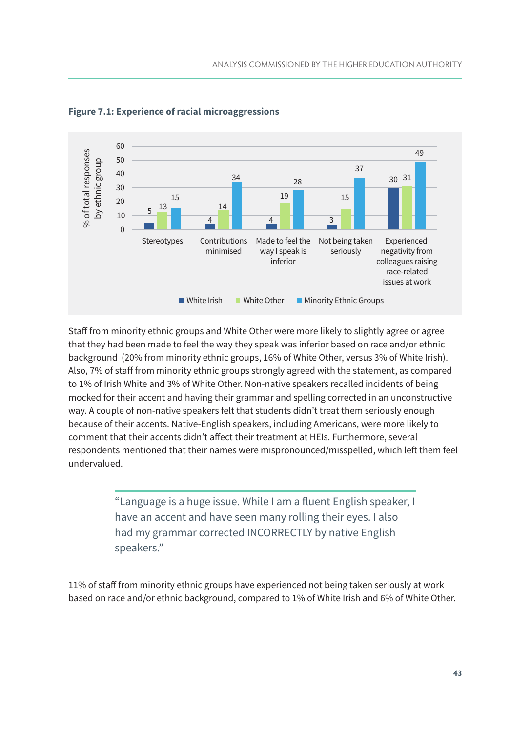**Figure 7.1: Experience of racial microaggressions**

| % of total responses by ethnic group | White Irish | White Other | Minority Ethnic Groups |
|---|---|---|---|
| Stereotypes | 5 | 13 | 15 |
| Contributions minimised | 4 | 14 | 34 |
| Made to feel the way I speak is inferior | 4 | 19 | 28 |
| Not being taken seriously | 3 | 15 | 37 |
| Experienced negativity from colleagues raising race-related issues at work | 30 | 31 | 49 |

Staff from minority ethnic groups and White Other were more likely to slightly agree or agree that they had been made to feel the way they speak was inferior based on race and/or ethnic background (20% from minority ethnic groups, 16% of White Other, versus 3% of White Irish). Also, 7% of staff from minority ethnic groups strongly agreed with the statement, as compared to 1% of Irish White and 3% of White Other. Non-native speakers recalled incidents of being mocked for their accent and having their grammar and spelling corrected in an unconstructive way. A couple of non-native speakers felt that students didn't treat them seriously enough because of their accents. Native-English speakers, including Americans, were more likely to comment that their accents didn't affect their treatment at HEIs. Furthermore, several respondents mentioned that their names were mispronounced/misspelled, which left them feel undervalued.

> "Language is a huge issue. While I am a fluent English speaker, I have an accent and have seen many rolling their eyes. I also had my grammar corrected INCORRECTLY by native English speakers."

11% of staff from minority ethnic groups have experienced not being taken seriously at work based on race and/or ethnic background, compared to 1% of White Irish and 6% of White Other.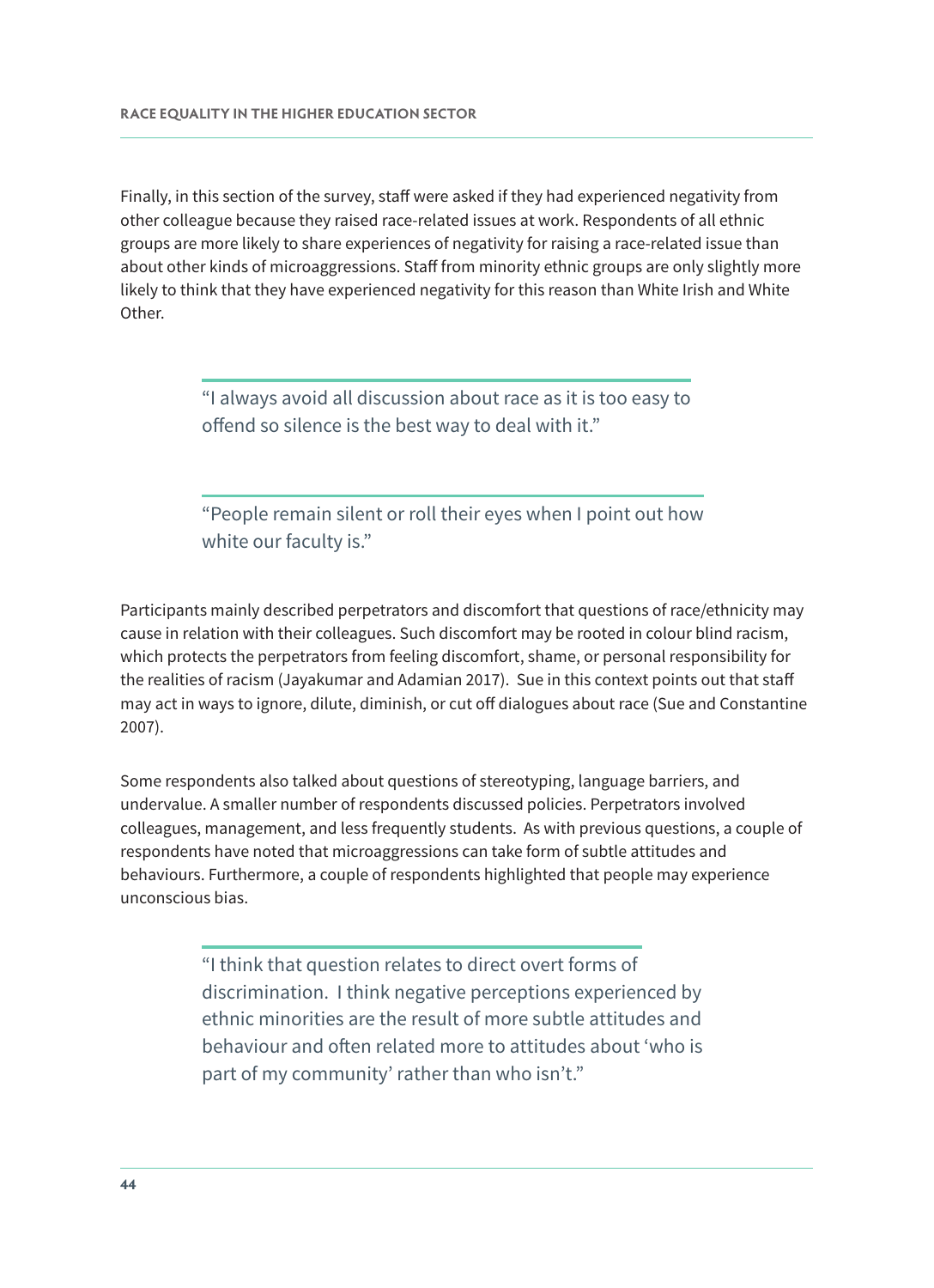Finally, in this section of the survey, staff were asked if they had experienced negativity from other colleague because they raised race-related issues at work. Respondents of all ethnic groups are more likely to share experiences of negativity for raising a race-related issue than about other kinds of microaggressions. Staff from minority ethnic groups are only slightly more likely to think that they have experienced negativity for this reason than White Irish and White Other.

> "I always avoid all discussion about race as it is too easy to offend so silence is the best way to deal with it."

> "People remain silent or roll their eyes when I point out how white our faculty is."

Participants mainly described perpetrators and discomfort that questions of race/ethnicity may cause in relation with their colleagues. Such discomfort may be rooted in colour blind racism, which protects the perpetrators from feeling discomfort, shame, or personal responsibility for the realities of racism (Jayakumar and Adamian 2017). Sue in this context points out that staff may act in ways to ignore, dilute, diminish, or cut off dialogues about race (Sue and Constantine 2007).

Some respondents also talked about questions of stereotyping, language barriers, and undervalue. A smaller number of respondents discussed policies. Perpetrators involved colleagues, management, and less frequently students. As with previous questions, a couple of respondents have noted that microaggressions can take form of subtle attitudes and behaviours. Furthermore, a couple of respondents highlighted that people may experience unconscious bias.

> "I think that question relates to direct overt forms of discrimination. I think negative perceptions experienced by ethnic minorities are the result of more subtle attitudes and behaviour and often related more to attitudes about 'who is part of my community' rather than who isn't."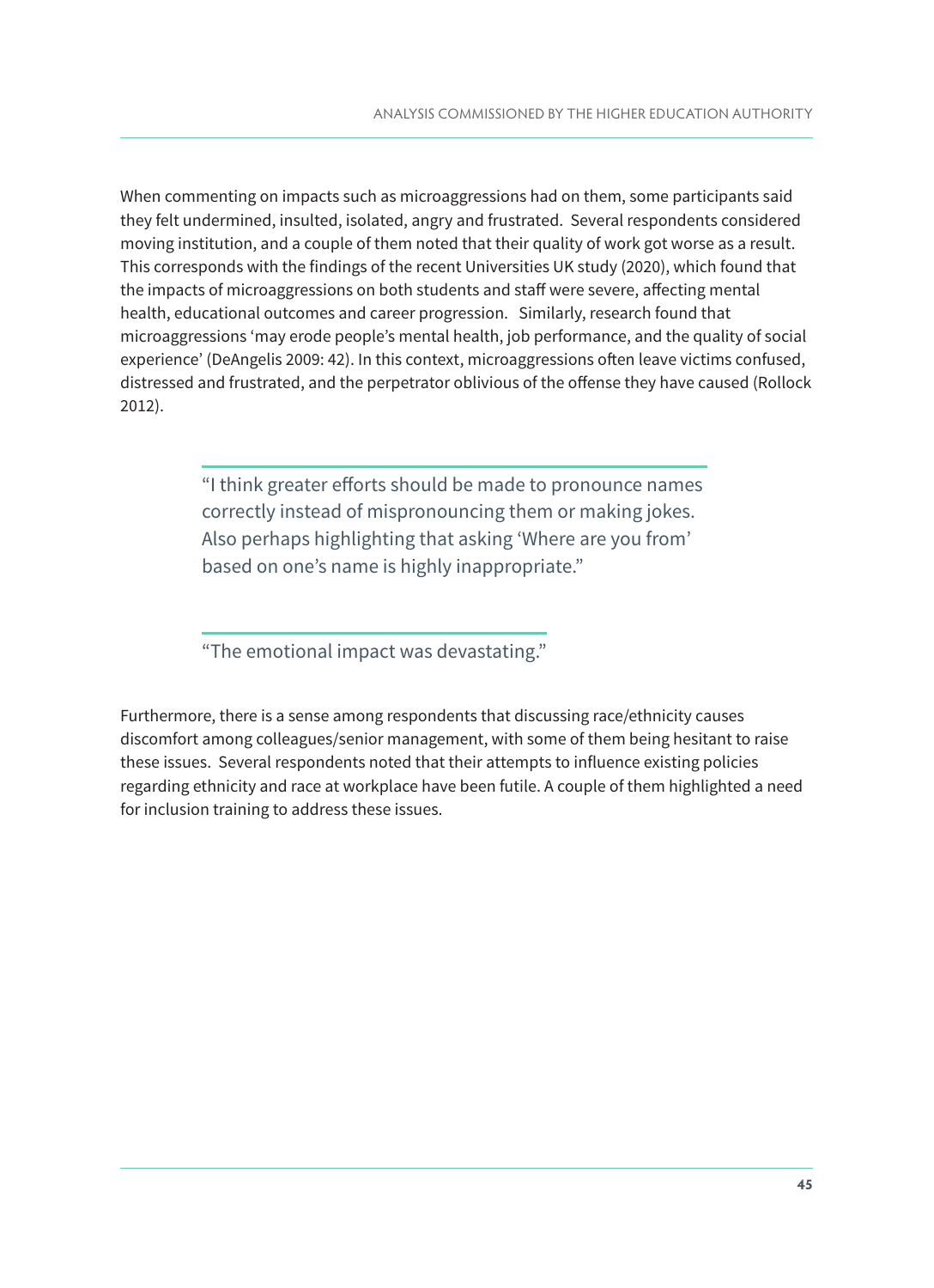When commenting on impacts such as microaggressions had on them, some participants said they felt undermined, insulted, isolated, angry and frustrated. Several respondents considered moving institution, and a couple of them noted that their quality of work got worse as a result. This corresponds with the findings of the recent Universities UK study (2020), which found that the impacts of microaggressions on both students and staff were severe, affecting mental health, educational outcomes and career progression. Similarly, research found that microaggressions 'may erode people's mental health, job performance, and the quality of social experience' (DeAngelis 2009: 42). In this context, microaggressions often leave victims confused, distressed and frustrated, and the perpetrator oblivious of the offense they have caused (Rollock 2012).

> "I think greater efforts should be made to pronounce names correctly instead of mispronouncing them or making jokes. Also perhaps highlighting that asking 'Where are you from' based on one's name is highly inappropriate."

> "The emotional impact was devastating."

Furthermore, there is a sense among respondents that discussing race/ethnicity causes discomfort among colleagues/senior management, with some of them being hesitant to raise these issues. Several respondents noted that their attempts to influence existing policies regarding ethnicity and race at workplace have been futile. A couple of them highlighted a need for inclusion training to address these issues.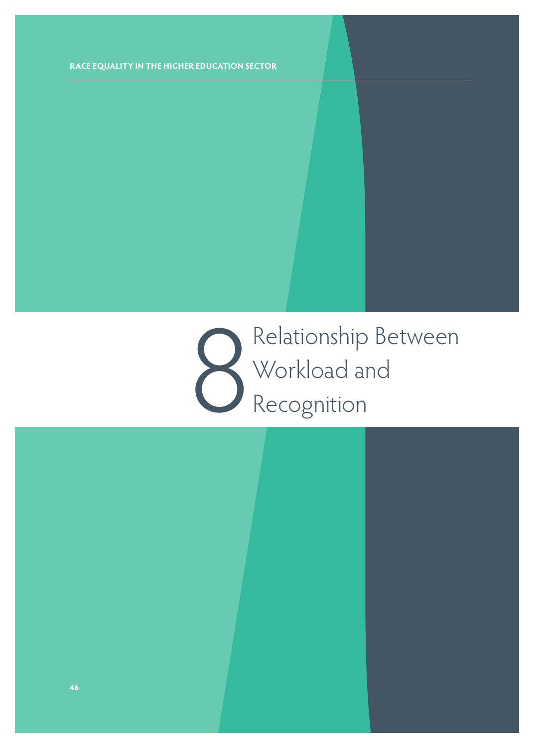# 8 Relationship Between Workload and Recognition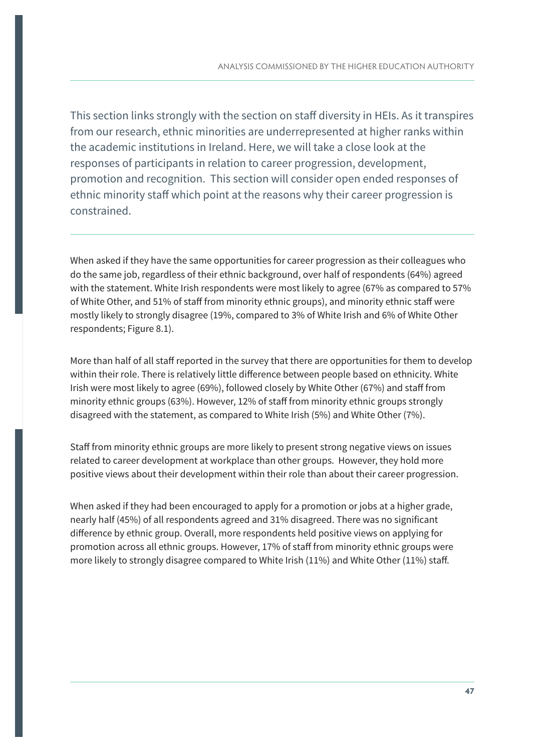This section links strongly with the section on staff diversity in HEIs. As it transpires from our research, ethnic minorities are underrepresented at higher ranks within the academic institutions in Ireland. Here, we will take a close look at the responses of participants in relation to career progression, development, promotion and recognition. This section will consider open ended responses of ethnic minority staff which point at the reasons why their career progression is constrained.

---

When asked if they have the same opportunities for career progression as their colleagues who do the same job, regardless of their ethnic background, over half of respondents (64%) agreed with the statement. White Irish respondents were most likely to agree (67% as compared to 57% of White Other, and 51% of staff from minority ethnic groups), and minority ethnic staff were mostly likely to strongly disagree (19%, compared to 3% of White Irish and 6% of White Other respondents; Figure 8.1).

More than half of all staff reported in the survey that there are opportunities for them to develop within their role. There is relatively little difference between people based on ethnicity. White Irish were most likely to agree (69%), followed closely by White Other (67%) and staff from minority ethnic groups (63%). However, 12% of staff from minority ethnic groups strongly disagreed with the statement, as compared to White Irish (5%) and White Other (7%).

Staff from minority ethnic groups are more likely to present strong negative views on issues related to career development at workplace than other groups. However, they hold more positive views about their development within their role than about their career progression.

When asked if they had been encouraged to apply for a promotion or jobs at a higher grade, nearly half (45%) of all respondents agreed and 31% disagreed. There was no significant difference by ethnic group. Overall, more respondents held positive views on applying for promotion across all ethnic groups. However, 17% of staff from minority ethnic groups were more likely to strongly disagree compared to White Irish (11%) and White Other (11%) staff.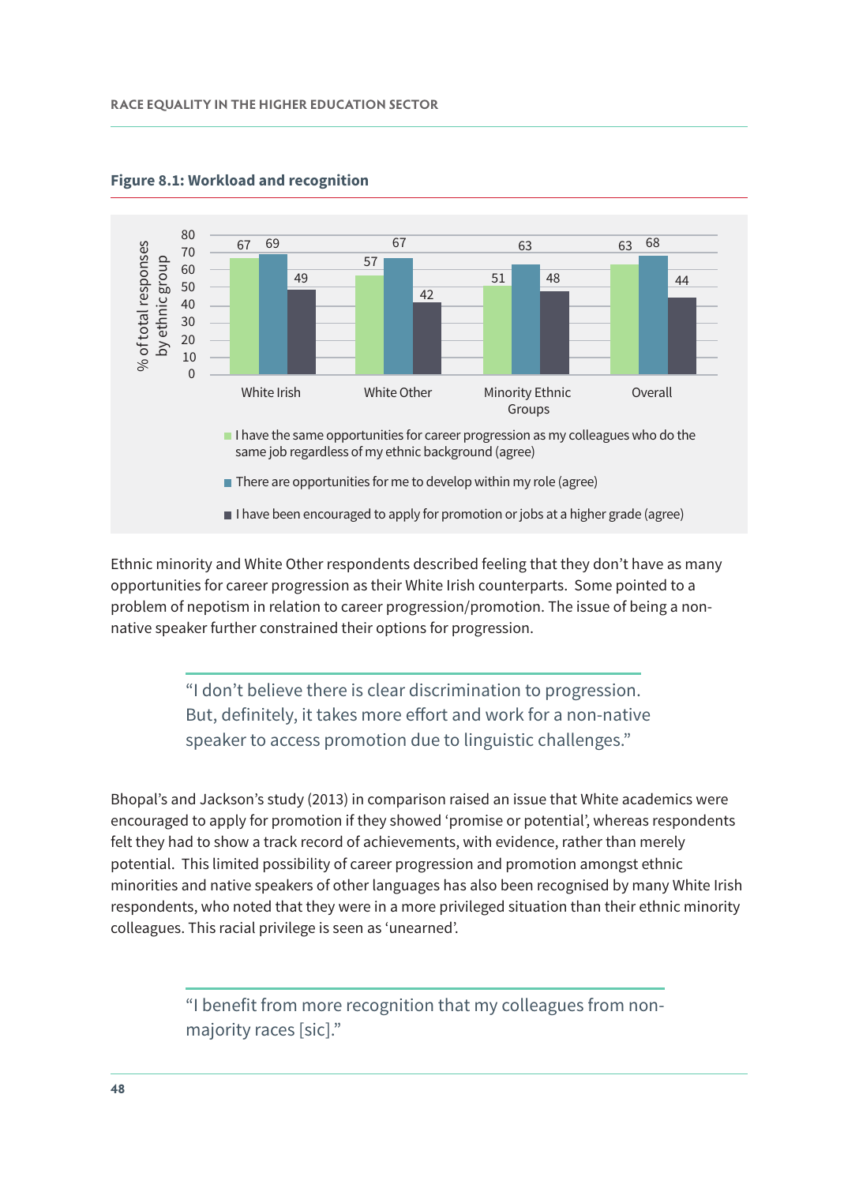**Figure 8.1: Workload and recognition**

| | White Irish | White Other | Minority Ethnic Groups | Overall |
|---|---|---|---|---|
| I have the same opportunities for career progression as my colleagues who do the same job regardless of my ethnic background (agree) | 67 | 57 | 51 | 63 |
| There are opportunities for me to develop within my role (agree) | 69 | 67 | 63 | 68 |
| I have been encouraged to apply for promotion or jobs at a higher grade (agree) | 49 | 42 | 48 | 44 |

% of total responses by ethnic group

Ethnic minority and White Other respondents described feeling that they don't have as many opportunities for career progression as their White Irish counterparts. Some pointed to a problem of nepotism in relation to career progression/promotion. The issue of being a non-native speaker further constrained their options for progression.

> "I don't believe there is clear discrimination to progression. But, definitely, it takes more effort and work for a non-native speaker to access promotion due to linguistic challenges."

Bhopal's and Jackson's study (2013) in comparison raised an issue that White academics were encouraged to apply for promotion if they showed 'promise or potential', whereas respondents felt they had to show a track record of achievements, with evidence, rather than merely potential. This limited possibility of career progression and promotion amongst ethnic minorities and native speakers of other languages has also been recognised by many White Irish respondents, who noted that they were in a more privileged situation than their ethnic minority colleagues. This racial privilege is seen as 'unearned'.

> "I benefit from more recognition that my colleagues from non-majority races [sic]."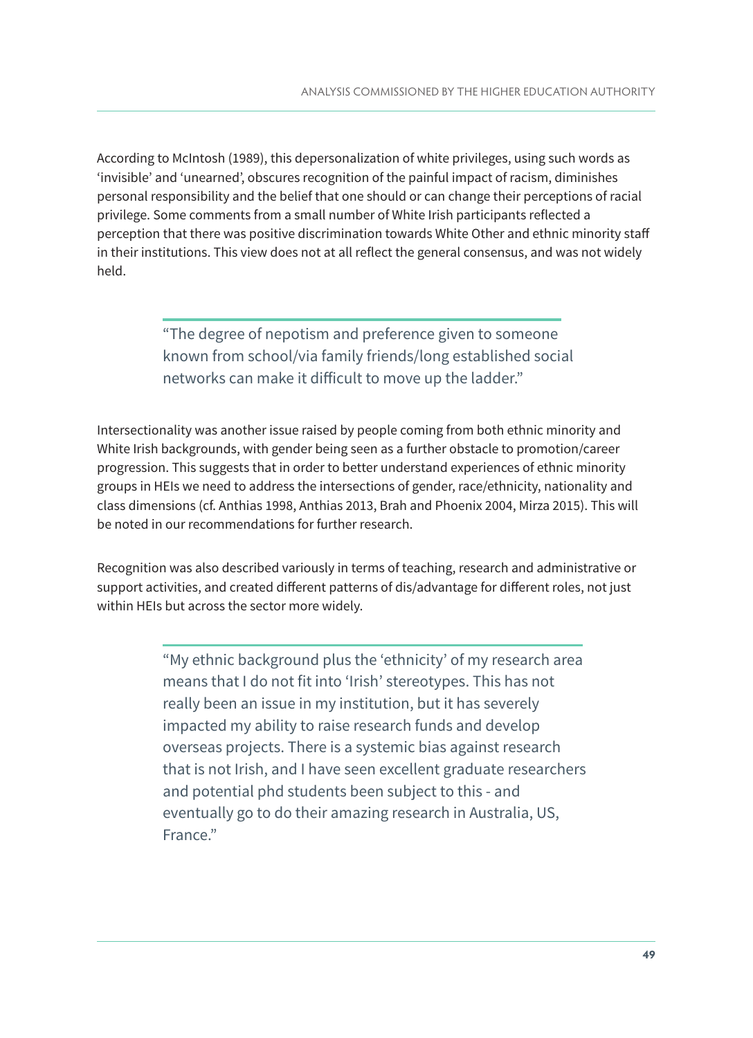According to McIntosh (1989), this depersonalization of white privileges, using such words as 'invisible' and 'unearned', obscures recognition of the painful impact of racism, diminishes personal responsibility and the belief that one should or can change their perceptions of racial privilege. Some comments from a small number of White Irish participants reflected a perception that there was positive discrimination towards White Other and ethnic minority staff in their institutions. This view does not at all reflect the general consensus, and was not widely held.

> "The degree of nepotism and preference given to someone known from school/via family friends/long established social networks can make it difficult to move up the ladder."

Intersectionality was another issue raised by people coming from both ethnic minority and White Irish backgrounds, with gender being seen as a further obstacle to promotion/career progression. This suggests that in order to better understand experiences of ethnic minority groups in HEIs we need to address the intersections of gender, race/ethnicity, nationality and class dimensions (cf. Anthias 1998, Anthias 2013, Brah and Phoenix 2004, Mirza 2015). This will be noted in our recommendations for further research.

Recognition was also described variously in terms of teaching, research and administrative or support activities, and created different patterns of dis/advantage for different roles, not just within HEIs but across the sector more widely.

> "My ethnic background plus the 'ethnicity' of my research area means that I do not fit into 'Irish' stereotypes. This has not really been an issue in my institution, but it has severely impacted my ability to raise research funds and develop overseas projects. There is a systemic bias against research that is not Irish, and I have seen excellent graduate researchers and potential phd students been subject to this - and eventually go to do their amazing research in Australia, US, France."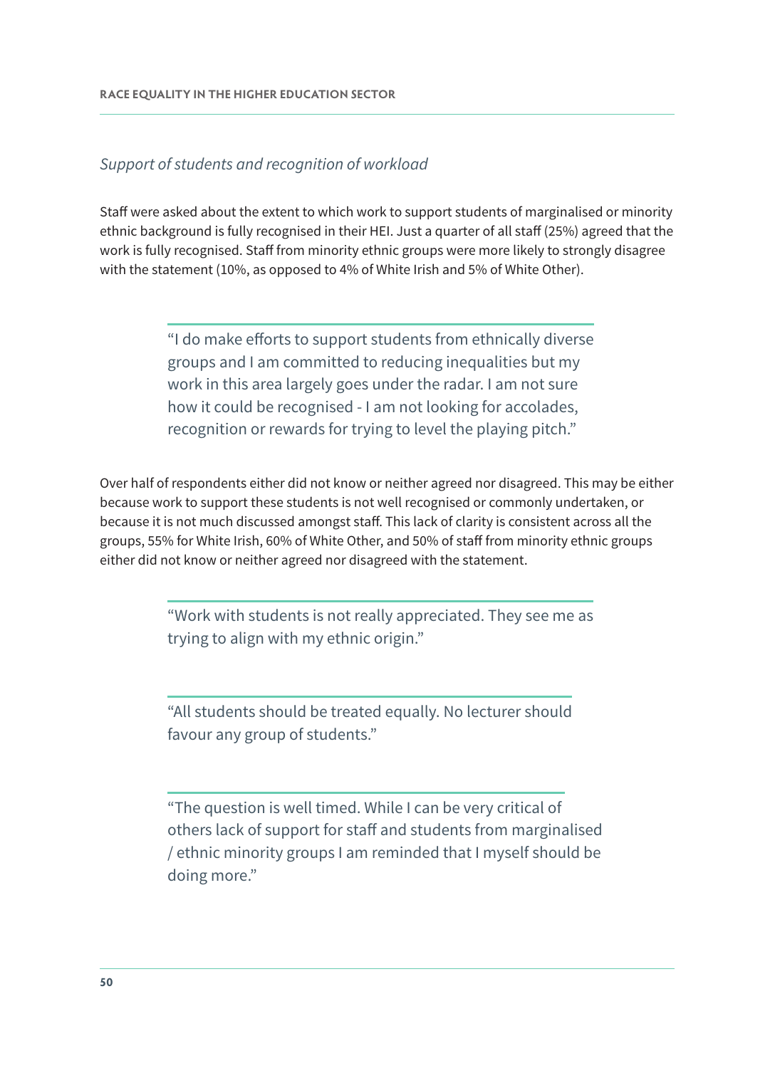*Support of students and recognition of workload*

Staff were asked about the extent to which work to support students of marginalised or minority ethnic background is fully recognised in their HEI. Just a quarter of all staff (25%) agreed that the work is fully recognised. Staff from minority ethnic groups were more likely to strongly disagree with the statement (10%, as opposed to 4% of White Irish and 5% of White Other).

> "I do make efforts to support students from ethnically diverse groups and I am committed to reducing inequalities but my work in this area largely goes under the radar. I am not sure how it could be recognised - I am not looking for accolades, recognition or rewards for trying to level the playing pitch."

Over half of respondents either did not know or neither agreed nor disagreed. This may be either because work to support these students is not well recognised or commonly undertaken, or because it is not much discussed amongst staff. This lack of clarity is consistent across all the groups, 55% for White Irish, 60% of White Other, and 50% of staff from minority ethnic groups either did not know or neither agreed nor disagreed with the statement.

> "Work with students is not really appreciated. They see me as trying to align with my ethnic origin."

> "All students should be treated equally. No lecturer should favour any group of students."

> "The question is well timed. While I can be very critical of others lack of support for staff and students from marginalised / ethnic minority groups I am reminded that I myself should be doing more."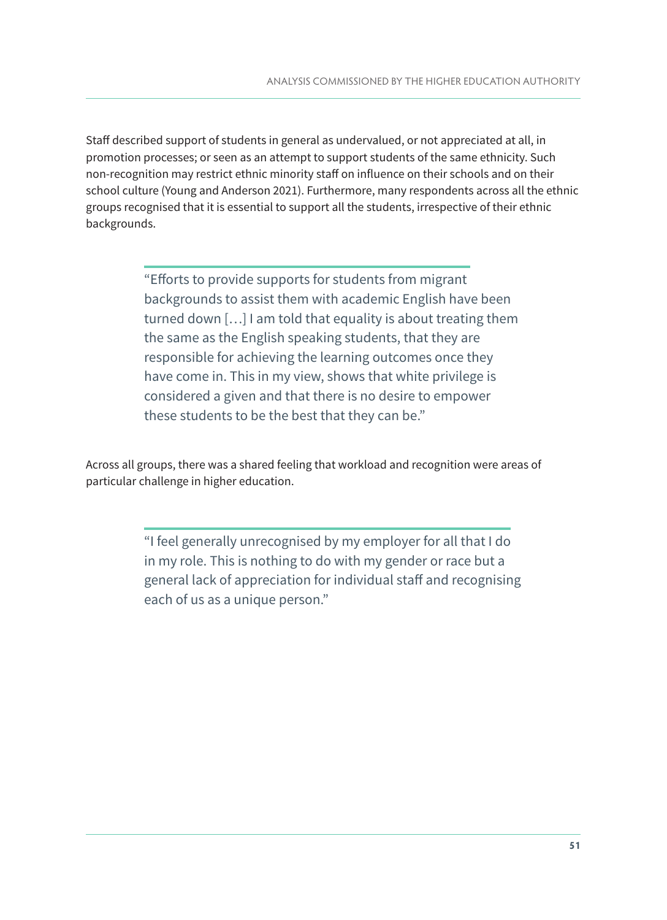Staff described support of students in general as undervalued, or not appreciated at all, in promotion processes; or seen as an attempt to support students of the same ethnicity. Such non-recognition may restrict ethnic minority staff on influence on their schools and on their school culture (Young and Anderson 2021). Furthermore, many respondents across all the ethnic groups recognised that it is essential to support all the students, irrespective of their ethnic backgrounds.

> "Efforts to provide supports for students from migrant backgrounds to assist them with academic English have been turned down […] I am told that equality is about treating them the same as the English speaking students, that they are responsible for achieving the learning outcomes once they have come in. This in my view, shows that white privilege is considered a given and that there is no desire to empower these students to be the best that they can be."

Across all groups, there was a shared feeling that workload and recognition were areas of particular challenge in higher education.

> "I feel generally unrecognised by my employer for all that I do in my role. This is nothing to do with my gender or race but a general lack of appreciation for individual staff and recognising each of us as a unique person."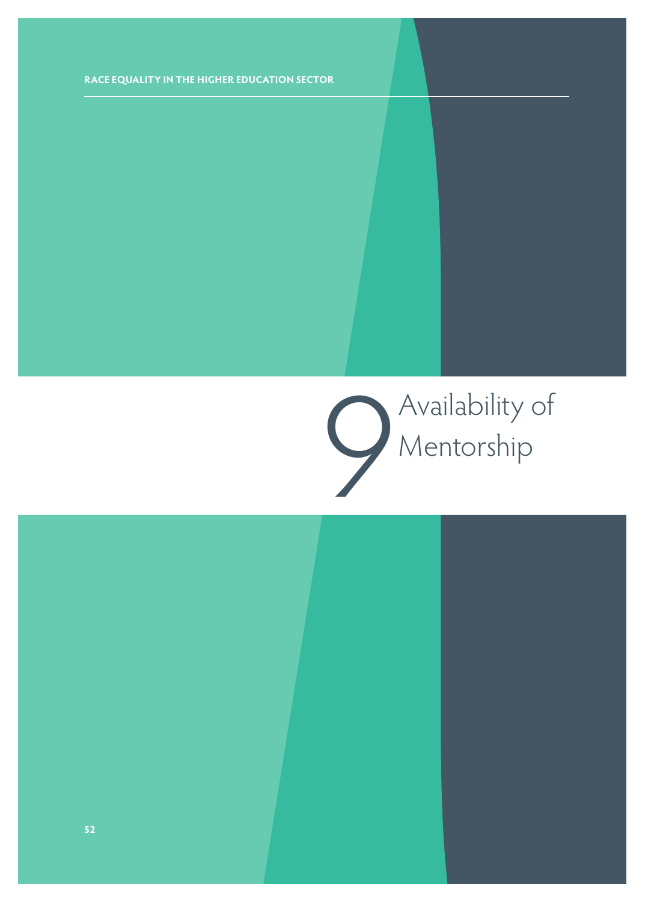# 9 Availability of Mentorship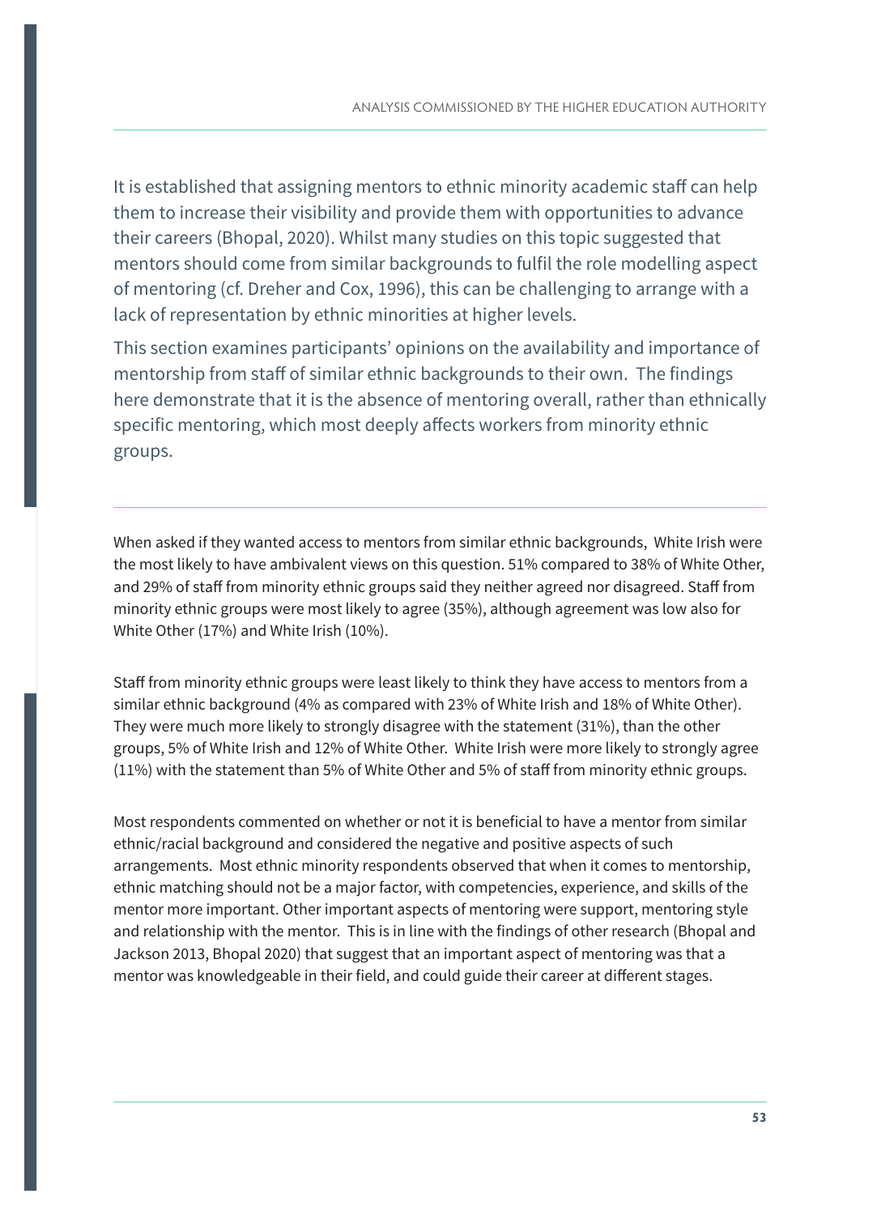It is established that assigning mentors to ethnic minority academic staff can help them to increase their visibility and provide them with opportunities to advance their careers (Bhopal, 2020). Whilst many studies on this topic suggested that mentors should come from similar backgrounds to fulfil the role modelling aspect of mentoring (cf. Dreher and Cox, 1996), this can be challenging to arrange with a lack of representation by ethnic minorities at higher levels.

This section examines participants' opinions on the availability and importance of mentorship from staff of similar ethnic backgrounds to their own. The findings here demonstrate that it is the absence of mentoring overall, rather than ethnically specific mentoring, which most deeply affects workers from minority ethnic groups.

---

When asked if they wanted access to mentors from similar ethnic backgrounds, White Irish were the most likely to have ambivalent views on this question. 51% compared to 38% of White Other, and 29% of staff from minority ethnic groups said they neither agreed nor disagreed. Staff from minority ethnic groups were most likely to agree (35%), although agreement was low also for White Other (17%) and White Irish (10%).

Staff from minority ethnic groups were least likely to think they have access to mentors from a similar ethnic background (4% as compared with 23% of White Irish and 18% of White Other). They were much more likely to strongly disagree with the statement (31%), than the other groups, 5% of White Irish and 12% of White Other. White Irish were more likely to strongly agree (11%) with the statement than 5% of White Other and 5% of staff from minority ethnic groups.

Most respondents commented on whether or not it is beneficial to have a mentor from similar ethnic/racial background and considered the negative and positive aspects of such arrangements. Most ethnic minority respondents observed that when it comes to mentorship, ethnic matching should not be a major factor, with competencies, experience, and skills of the mentor more important. Other important aspects of mentoring were support, mentoring style and relationship with the mentor. This is in line with the findings of other research (Bhopal and Jackson 2013, Bhopal 2020) that suggest that an important aspect of mentoring was that a mentor was knowledgeable in their field, and could guide their career at different stages.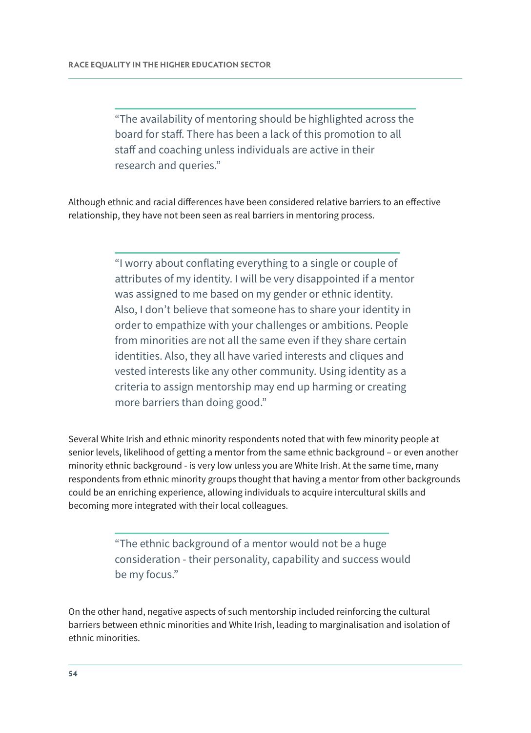> "The availability of mentoring should be highlighted across the board for staff. There has been a lack of this promotion to all staff and coaching unless individuals are active in their research and queries."

Although ethnic and racial differences have been considered relative barriers to an effective relationship, they have not been seen as real barriers in mentoring process.

> "I worry about conflating everything to a single or couple of attributes of my identity. I will be very disappointed if a mentor was assigned to me based on my gender or ethnic identity. Also, I don't believe that someone has to share your identity in order to empathize with your challenges or ambitions. People from minorities are not all the same even if they share certain identities. Also, they all have varied interests and cliques and vested interests like any other community. Using identity as a criteria to assign mentorship may end up harming or creating more barriers than doing good."

Several White Irish and ethnic minority respondents noted that with few minority people at senior levels, likelihood of getting a mentor from the same ethnic background – or even another minority ethnic background - is very low unless you are White Irish. At the same time, many respondents from ethnic minority groups thought that having a mentor from other backgrounds could be an enriching experience, allowing individuals to acquire intercultural skills and becoming more integrated with their local colleagues.

> "The ethnic background of a mentor would not be a huge consideration - their personality, capability and success would be my focus."

On the other hand, negative aspects of such mentorship included reinforcing the cultural barriers between ethnic minorities and White Irish, leading to marginalisation and isolation of ethnic minorities.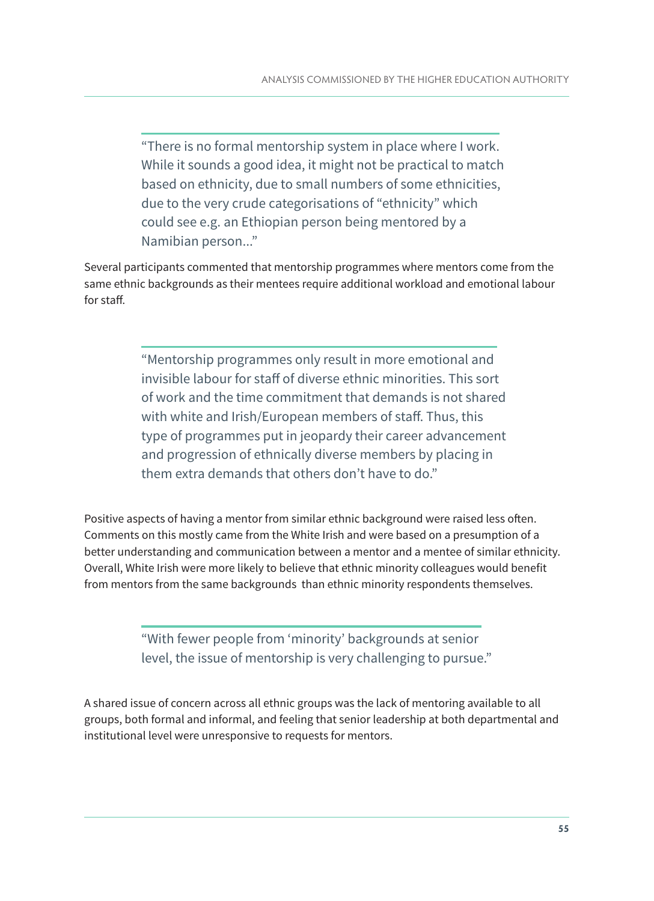> "There is no formal mentorship system in place where I work. While it sounds a good idea, it might not be practical to match based on ethnicity, due to small numbers of some ethnicities, due to the very crude categorisations of "ethnicity" which could see e.g. an Ethiopian person being mentored by a Namibian person..."

Several participants commented that mentorship programmes where mentors come from the same ethnic backgrounds as their mentees require additional workload and emotional labour for staff.

> "Mentorship programmes only result in more emotional and invisible labour for staff of diverse ethnic minorities. This sort of work and the time commitment that demands is not shared with white and Irish/European members of staff. Thus, this type of programmes put in jeopardy their career advancement and progression of ethnically diverse members by placing in them extra demands that others don't have to do."

Positive aspects of having a mentor from similar ethnic background were raised less often. Comments on this mostly came from the White Irish and were based on a presumption of a better understanding and communication between a mentor and a mentee of similar ethnicity. Overall, White Irish were more likely to believe that ethnic minority colleagues would benefit from mentors from the same backgrounds than ethnic minority respondents themselves.

> "With fewer people from 'minority' backgrounds at senior level, the issue of mentorship is very challenging to pursue."

A shared issue of concern across all ethnic groups was the lack of mentoring available to all groups, both formal and informal, and feeling that senior leadership at both departmental and institutional level were unresponsive to requests for mentors.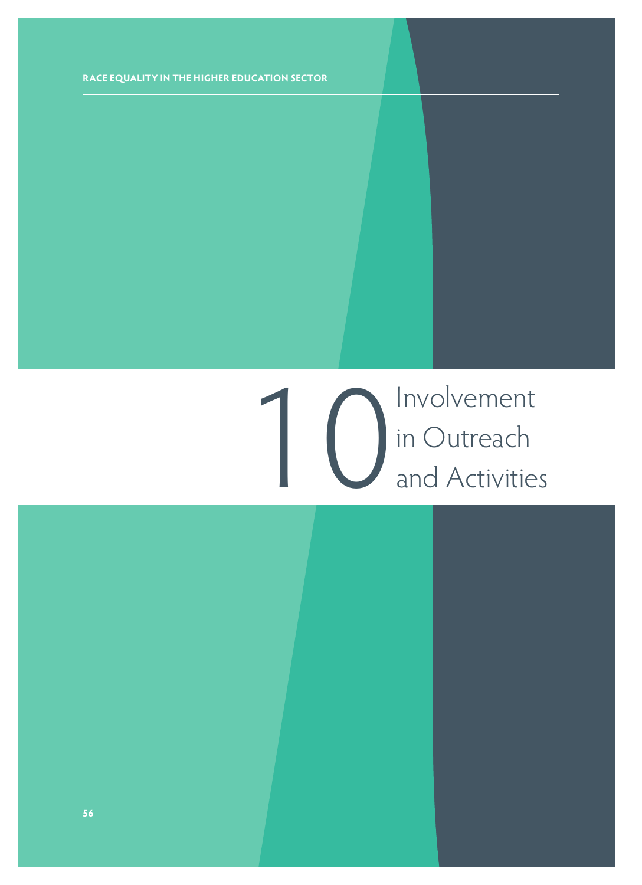# 10 Involvement in Outreach and Activities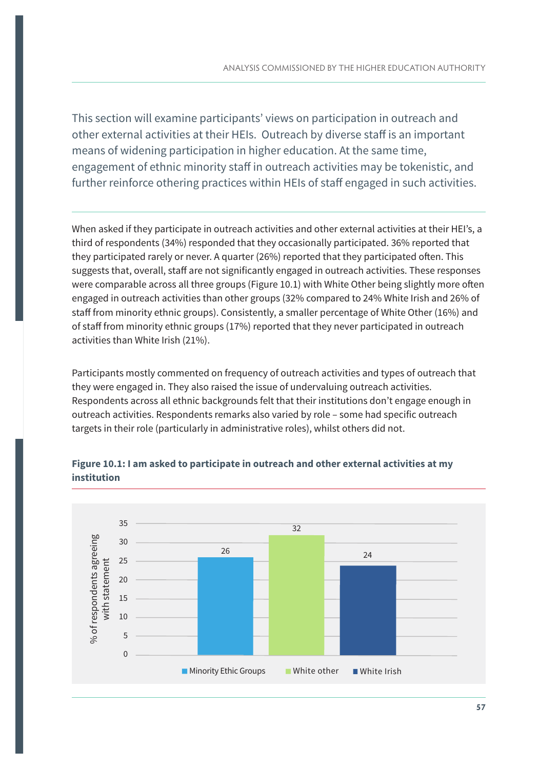This section will examine participants' views on participation in outreach and other external activities at their HEIs. Outreach by diverse staff is an important means of widening participation in higher education. At the same time, engagement of ethnic minority staff in outreach activities may be tokenistic, and further reinforce othering practices within HEIs of staff engaged in such activities.

When asked if they participate in outreach activities and other external activities at their HEI's, a third of respondents (34%) responded that they occasionally participated. 36% reported that they participated rarely or never. A quarter (26%) reported that they participated often. This suggests that, overall, staff are not significantly engaged in outreach activities. These responses were comparable across all three groups (Figure 10.1) with White Other being slightly more often engaged in outreach activities than other groups (32% compared to 24% White Irish and 26% of staff from minority ethnic groups). Consistently, a smaller percentage of White Other (16%) and of staff from minority ethnic groups (17%) reported that they never participated in outreach activities than White Irish (21%).

Participants mostly commented on frequency of outreach activities and types of outreach that they were engaged in. They also raised the issue of undervaluing outreach activities. Respondents across all ethnic backgrounds felt that their institutions don't engage enough in outreach activities. Respondents remarks also varied by role – some had specific outreach targets in their role (particularly in administrative roles), whilst others did not.

**Figure 10.1: I am asked to participate in outreach and other external activities at my institution**

| Group | % of respondents agreeing with statement |
|---|---|
| Minority Ethic Groups | 26 |
| White other | 32 |
| White Irish | 24 |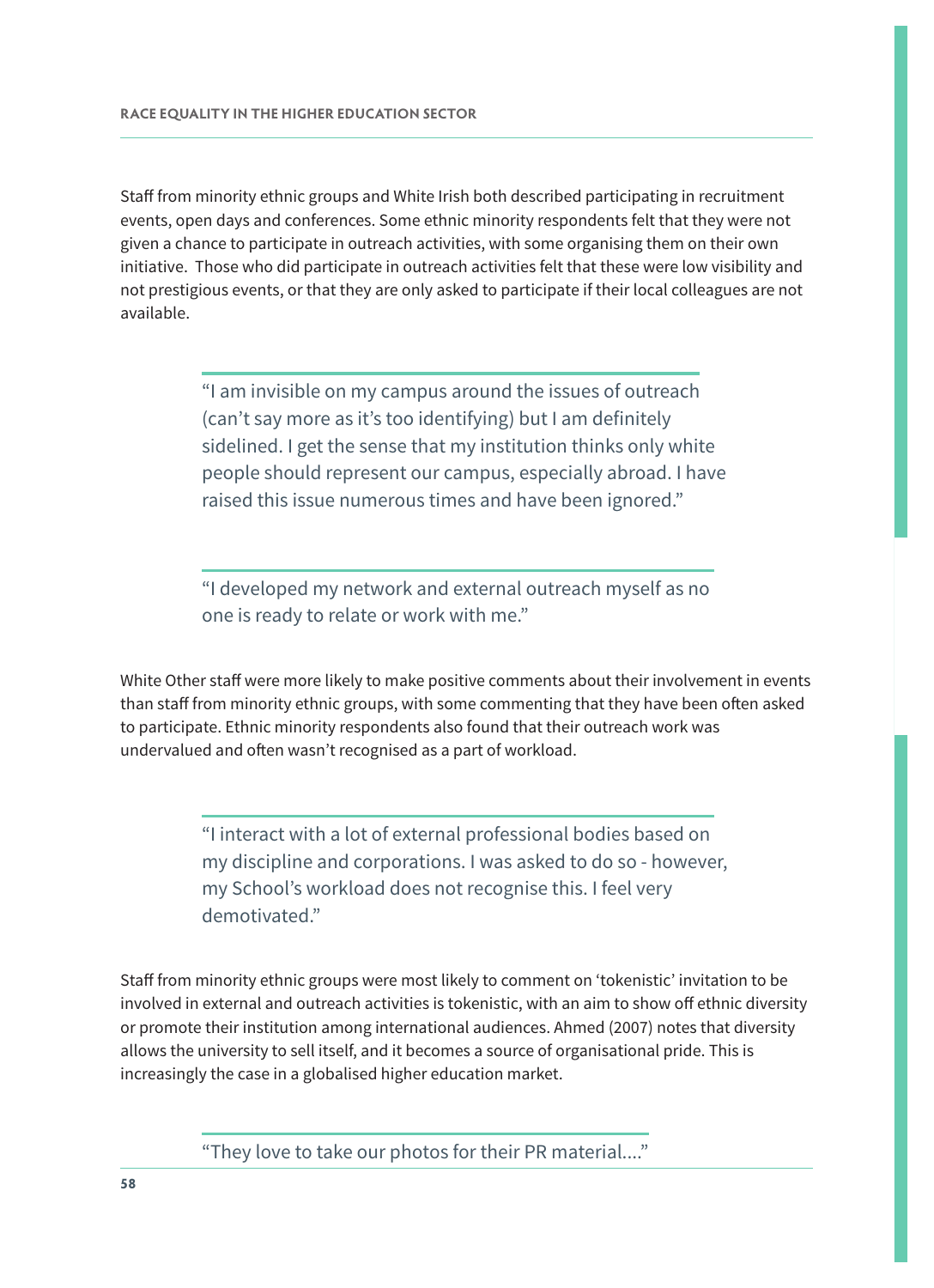Staff from minority ethnic groups and White Irish both described participating in recruitment events, open days and conferences. Some ethnic minority respondents felt that they were not given a chance to participate in outreach activities, with some organising them on their own initiative. Those who did participate in outreach activities felt that these were low visibility and not prestigious events, or that they are only asked to participate if their local colleagues are not available.

> "I am invisible on my campus around the issues of outreach (can't say more as it's too identifying) but I am definitely sidelined. I get the sense that my institution thinks only white people should represent our campus, especially abroad. I have raised this issue numerous times and have been ignored."

> "I developed my network and external outreach myself as no one is ready to relate or work with me."

White Other staff were more likely to make positive comments about their involvement in events than staff from minority ethnic groups, with some commenting that they have been often asked to participate. Ethnic minority respondents also found that their outreach work was undervalued and often wasn't recognised as a part of workload.

> "I interact with a lot of external professional bodies based on my discipline and corporations. I was asked to do so - however, my School's workload does not recognise this. I feel very demotivated."

Staff from minority ethnic groups were most likely to comment on 'tokenistic' invitation to be involved in external and outreach activities is tokenistic, with an aim to show off ethnic diversity or promote their institution among international audiences. Ahmed (2007) notes that diversity allows the university to sell itself, and it becomes a source of organisational pride. This is increasingly the case in a globalised higher education market.

> "They love to take our photos for their PR material...."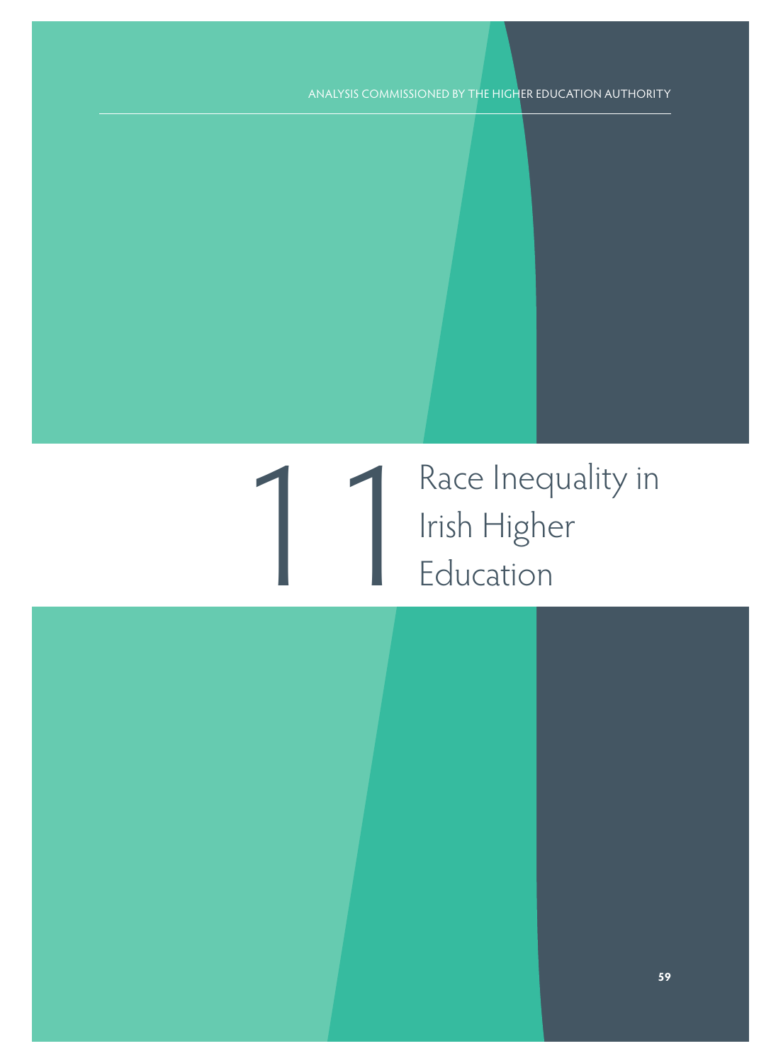# 11 Race Inequality in Irish Higher Education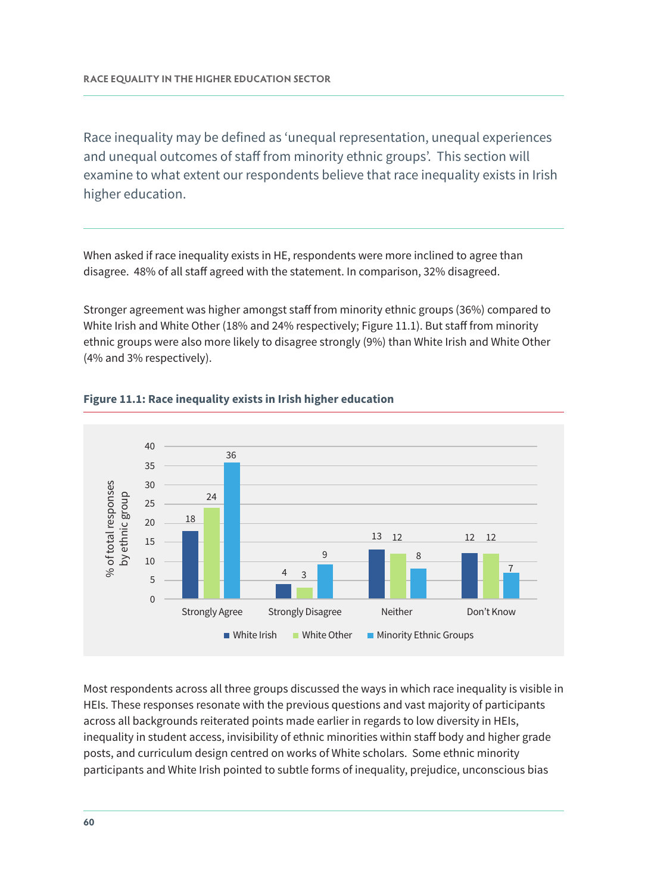Race inequality may be defined as 'unequal representation, unequal experiences and unequal outcomes of staff from minority ethnic groups'. This section will examine to what extent our respondents believe that race inequality exists in Irish higher education.

When asked if race inequality exists in HE, respondents were more inclined to agree than disagree. 48% of all staff agreed with the statement. In comparison, 32% disagreed.

Stronger agreement was higher amongst staff from minority ethnic groups (36%) compared to White Irish and White Other (18% and 24% respectively; Figure 11.1). But staff from minority ethnic groups were also more likely to disagree strongly (9%) than White Irish and White Other (4% and 3% respectively).

**Figure 11.1: Race inequality exists in Irish higher education**

| % of total responses by ethnic group | White Irish | White Other | Minority Ethnic Groups |
|---|---|---|---|
| Strongly Agree | 18 | 24 | 36 |
| Strongly Disagree | 4 | 3 | 9 |
| Neither | 13 | 12 | 8 |
| Don't Know | 12 | 12 | 7 |

Most respondents across all three groups discussed the ways in which race inequality is visible in HEIs. These responses resonate with the previous questions and vast majority of participants across all backgrounds reiterated points made earlier in regards to low diversity in HEIs, inequality in student access, invisibility of ethnic minorities within staff body and higher grade posts, and curriculum design centred on works of White scholars. Some ethnic minority participants and White Irish pointed to subtle forms of inequality, prejudice, unconscious bias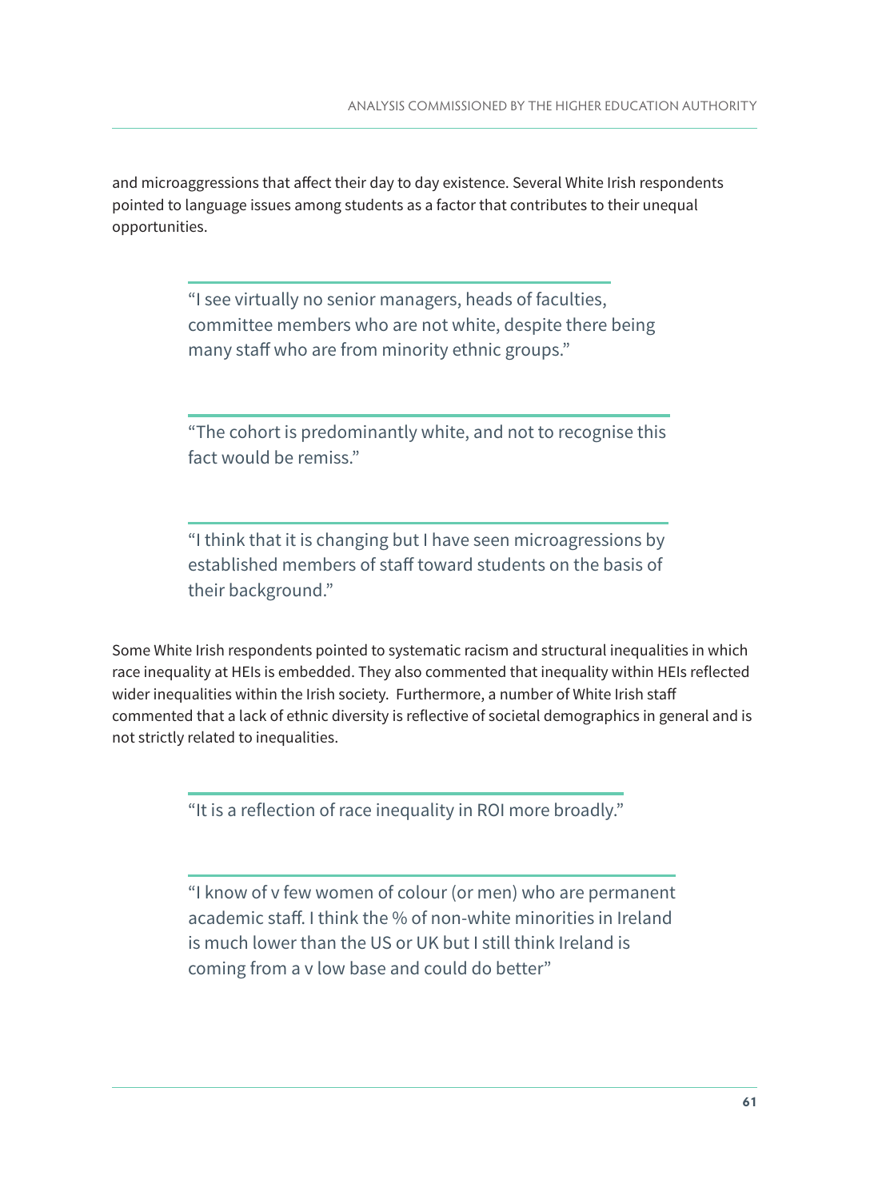and microaggressions that affect their day to day existence. Several White Irish respondents pointed to language issues among students as a factor that contributes to their unequal opportunities.

> "I see virtually no senior managers, heads of faculties, committee members who are not white, despite there being many staff who are from minority ethnic groups."

> "The cohort is predominantly white, and not to recognise this fact would be remiss."

> "I think that it is changing but I have seen microagressions by established members of staff toward students on the basis of their background."

Some White Irish respondents pointed to systematic racism and structural inequalities in which race inequality at HEIs is embedded. They also commented that inequality within HEIs reflected wider inequalities within the Irish society. Furthermore, a number of White Irish staff commented that a lack of ethnic diversity is reflective of societal demographics in general and is not strictly related to inequalities.

> "It is a reflection of race inequality in ROI more broadly."

> "I know of v few women of colour (or men) who are permanent academic staff. I think the % of non-white minorities in Ireland is much lower than the US or UK but I still think Ireland is coming from a v low base and could do better"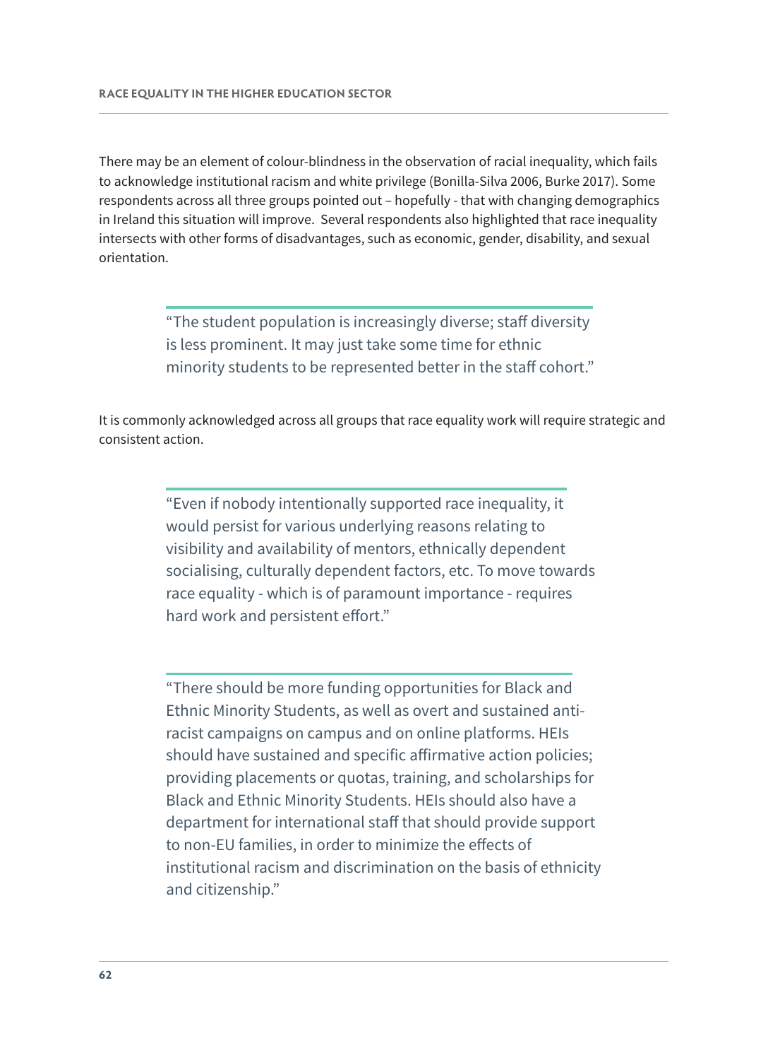There may be an element of colour-blindness in the observation of racial inequality, which fails to acknowledge institutional racism and white privilege (Bonilla-Silva 2006, Burke 2017). Some respondents across all three groups pointed out – hopefully - that with changing demographics in Ireland this situation will improve. Several respondents also highlighted that race inequality intersects with other forms of disadvantages, such as economic, gender, disability, and sexual orientation.

> "The student population is increasingly diverse; staff diversity is less prominent. It may just take some time for ethnic minority students to be represented better in the staff cohort."

It is commonly acknowledged across all groups that race equality work will require strategic and consistent action.

> "Even if nobody intentionally supported race inequality, it would persist for various underlying reasons relating to visibility and availability of mentors, ethnically dependent socialising, culturally dependent factors, etc. To move towards race equality - which is of paramount importance - requires hard work and persistent effort."

> "There should be more funding opportunities for Black and Ethnic Minority Students, as well as overt and sustained anti-racist campaigns on campus and on online platforms. HEIs should have sustained and specific affirmative action policies; providing placements or quotas, training, and scholarships for Black and Ethnic Minority Students. HEIs should also have a department for international staff that should provide support to non-EU families, in order to minimize the effects of institutional racism and discrimination on the basis of ethnicity and citizenship."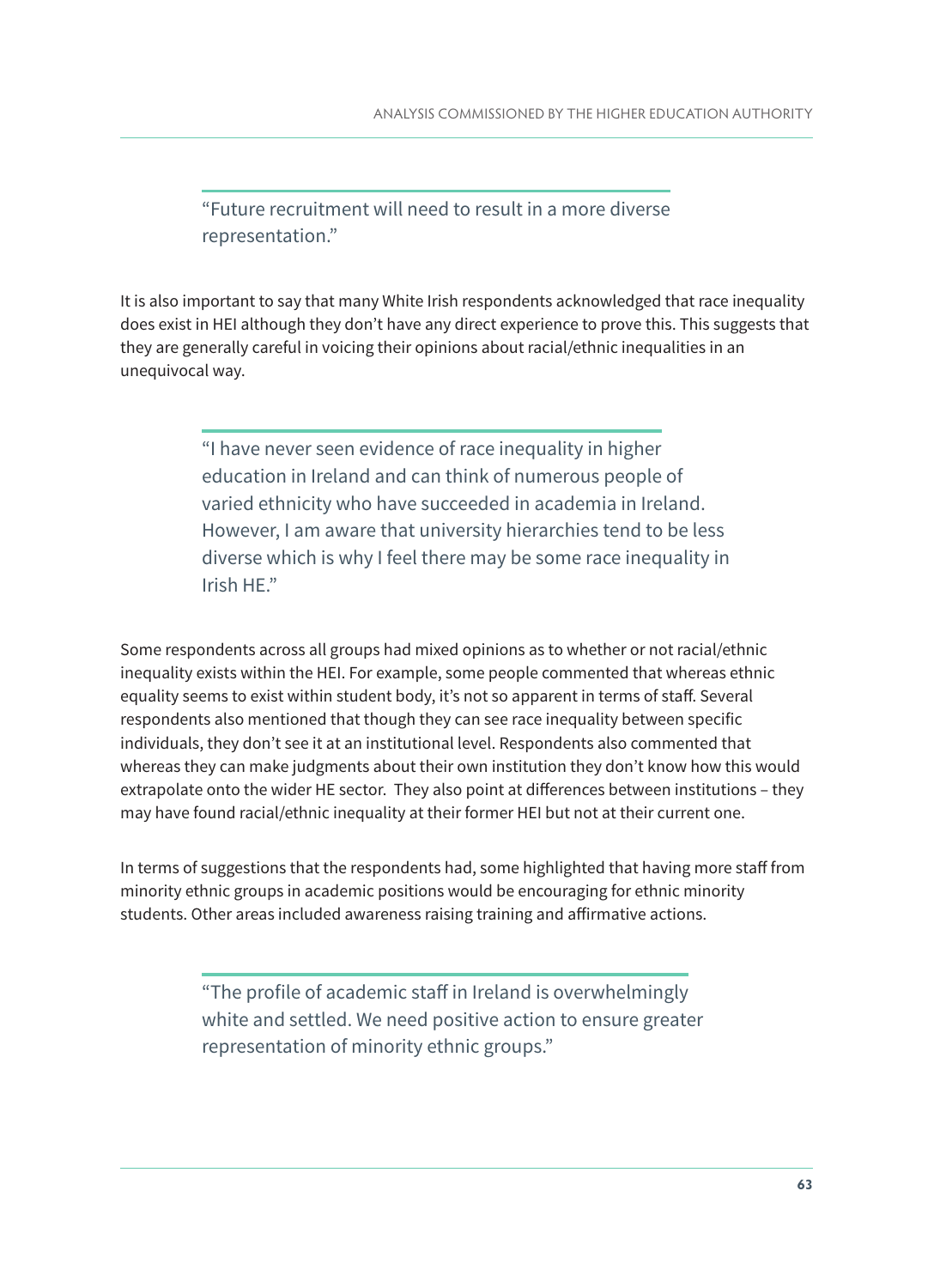> "Future recruitment will need to result in a more diverse representation."

It is also important to say that many White Irish respondents acknowledged that race inequality does exist in HEI although they don't have any direct experience to prove this. This suggests that they are generally careful in voicing their opinions about racial/ethnic inequalities in an unequivocal way.

> "I have never seen evidence of race inequality in higher education in Ireland and can think of numerous people of varied ethnicity who have succeeded in academia in Ireland. However, I am aware that university hierarchies tend to be less diverse which is why I feel there may be some race inequality in Irish HE."

Some respondents across all groups had mixed opinions as to whether or not racial/ethnic inequality exists within the HEI. For example, some people commented that whereas ethnic equality seems to exist within student body, it's not so apparent in terms of staff. Several respondents also mentioned that though they can see race inequality between specific individuals, they don't see it at an institutional level. Respondents also commented that whereas they can make judgments about their own institution they don't know how this would extrapolate onto the wider HE sector. They also point at differences between institutions – they may have found racial/ethnic inequality at their former HEI but not at their current one.

In terms of suggestions that the respondents had, some highlighted that having more staff from minority ethnic groups in academic positions would be encouraging for ethnic minority students. Other areas included awareness raising training and affirmative actions.

> "The profile of academic staff in Ireland is overwhelmingly white and settled. We need positive action to ensure greater representation of minority ethnic groups."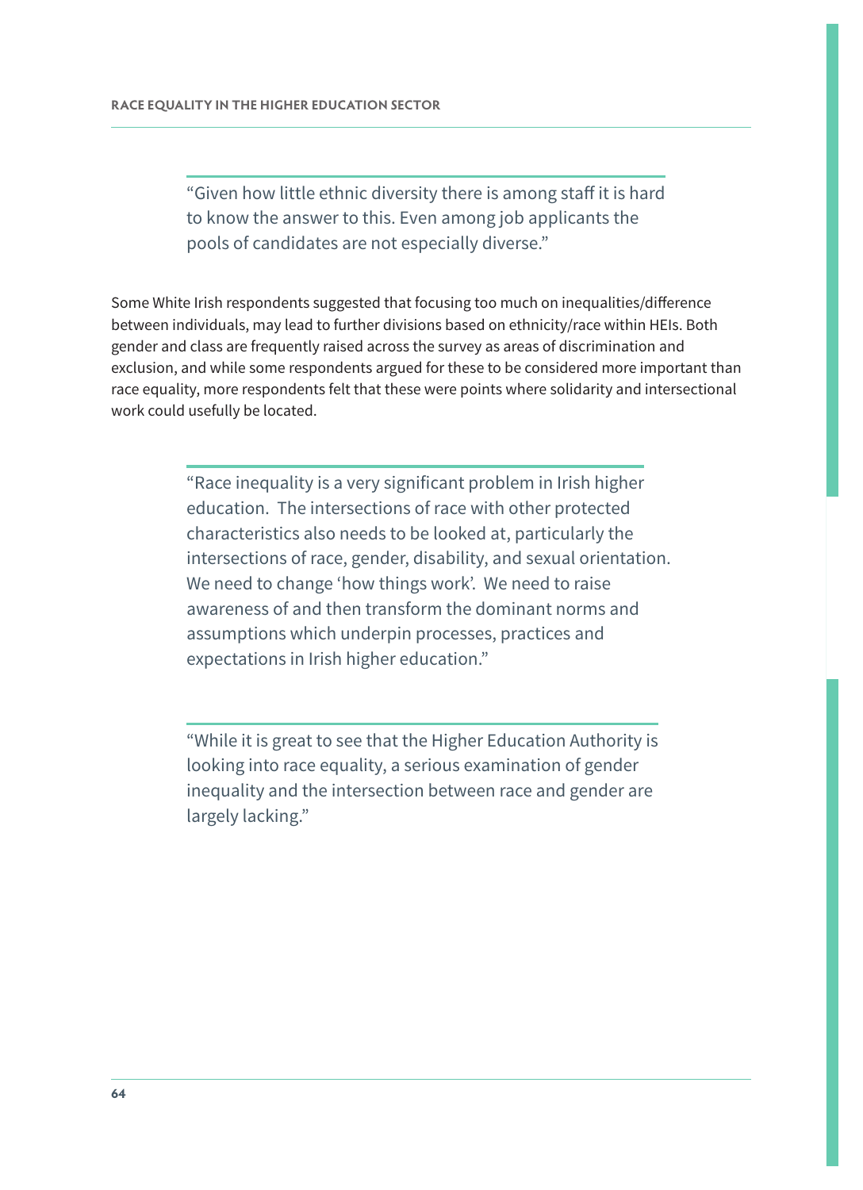> "Given how little ethnic diversity there is among staff it is hard to know the answer to this. Even among job applicants the pools of candidates are not especially diverse."

Some White Irish respondents suggested that focusing too much on inequalities/difference between individuals, may lead to further divisions based on ethnicity/race within HEIs. Both gender and class are frequently raised across the survey as areas of discrimination and exclusion, and while some respondents argued for these to be considered more important than race equality, more respondents felt that these were points where solidarity and intersectional work could usefully be located.

> "Race inequality is a very significant problem in Irish higher education. The intersections of race with other protected characteristics also needs to be looked at, particularly the intersections of race, gender, disability, and sexual orientation. We need to change 'how things work'. We need to raise awareness of and then transform the dominant norms and assumptions which underpin processes, practices and expectations in Irish higher education."

> "While it is great to see that the Higher Education Authority is looking into race equality, a serious examination of gender inequality and the intersection between race and gender are largely lacking."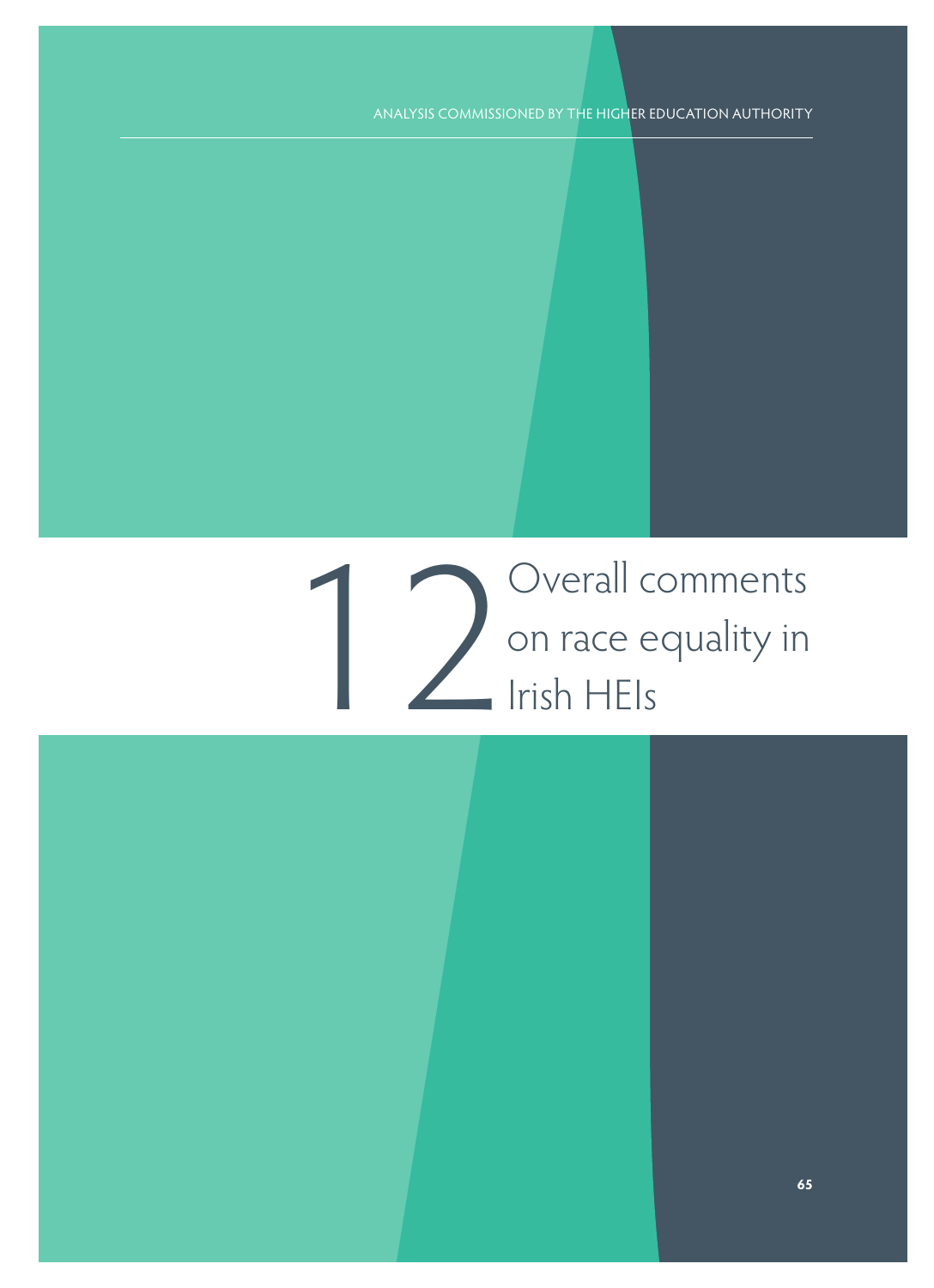# 12 Overall comments on race equality in Irish HEIs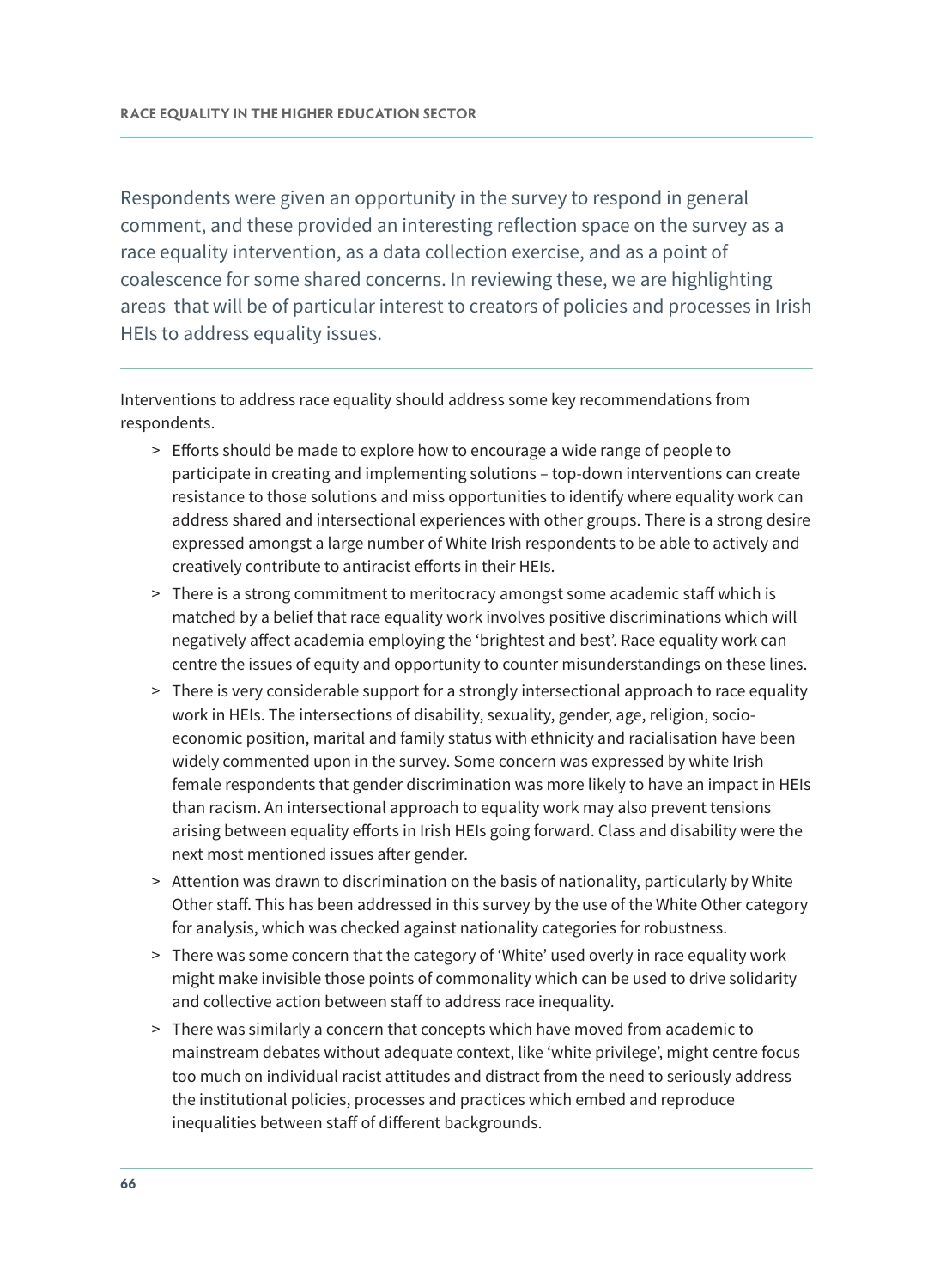Respondents were given an opportunity in the survey to respond in general comment, and these provided an interesting reflection space on the survey as a race equality intervention, as a data collection exercise, and as a point of coalescence for some shared concerns. In reviewing these, we are highlighting areas that will be of particular interest to creators of policies and processes in Irish HEIs to address equality issues.

---

Interventions to address race equality should address some key recommendations from respondents.

> Efforts should be made to explore how to encourage a wide range of people to participate in creating and implementing solutions – top-down interventions can create resistance to those solutions and miss opportunities to identify where equality work can address shared and intersectional experiences with other groups. There is a strong desire expressed amongst a large number of White Irish respondents to be able to actively and creatively contribute to antiracist efforts in their HEIs.

> There is a strong commitment to meritocracy amongst some academic staff which is matched by a belief that race equality work involves positive discriminations which will negatively affect academia employing the 'brightest and best'. Race equality work can centre the issues of equity and opportunity to counter misunderstandings on these lines.

> There is very considerable support for a strongly intersectional approach to race equality work in HEIs. The intersections of disability, sexuality, gender, age, religion, socio-economic position, marital and family status with ethnicity and racialisation have been widely commented upon in the survey. Some concern was expressed by white Irish female respondents that gender discrimination was more likely to have an impact in HEIs than racism. An intersectional approach to equality work may also prevent tensions arising between equality efforts in Irish HEIs going forward. Class and disability were the next most mentioned issues after gender.

> Attention was drawn to discrimination on the basis of nationality, particularly by White Other staff. This has been addressed in this survey by the use of the White Other category for analysis, which was checked against nationality categories for robustness.

> There was some concern that the category of 'White' used overly in race equality work might make invisible those points of commonality which can be used to drive solidarity and collective action between staff to address race inequality.

> There was similarly a concern that concepts which have moved from academic to mainstream debates without adequate context, like 'white privilege', might centre focus too much on individual racist attitudes and distract from the need to seriously address the institutional policies, processes and practices which embed and reproduce inequalities between staff of different backgrounds.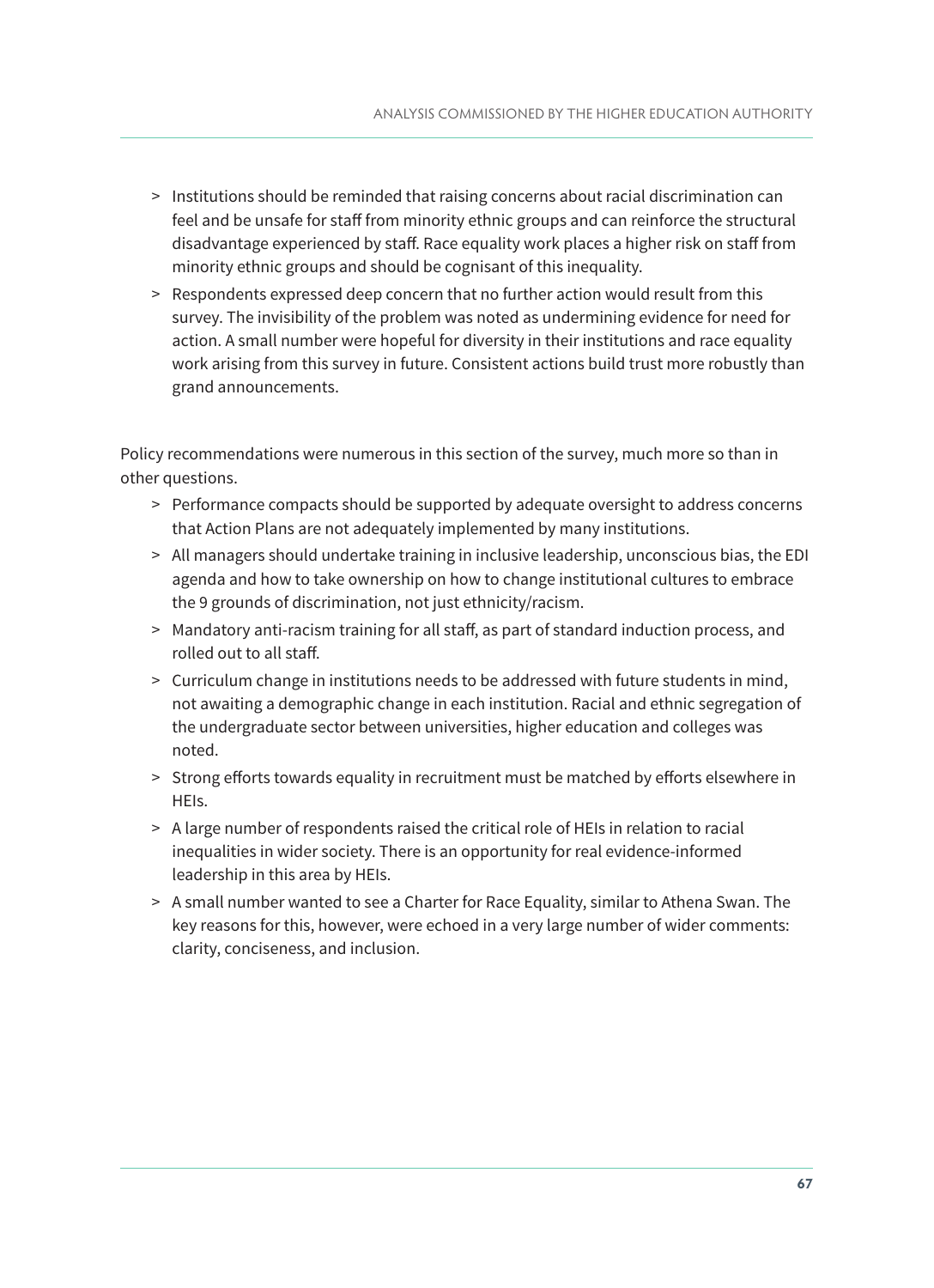- Institutions should be reminded that raising concerns about racial discrimination can feel and be unsafe for staff from minority ethnic groups and can reinforce the structural disadvantage experienced by staff. Race equality work places a higher risk on staff from minority ethnic groups and should be cognisant of this inequality.
- Respondents expressed deep concern that no further action would result from this survey. The invisibility of the problem was noted as undermining evidence for need for action. A small number were hopeful for diversity in their institutions and race equality work arising from this survey in future. Consistent actions build trust more robustly than grand announcements.

Policy recommendations were numerous in this section of the survey, much more so than in other questions.

- Performance compacts should be supported by adequate oversight to address concerns that Action Plans are not adequately implemented by many institutions.
- All managers should undertake training in inclusive leadership, unconscious bias, the EDI agenda and how to take ownership on how to change institutional cultures to embrace the 9 grounds of discrimination, not just ethnicity/racism.
- Mandatory anti-racism training for all staff, as part of standard induction process, and rolled out to all staff.
- Curriculum change in institutions needs to be addressed with future students in mind, not awaiting a demographic change in each institution. Racial and ethnic segregation of the undergraduate sector between universities, higher education and colleges was noted.
- Strong efforts towards equality in recruitment must be matched by efforts elsewhere in HEIs.
- A large number of respondents raised the critical role of HEIs in relation to racial inequalities in wider society. There is an opportunity for real evidence-informed leadership in this area by HEIs.
- A small number wanted to see a Charter for Race Equality, similar to Athena Swan. The key reasons for this, however, were echoed in a very large number of wider comments: clarity, conciseness, and inclusion.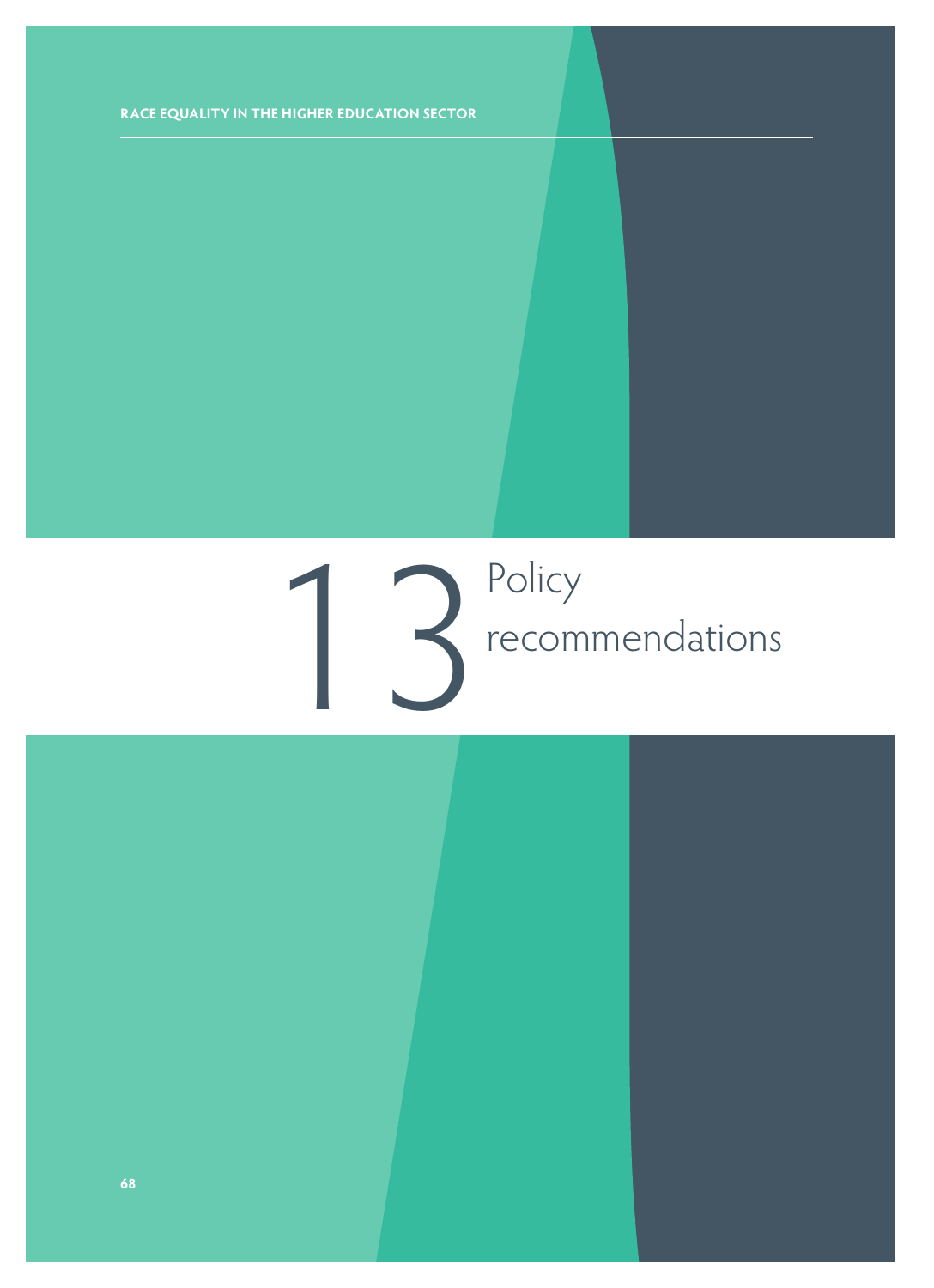# 13 Policy recommendations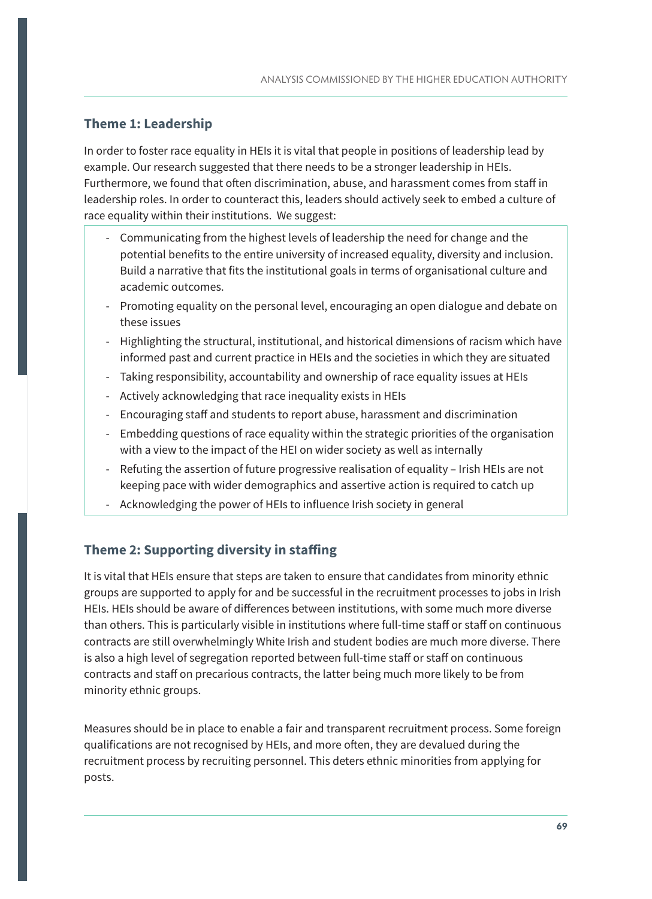### Theme 1: Leadership

In order to foster race equality in HEIs it is vital that people in positions of leadership lead by example. Our research suggested that there needs to be a stronger leadership in HEIs. Furthermore, we found that often discrimination, abuse, and harassment comes from staff in leadership roles. In order to counteract this, leaders should actively seek to embed a culture of race equality within their institutions. We suggest:

- Communicating from the highest levels of leadership the need for change and the potential benefits to the entire university of increased equality, diversity and inclusion. Build a narrative that fits the institutional goals in terms of organisational culture and academic outcomes.
- Promoting equality on the personal level, encouraging an open dialogue and debate on these issues
- Highlighting the structural, institutional, and historical dimensions of racism which have informed past and current practice in HEIs and the societies in which they are situated
- Taking responsibility, accountability and ownership of race equality issues at HEIs
- Actively acknowledging that race inequality exists in HEIs
- Encouraging staff and students to report abuse, harassment and discrimination
- Embedding questions of race equality within the strategic priorities of the organisation with a view to the impact of the HEI on wider society as well as internally
- Refuting the assertion of future progressive realisation of equality – Irish HEIs are not keeping pace with wider demographics and assertive action is required to catch up
- Acknowledging the power of HEIs to influence Irish society in general

### Theme 2: Supporting diversity in staffing

It is vital that HEIs ensure that steps are taken to ensure that candidates from minority ethnic groups are supported to apply for and be successful in the recruitment processes to jobs in Irish HEIs. HEIs should be aware of differences between institutions, with some much more diverse than others. This is particularly visible in institutions where full-time staff or staff on continuous contracts are still overwhelmingly White Irish and student bodies are much more diverse. There is also a high level of segregation reported between full-time staff or staff on continuous contracts and staff on precarious contracts, the latter being much more likely to be from minority ethnic groups.

Measures should be in place to enable a fair and transparent recruitment process. Some foreign qualifications are not recognised by HEIs, and more often, they are devalued during the recruitment process by recruiting personnel. This deters ethnic minorities from applying for posts.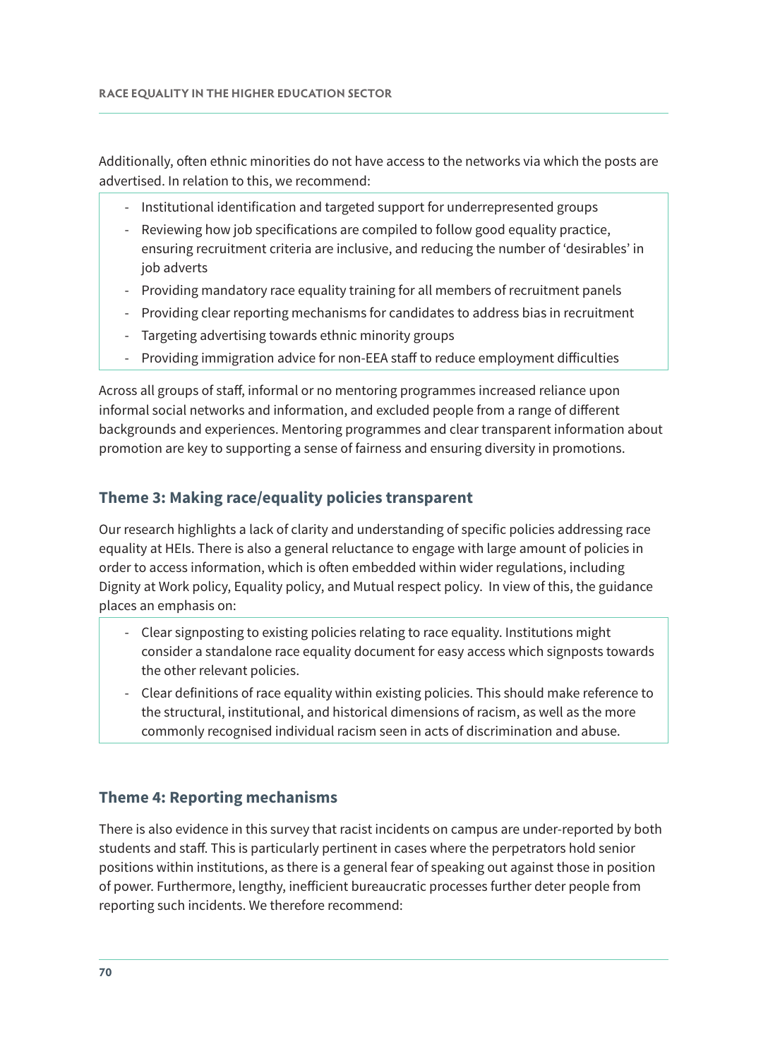Additionally, often ethnic minorities do not have access to the networks via which the posts are advertised. In relation to this, we recommend:

- Institutional identification and targeted support for underrepresented groups
- Reviewing how job specifications are compiled to follow good equality practice, ensuring recruitment criteria are inclusive, and reducing the number of 'desirables' in job adverts
- Providing mandatory race equality training for all members of recruitment panels
- Providing clear reporting mechanisms for candidates to address bias in recruitment
- Targeting advertising towards ethnic minority groups
- Providing immigration advice for non-EEA staff to reduce employment difficulties

Across all groups of staff, informal or no mentoring programmes increased reliance upon informal social networks and information, and excluded people from a range of different backgrounds and experiences. Mentoring programmes and clear transparent information about promotion are key to supporting a sense of fairness and ensuring diversity in promotions.

### Theme 3: Making race/equality policies transparent

Our research highlights a lack of clarity and understanding of specific policies addressing race equality at HEIs. There is also a general reluctance to engage with large amount of policies in order to access information, which is often embedded within wider regulations, including Dignity at Work policy, Equality policy, and Mutual respect policy. In view of this, the guidance places an emphasis on:

- Clear signposting to existing policies relating to race equality. Institutions might consider a standalone race equality document for easy access which signposts towards the other relevant policies.
- Clear definitions of race equality within existing policies. This should make reference to the structural, institutional, and historical dimensions of racism, as well as the more commonly recognised individual racism seen in acts of discrimination and abuse.

### Theme 4: Reporting mechanisms

There is also evidence in this survey that racist incidents on campus are under-reported by both students and staff. This is particularly pertinent in cases where the perpetrators hold senior positions within institutions, as there is a general fear of speaking out against those in position of power. Furthermore, lengthy, inefficient bureaucratic processes further deter people from reporting such incidents. We therefore recommend: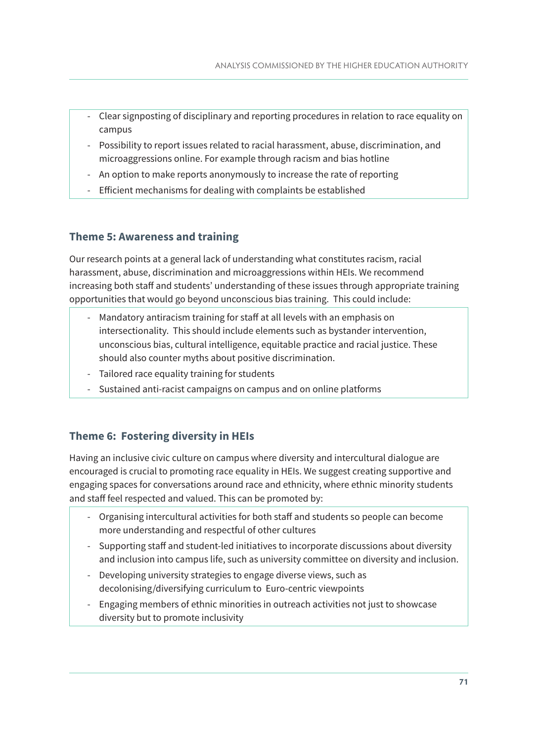- Clear signposting of disciplinary and reporting procedures in relation to race equality on campus
- Possibility to report issues related to racial harassment, abuse, discrimination, and microaggressions online. For example through racism and bias hotline
- An option to make reports anonymously to increase the rate of reporting
- Efficient mechanisms for dealing with complaints be established

### Theme 5: Awareness and training

Our research points at a general lack of understanding what constitutes racism, racial harassment, abuse, discrimination and microaggressions within HEIs. We recommend increasing both staff and students' understanding of these issues through appropriate training opportunities that would go beyond unconscious bias training. This could include:

- Mandatory antiracism training for staff at all levels with an emphasis on intersectionality. This should include elements such as bystander intervention, unconscious bias, cultural intelligence, equitable practice and racial justice. These should also counter myths about positive discrimination.
- Tailored race equality training for students
- Sustained anti-racist campaigns on campus and on online platforms

### Theme 6: Fostering diversity in HEIs

Having an inclusive civic culture on campus where diversity and intercultural dialogue are encouraged is crucial to promoting race equality in HEIs. We suggest creating supportive and engaging spaces for conversations around race and ethnicity, where ethnic minority students and staff feel respected and valued. This can be promoted by:

- Organising intercultural activities for both staff and students so people can become more understanding and respectful of other cultures
- Supporting staff and student-led initiatives to incorporate discussions about diversity and inclusion into campus life, such as university committee on diversity and inclusion.
- Developing university strategies to engage diverse views, such as decolonising/diversifying curriculum to Euro-centric viewpoints
- Engaging members of ethnic minorities in outreach activities not just to showcase diversity but to promote inclusivity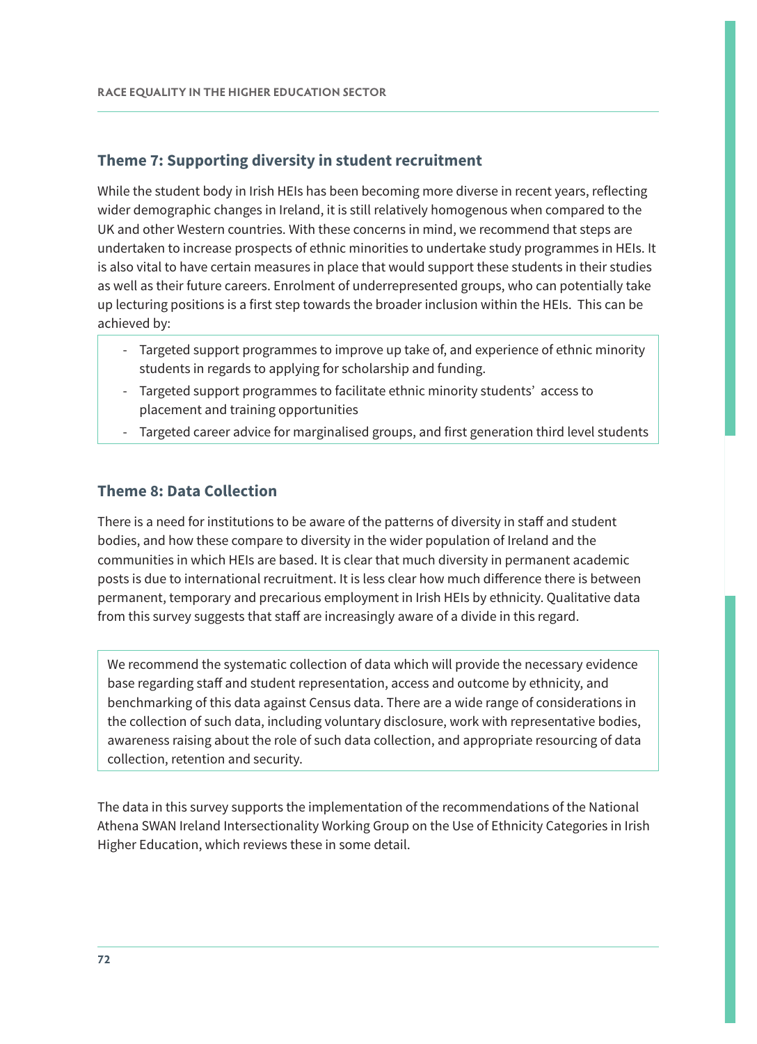## Theme 7: Supporting diversity in student recruitment

While the student body in Irish HEIs has been becoming more diverse in recent years, reflecting wider demographic changes in Ireland, it is still relatively homogenous when compared to the UK and other Western countries. With these concerns in mind, we recommend that steps are undertaken to increase prospects of ethnic minorities to undertake study programmes in HEIs. It is also vital to have certain measures in place that would support these students in their studies as well as their future careers. Enrolment of underrepresented groups, who can potentially take up lecturing positions is a first step towards the broader inclusion within the HEIs. This can be achieved by:

- Targeted support programmes to improve up take of, and experience of ethnic minority students in regards to applying for scholarship and funding.
- Targeted support programmes to facilitate ethnic minority students' access to placement and training opportunities
- Targeted career advice for marginalised groups, and first generation third level students

## Theme 8: Data Collection

There is a need for institutions to be aware of the patterns of diversity in staff and student bodies, and how these compare to diversity in the wider population of Ireland and the communities in which HEIs are based. It is clear that much diversity in permanent academic posts is due to international recruitment. It is less clear how much difference there is between permanent, temporary and precarious employment in Irish HEIs by ethnicity. Qualitative data from this survey suggests that staff are increasingly aware of a divide in this regard.

We recommend the systematic collection of data which will provide the necessary evidence base regarding staff and student representation, access and outcome by ethnicity, and benchmarking of this data against Census data. There are a wide range of considerations in the collection of such data, including voluntary disclosure, work with representative bodies, awareness raising about the role of such data collection, and appropriate resourcing of data collection, retention and security.

The data in this survey supports the implementation of the recommendations of the National Athena SWAN Ireland Intersectionality Working Group on the Use of Ethnicity Categories in Irish Higher Education, which reviews these in some detail.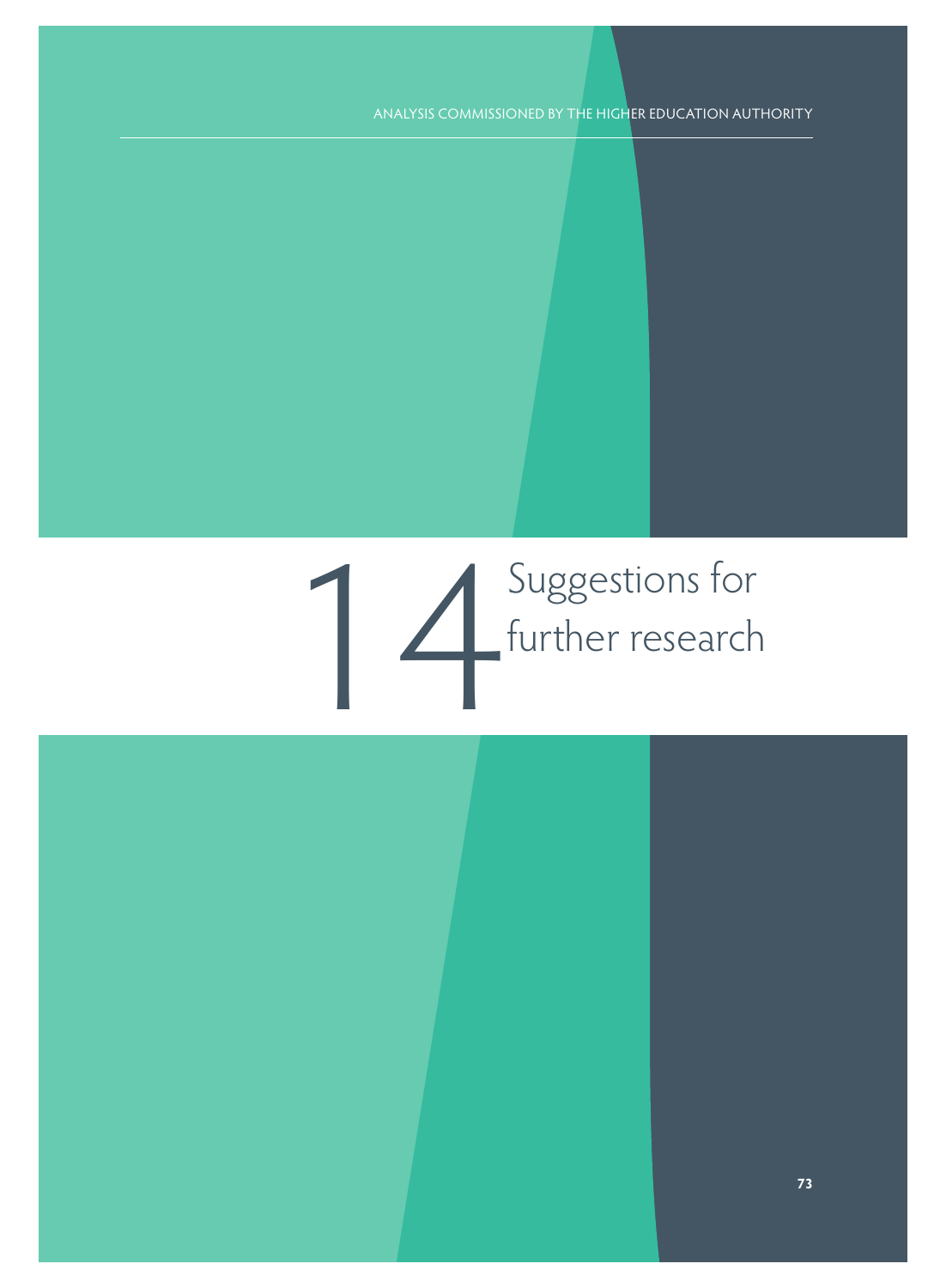# 14 Suggestions for further research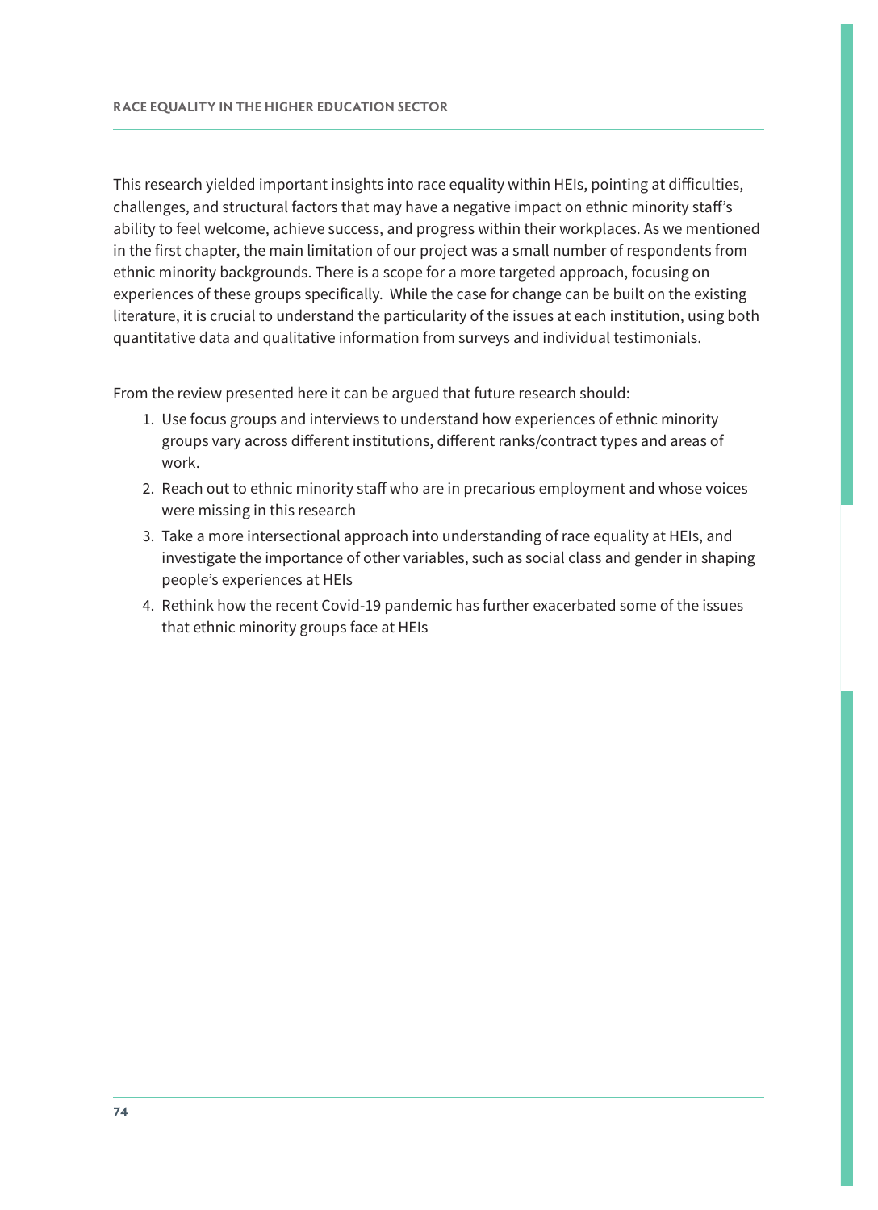This research yielded important insights into race equality within HEIs, pointing at difficulties, challenges, and structural factors that may have a negative impact on ethnic minority staff's ability to feel welcome, achieve success, and progress within their workplaces. As we mentioned in the first chapter, the main limitation of our project was a small number of respondents from ethnic minority backgrounds. There is a scope for a more targeted approach, focusing on experiences of these groups specifically. While the case for change can be built on the existing literature, it is crucial to understand the particularity of the issues at each institution, using both quantitative data and qualitative information from surveys and individual testimonials.

From the review presented here it can be argued that future research should:

1. Use focus groups and interviews to understand how experiences of ethnic minority groups vary across different institutions, different ranks/contract types and areas of work.
2. Reach out to ethnic minority staff who are in precarious employment and whose voices were missing in this research
3. Take a more intersectional approach into understanding of race equality at HEIs, and investigate the importance of other variables, such as social class and gender in shaping people's experiences at HEIs
4. Rethink how the recent Covid-19 pandemic has further exacerbated some of the issues that ethnic minority groups face at HEIs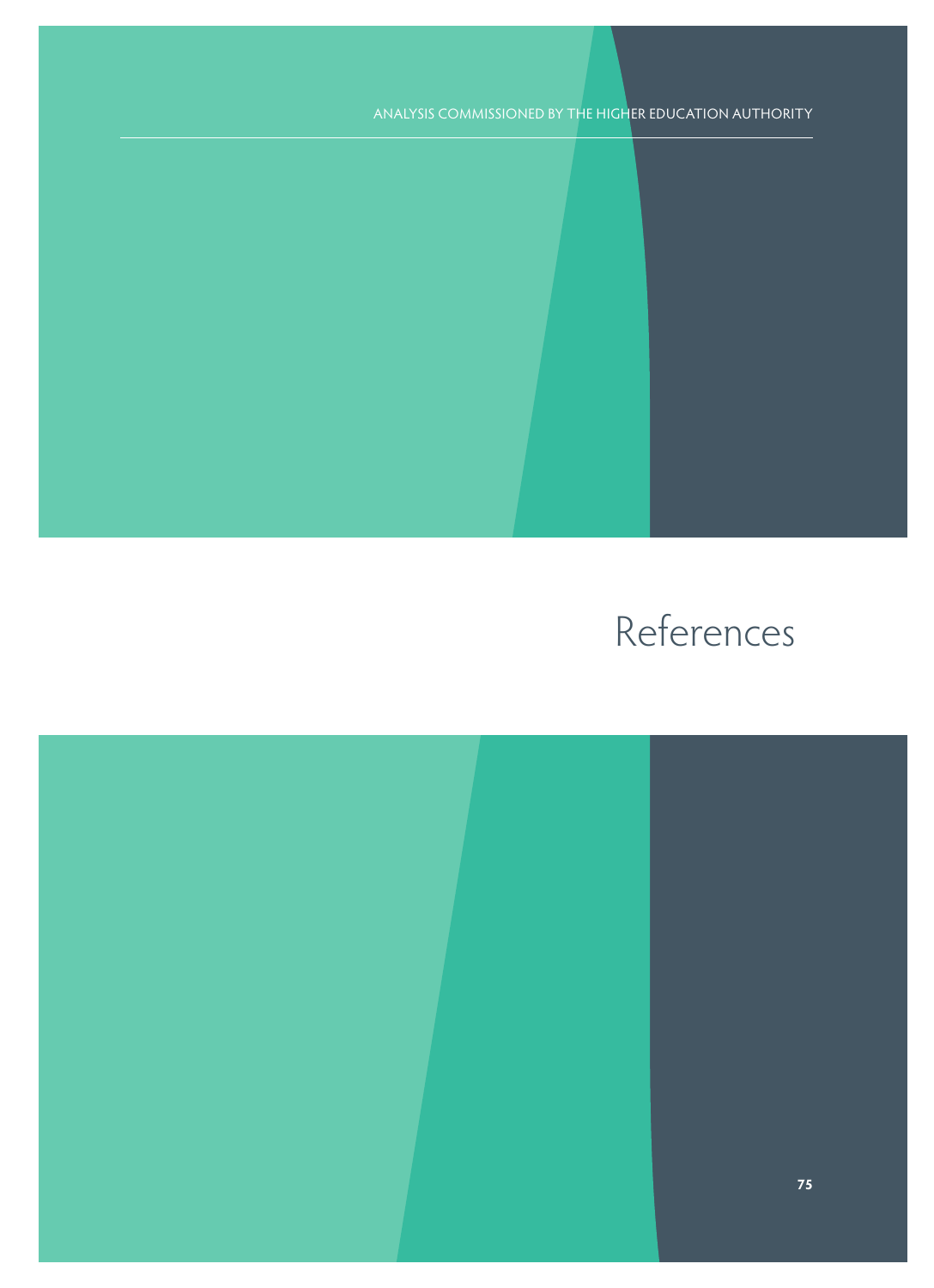# References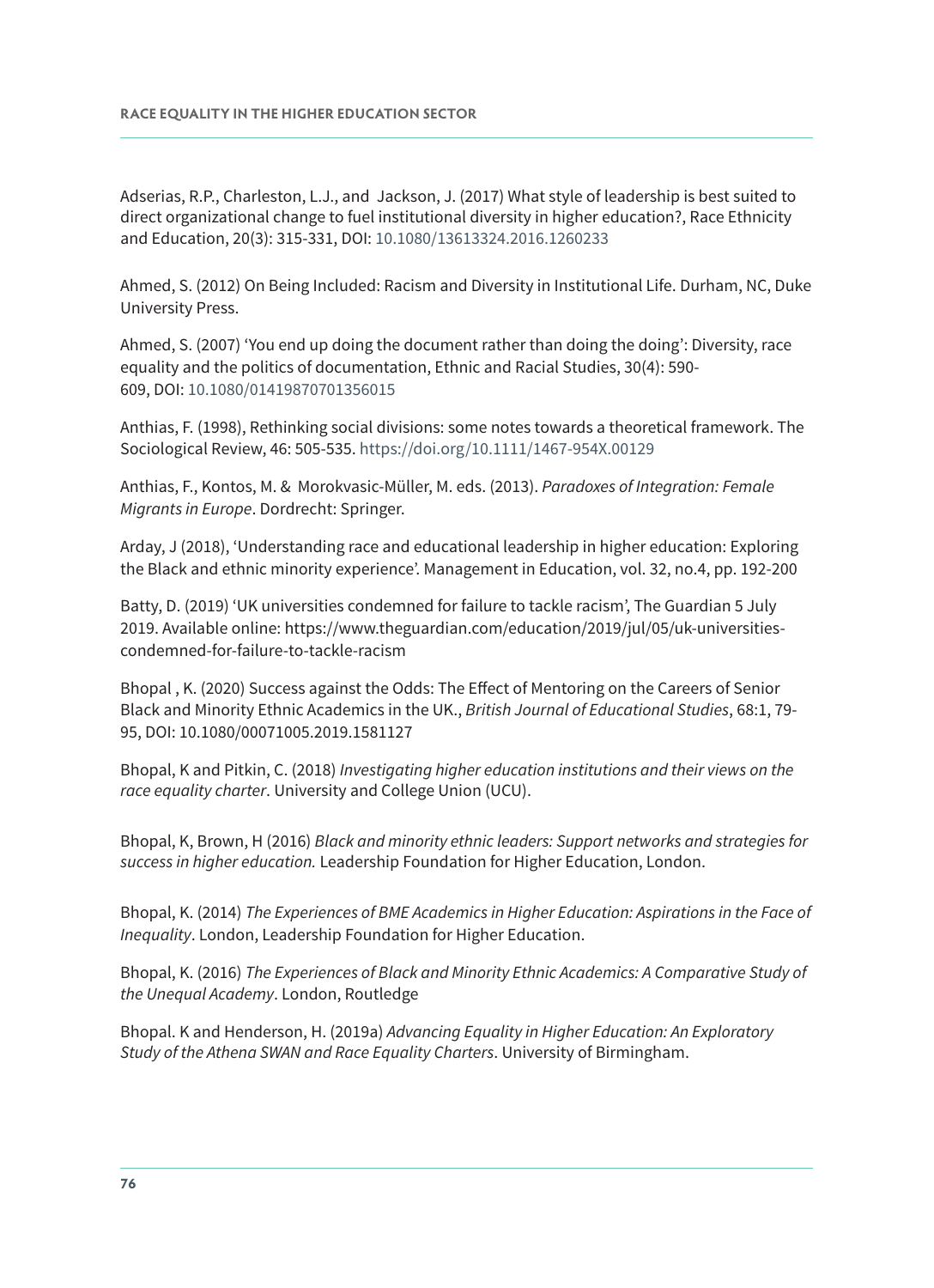Adserias, R.P., Charleston, L.J., and  Jackson, J. (2017) What style of leadership is best suited to direct organizational change to fuel institutional diversity in higher education?, Race Ethnicity and Education, 20(3): 315-331, DOI: 10.1080/13613324.2016.1260233

Ahmed, S. (2012) On Being Included: Racism and Diversity in Institutional Life. Durham, NC, Duke University Press.

Ahmed, S. (2007) 'You end up doing the document rather than doing the doing': Diversity, race equality and the politics of documentation, Ethnic and Racial Studies, 30(4): 590-609, DOI: 10.1080/01419870701356015

Anthias, F. (1998), Rethinking social divisions: some notes towards a theoretical framework. The Sociological Review, 46: 505-535. https://doi.org/10.1111/1467-954X.00129

Anthias, F., Kontos, M. &  Morokvasic-Müller, M. eds. (2013). *Paradoxes of Integration: Female Migrants in Europe*. Dordrecht: Springer.

Arday, J (2018), 'Understanding race and educational leadership in higher education: Exploring the Black and ethnic minority experience'. Management in Education, vol. 32, no.4, pp. 192-200

Batty, D. (2019) 'UK universities condemned for failure to tackle racism', The Guardian 5 July 2019. Available online: https://www.theguardian.com/education/2019/jul/05/uk-universities-condemned-for-failure-to-tackle-racism

Bhopal , K. (2020) Success against the Odds: The Effect of Mentoring on the Careers of Senior Black and Minority Ethnic Academics in the UK., *British Journal of Educational Studies*, 68:1, 79-95, DOI: 10.1080/00071005.2019.1581127

Bhopal, K and Pitkin, C. (2018) *Investigating higher education institutions and their views on the race equality charter*. University and College Union (UCU).

Bhopal, K, Brown, H (2016) *Black and minority ethnic leaders: Support networks and strategies for success in higher education.* Leadership Foundation for Higher Education, London.

Bhopal, K. (2014) *The Experiences of BME Academics in Higher Education: Aspirations in the Face of Inequality*. London, Leadership Foundation for Higher Education.

Bhopal, K. (2016) *The Experiences of Black and Minority Ethnic Academics: A Comparative Study of the Unequal Academy*. London, Routledge

Bhopal. K and Henderson, H. (2019a) *Advancing Equality in Higher Education: An Exploratory Study of the Athena SWAN and Race Equality Charters*. University of Birmingham.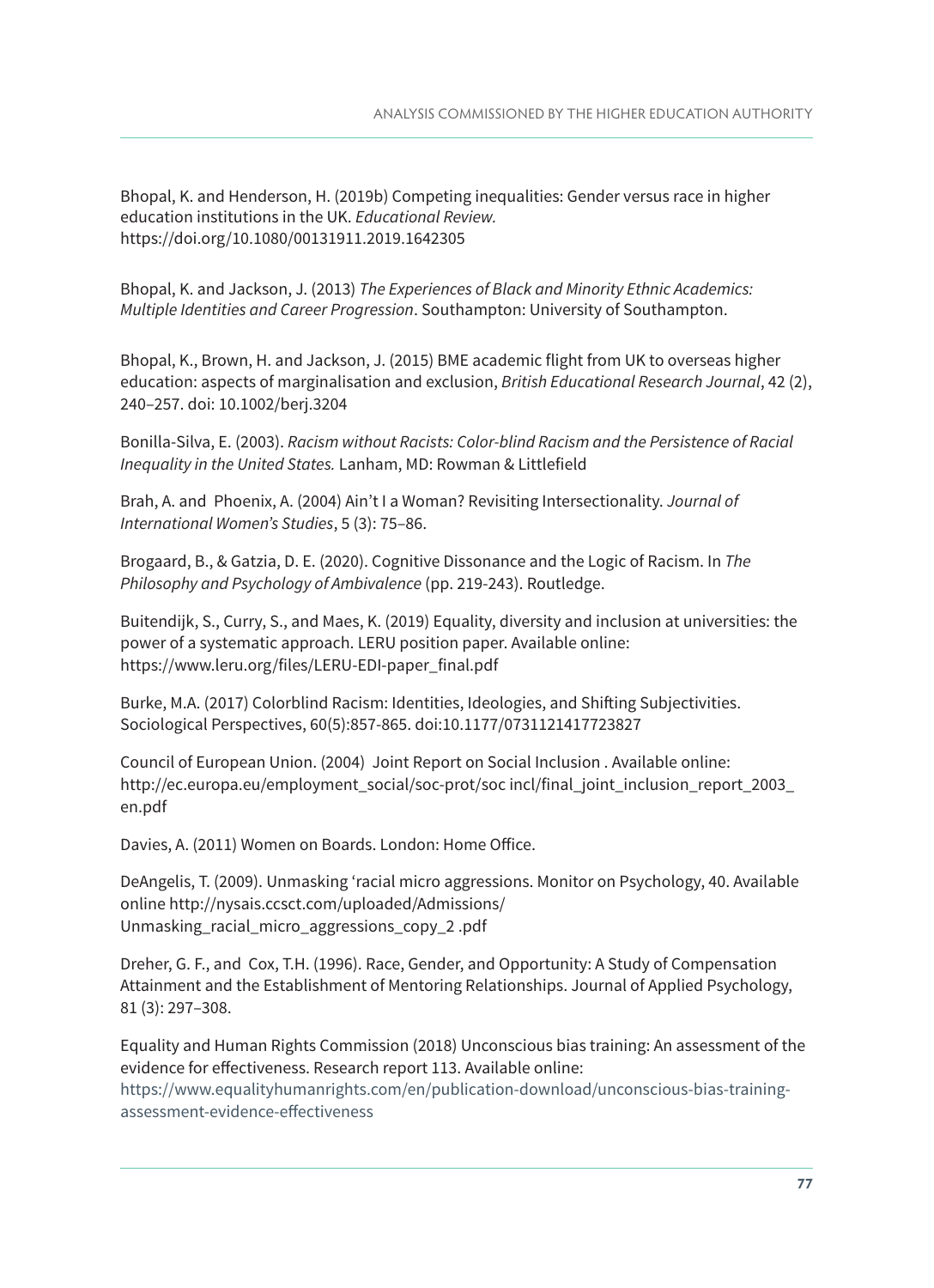Bhopal, K. and Henderson, H. (2019b) Competing inequalities: Gender versus race in higher education institutions in the UK. *Educational Review.* https://doi.org/10.1080/00131911.2019.1642305

Bhopal, K. and Jackson, J. (2013) *The Experiences of Black and Minority Ethnic Academics: Multiple Identities and Career Progression*. Southampton: University of Southampton.

Bhopal, K., Brown, H. and Jackson, J. (2015) BME academic flight from UK to overseas higher education: aspects of marginalisation and exclusion, *British Educational Research Journal*, 42 (2), 240–257. doi: 10.1002/berj.3204

Bonilla-Silva, E. (2003). *Racism without Racists: Color-blind Racism and the Persistence of Racial Inequality in the United States.* Lanham, MD: Rowman & Littlefield

Brah, A. and Phoenix, A. (2004) Ain't I a Woman? Revisiting Intersectionality. *Journal of International Women's Studies*, 5 (3): 75–86.

Brogaard, B., & Gatzia, D. E. (2020). Cognitive Dissonance and the Logic of Racism. In *The Philosophy and Psychology of Ambivalence* (pp. 219-243). Routledge.

Buitendijk, S., Curry, S., and Maes, K. (2019) Equality, diversity and inclusion at universities: the power of a systematic approach. LERU position paper. Available online: https://www.leru.org/files/LERU-EDI-paper_final.pdf

Burke, M.A. (2017) Colorblind Racism: Identities, Ideologies, and Shifting Subjectivities. Sociological Perspectives, 60(5):857-865. doi:10.1177/0731121417723827

Council of European Union. (2004) Joint Report on Social Inclusion . Available online: http://ec.europa.eu/employment_social/soc-prot/soc incl/final_joint_inclusion_report_2003_en.pdf

Davies, A. (2011) Women on Boards. London: Home Office.

DeAngelis, T. (2009). Unmasking 'racial micro aggressions. Monitor on Psychology, 40. Available online http://nysais.ccsct.com/uploaded/Admissions/Unmasking_racial_micro_aggressions_copy_2 .pdf

Dreher, G. F., and Cox, T.H. (1996). Race, Gender, and Opportunity: A Study of Compensation Attainment and the Establishment of Mentoring Relationships. Journal of Applied Psychology, 81 (3): 297–308.

Equality and Human Rights Commission (2018) Unconscious bias training: An assessment of the evidence for effectiveness. Research report 113. Available online: https://www.equalityhumanrights.com/en/publication-download/unconscious-bias-training-assessment-evidence-effectiveness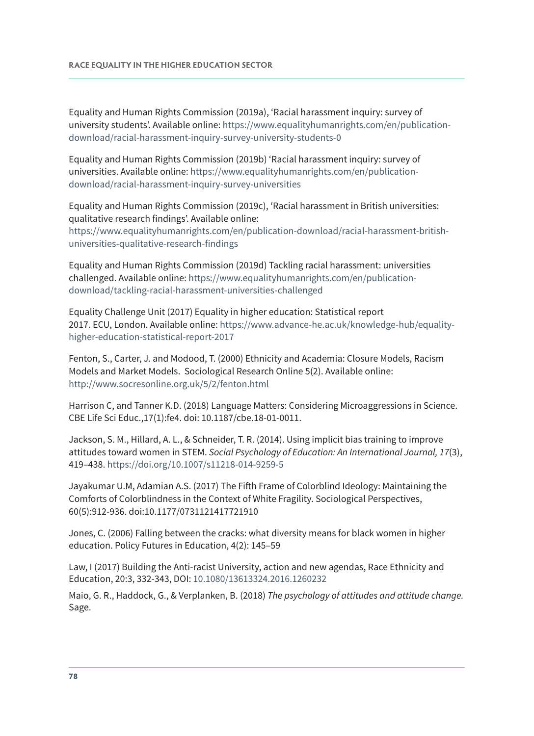Equality and Human Rights Commission (2019a), 'Racial harassment inquiry: survey of university students'. Available online: https://www.equalityhumanrights.com/en/publication-download/racial-harassment-inquiry-survey-university-students-0

Equality and Human Rights Commission (2019b) 'Racial harassment inquiry: survey of universities. Available online: https://www.equalityhumanrights.com/en/publication-download/racial-harassment-inquiry-survey-universities

Equality and Human Rights Commission (2019c), 'Racial harassment in British universities: qualitative research findings'. Available online: https://www.equalityhumanrights.com/en/publication-download/racial-harassment-british-universities-qualitative-research-findings

Equality and Human Rights Commission (2019d) Tackling racial harassment: universities challenged. Available online: https://www.equalityhumanrights.com/en/publication-download/tackling-racial-harassment-universities-challenged

Equality Challenge Unit (2017) Equality in higher education: Statistical report 2017. ECU, London. Available online: https://www.advance-he.ac.uk/knowledge-hub/equality-higher-education-statistical-report-2017

Fenton, S., Carter, J. and Modood, T. (2000) Ethnicity and Academia: Closure Models, Racism Models and Market Models. Sociological Research Online 5(2). Available online: http://www.socresonline.org.uk/5/2/fenton.html

Harrison C, and Tanner K.D. (2018) Language Matters: Considering Microaggressions in Science. CBE Life Sci Educ.,17(1):fe4. doi: 10.1187/cbe.18-01-0011.

Jackson, S. M., Hillard, A. L., & Schneider, T. R. (2014). Using implicit bias training to improve attitudes toward women in STEM. *Social Psychology of Education: An International Journal, 17*(3), 419–438. https://doi.org/10.1007/s11218-014-9259-5

Jayakumar U.M, Adamian A.S. (2017) The Fifth Frame of Colorblind Ideology: Maintaining the Comforts of Colorblindness in the Context of White Fragility. Sociological Perspectives, 60(5):912-936. doi:10.1177/0731121417721910

Jones, C. (2006) Falling between the cracks: what diversity means for black women in higher education. Policy Futures in Education, 4(2): 145–59

Law, I (2017) Building the Anti-racist University, action and new agendas, Race Ethnicity and Education, 20:3, 332-343, DOI: 10.1080/13613324.2016.1260232

Maio, G. R., Haddock, G., & Verplanken, B. (2018) *The psychology of attitudes and attitude change.* Sage.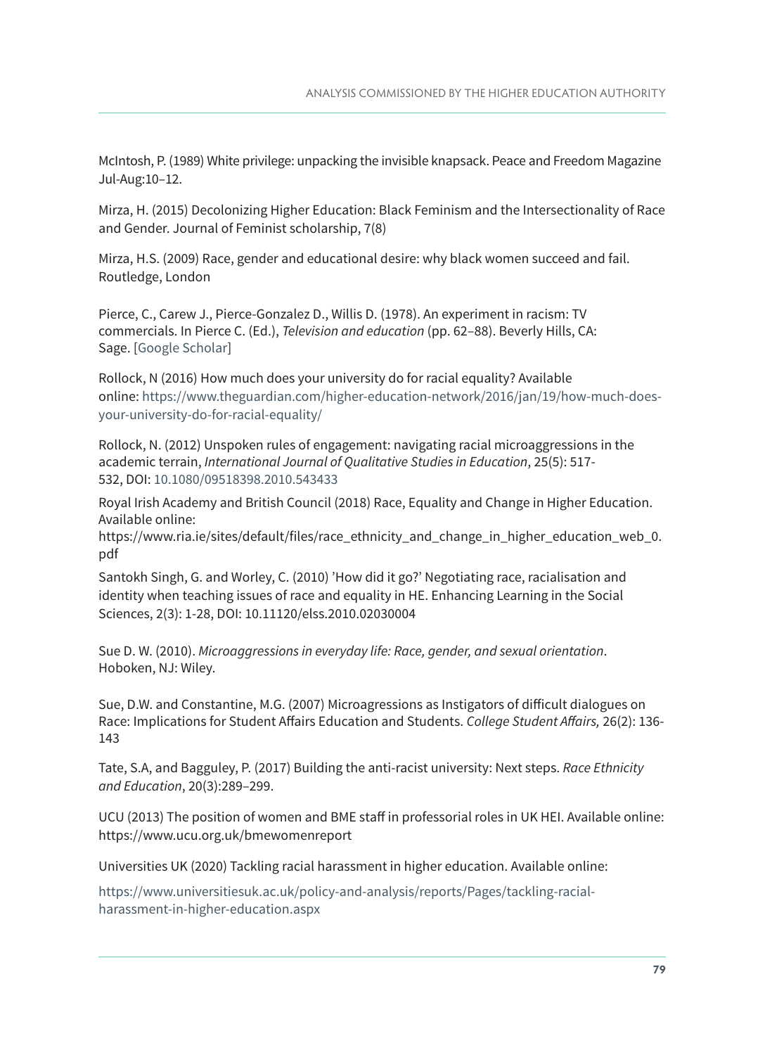McIntosh, P. (1989) White privilege: unpacking the invisible knapsack. Peace and Freedom Magazine Jul-Aug:10–12.

Mirza, H. (2015) Decolonizing Higher Education: Black Feminism and the Intersectionality of Race and Gender. Journal of Feminist scholarship, 7(8)

Mirza, H.S. (2009) Race, gender and educational desire: why black women succeed and fail. Routledge, London

Pierce, C., Carew J., Pierce-Gonzalez D., Willis D. (1978). An experiment in racism: TV commercials. In Pierce C. (Ed.), *Television and education* (pp. 62–88). Beverly Hills, CA: Sage. [Google Scholar]

Rollock, N (2016) How much does your university do for racial equality? Available online: https://www.theguardian.com/higher-education-network/2016/jan/19/how-much-does-your-university-do-for-racial-equality/

Rollock, N. (2012) Unspoken rules of engagement: navigating racial microaggressions in the academic terrain, *International Journal of Qualitative Studies in Education*, 25(5): 517-532, DOI: 10.1080/09518398.2010.543433

Royal Irish Academy and British Council (2018) Race, Equality and Change in Higher Education. Available online: https://www.ria.ie/sites/default/files/race_ethnicity_and_change_in_higher_education_web_0.pdf

Santokh Singh, G. and Worley, C. (2010) 'How did it go?' Negotiating race, racialisation and identity when teaching issues of race and equality in HE. Enhancing Learning in the Social Sciences, 2(3): 1-28, DOI: 10.11120/elss.2010.02030004

Sue D. W. (2010). *Microaggressions in everyday life: Race, gender, and sexual orientation*. Hoboken, NJ: Wiley.

Sue, D.W. and Constantine, M.G. (2007) Microagressions as Instigators of difficult dialogues on Race: Implications for Student Affairs Education and Students. *College Student Affairs,* 26(2): 136-143

Tate, S.A, and Bagguley, P. (2017) Building the anti-racist university: Next steps. *Race Ethnicity and Education*, 20(3):289–299.

UCU (2013) The position of women and BME staff in professorial roles in UK HEI. Available online: https://www.ucu.org.uk/bmewomenreport

Universities UK (2020) Tackling racial harassment in higher education. Available online:

https://www.universitiesuk.ac.uk/policy-and-analysis/reports/Pages/tackling-racial-harassment-in-higher-education.aspx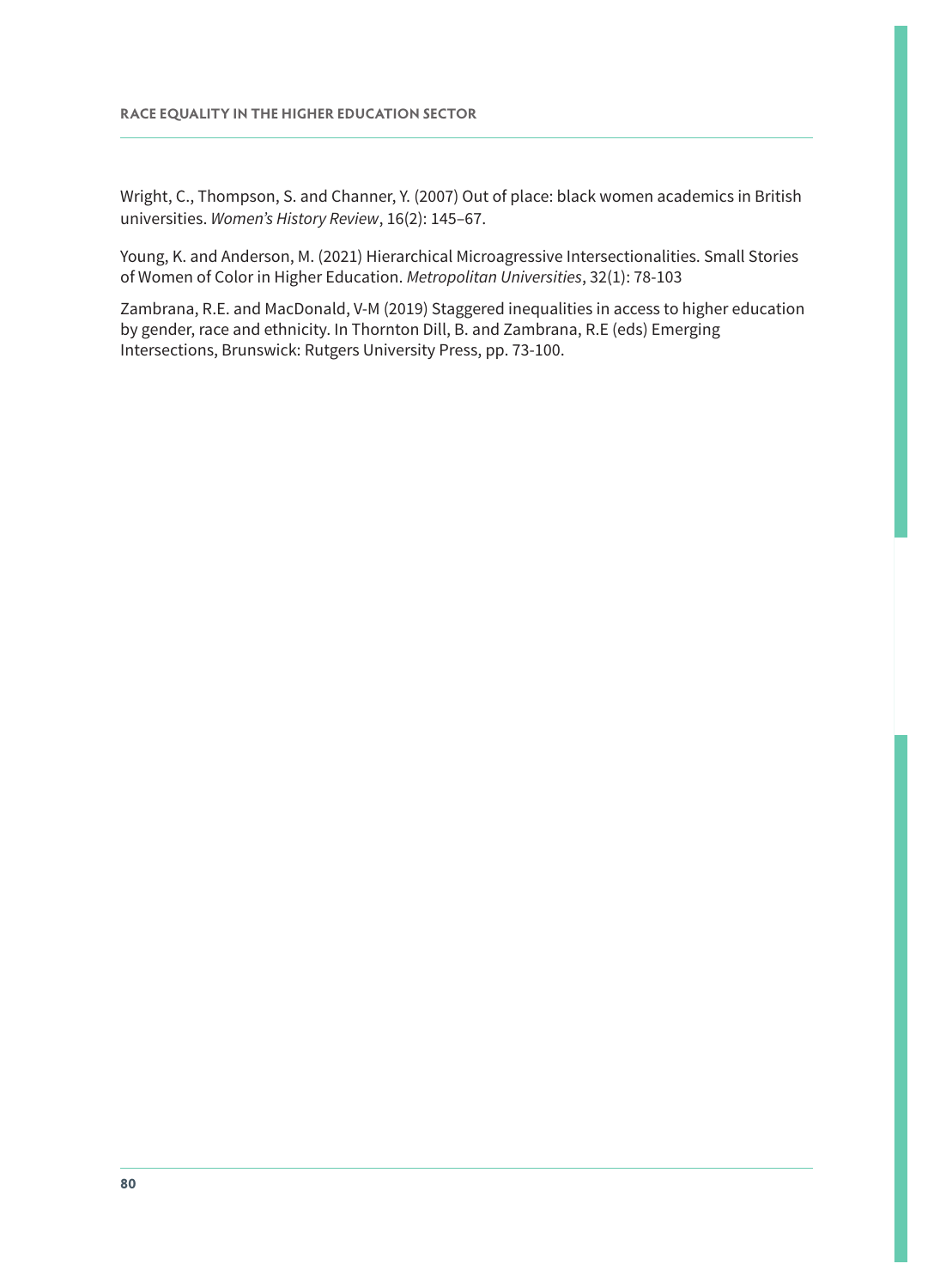Wright, C., Thompson, S. and Channer, Y. (2007) Out of place: black women academics in British universities. *Women's History Review*, 16(2): 145–67.

Young, K. and Anderson, M. (2021) Hierarchical Microagressive Intersectionalities. Small Stories of Women of Color in Higher Education. *Metropolitan Universities*, 32(1): 78-103

Zambrana, R.E. and MacDonald, V-M (2019) Staggered inequalities in access to higher education by gender, race and ethnicity. In Thornton Dill, B. and Zambrana, R.E (eds) Emerging Intersections, Brunswick: Rutgers University Press, pp. 73-100.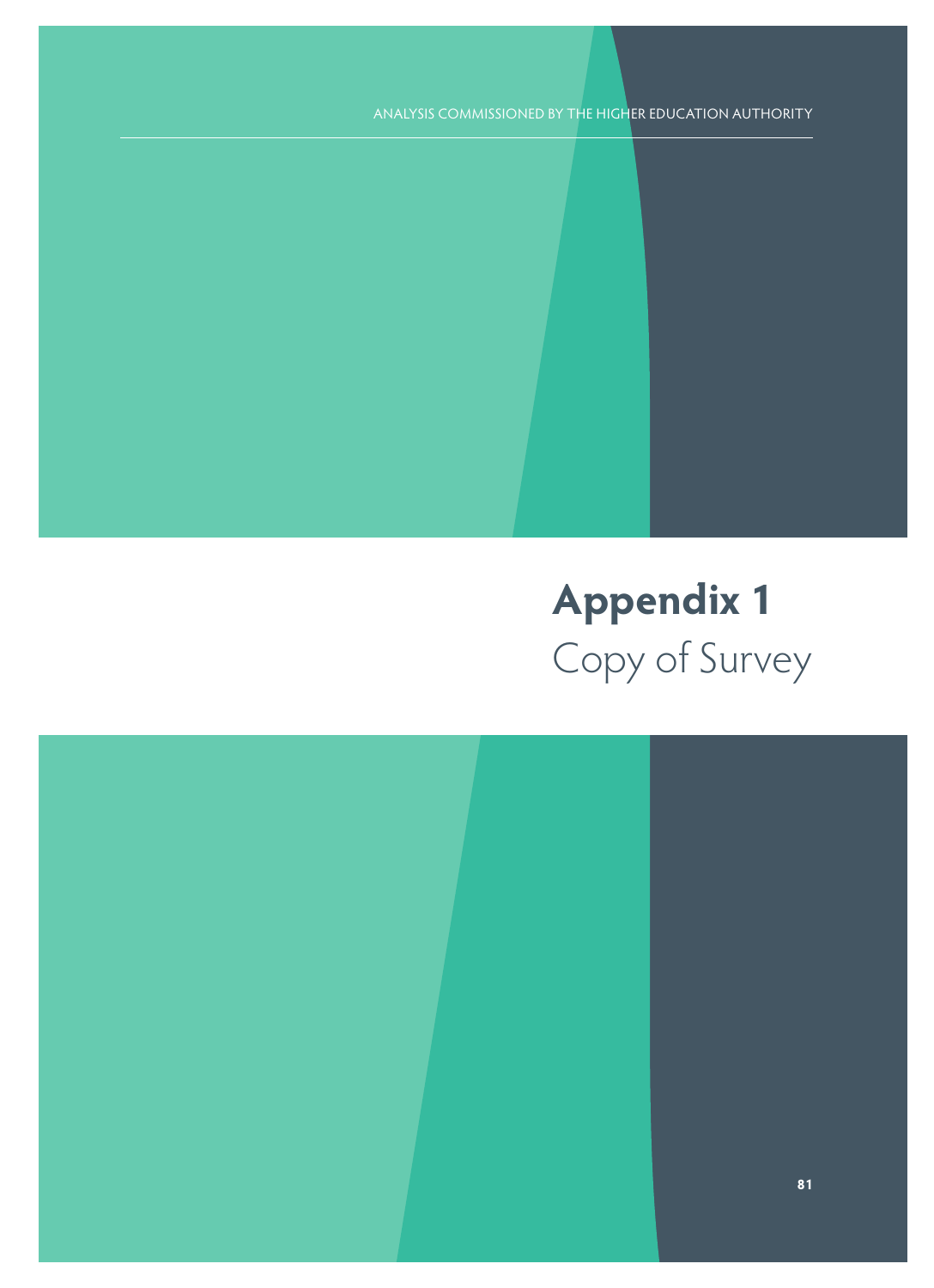# Appendix 1
Copy of Survey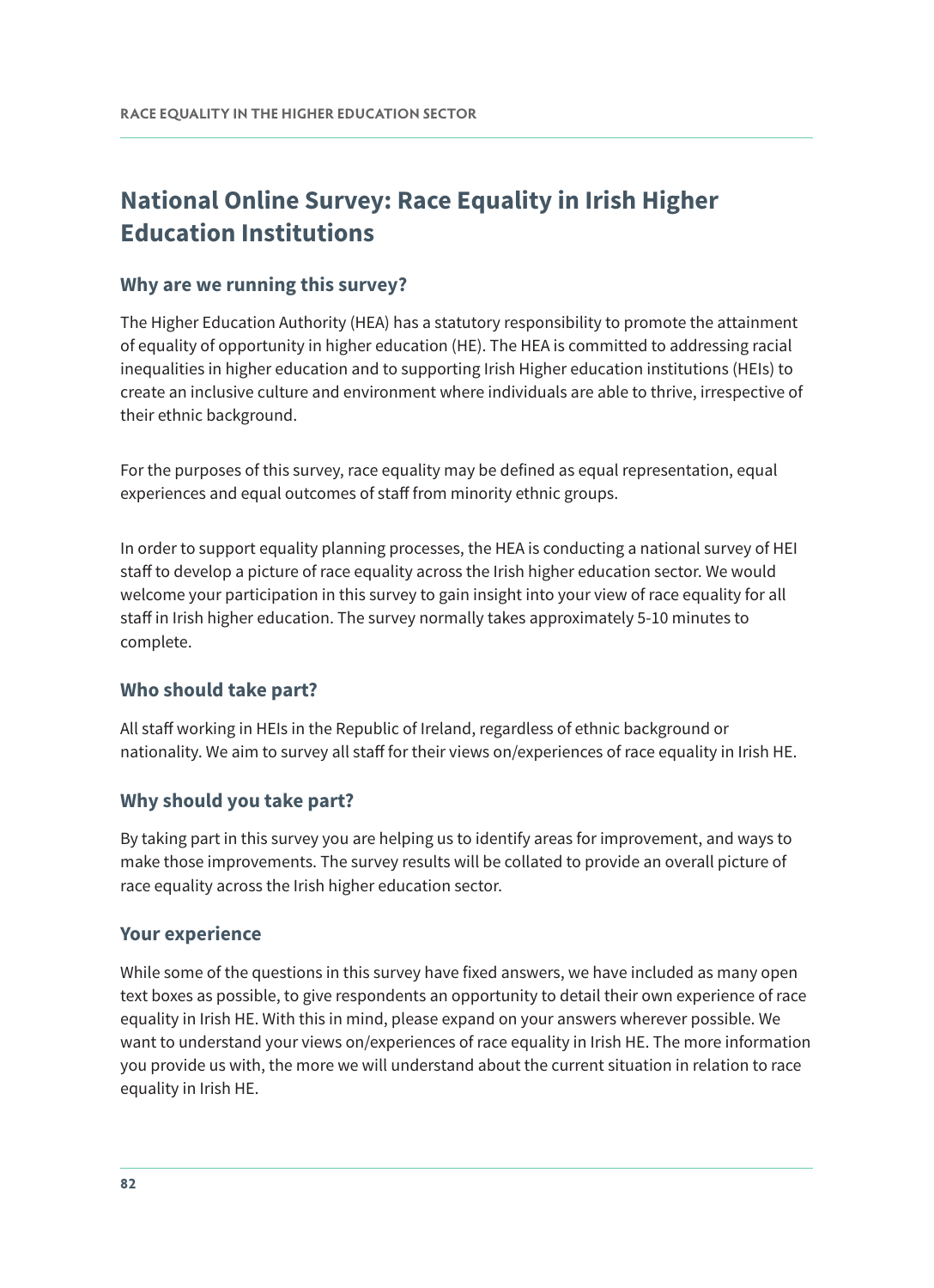## National Online Survey: Race Equality in Irish Higher Education Institutions

### Why are we running this survey?

The Higher Education Authority (HEA) has a statutory responsibility to promote the attainment of equality of opportunity in higher education (HE). The HEA is committed to addressing racial inequalities in higher education and to supporting Irish Higher education institutions (HEIs) to create an inclusive culture and environment where individuals are able to thrive, irrespective of their ethnic background.

For the purposes of this survey, race equality may be defined as equal representation, equal experiences and equal outcomes of staff from minority ethnic groups.

In order to support equality planning processes, the HEA is conducting a national survey of HEI staff to develop a picture of race equality across the Irish higher education sector. We would welcome your participation in this survey to gain insight into your view of race equality for all staff in Irish higher education. The survey normally takes approximately 5-10 minutes to complete.

### Who should take part?

All staff working in HEIs in the Republic of Ireland, regardless of ethnic background or nationality. We aim to survey all staff for their views on/experiences of race equality in Irish HE.

### Why should you take part?

By taking part in this survey you are helping us to identify areas for improvement, and ways to make those improvements. The survey results will be collated to provide an overall picture of race equality across the Irish higher education sector.

### Your experience

While some of the questions in this survey have fixed answers, we have included as many open text boxes as possible, to give respondents an opportunity to detail their own experience of race equality in Irish HE. With this in mind, please expand on your answers wherever possible. We want to understand your views on/experiences of race equality in Irish HE. The more information you provide us with, the more we will understand about the current situation in relation to race equality in Irish HE.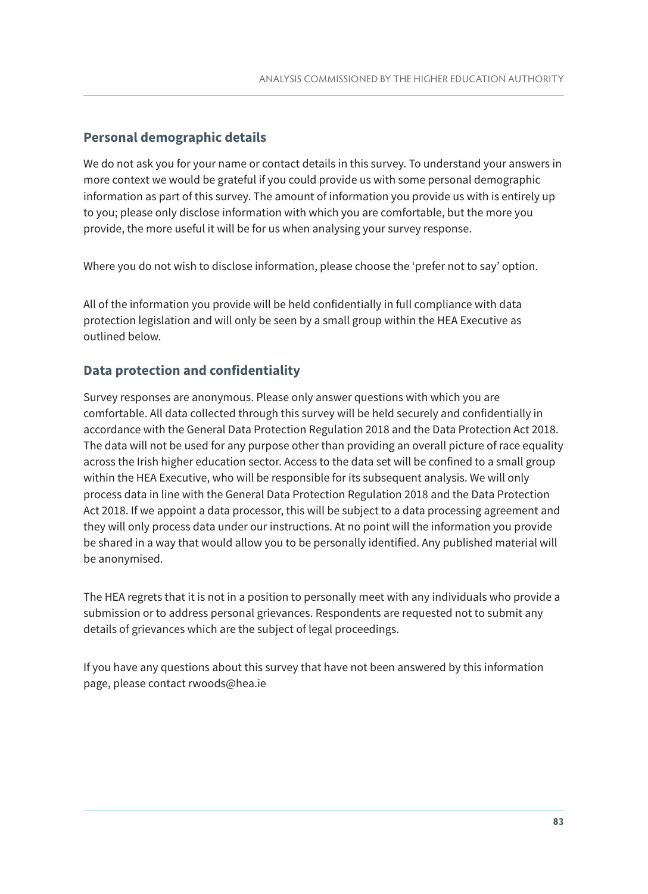## Personal demographic details

We do not ask you for your name or contact details in this survey. To understand your answers in more context we would be grateful if you could provide us with some personal demographic information as part of this survey. The amount of information you provide us with is entirely up to you; please only disclose information with which you are comfortable, but the more you provide, the more useful it will be for us when analysing your survey response.

Where you do not wish to disclose information, please choose the 'prefer not to say' option.

All of the information you provide will be held confidentially in full compliance with data protection legislation and will only be seen by a small group within the HEA Executive as outlined below.

## Data protection and confidentiality

Survey responses are anonymous. Please only answer questions with which you are comfortable. All data collected through this survey will be held securely and confidentially in accordance with the General Data Protection Regulation 2018 and the Data Protection Act 2018. The data will not be used for any purpose other than providing an overall picture of race equality across the Irish higher education sector. Access to the data set will be confined to a small group within the HEA Executive, who will be responsible for its subsequent analysis. We will only process data in line with the General Data Protection Regulation 2018 and the Data Protection Act 2018. If we appoint a data processor, this will be subject to a data processing agreement and they will only process data under our instructions. At no point will the information you provide be shared in a way that would allow you to be personally identified. Any published material will be anonymised.

The HEA regrets that it is not in a position to personally meet with any individuals who provide a submission or to address personal grievances. Respondents are requested not to submit any details of grievances which are the subject of legal proceedings.

If you have any questions about this survey that have not been answered by this information page, please contact rwoods@hea.ie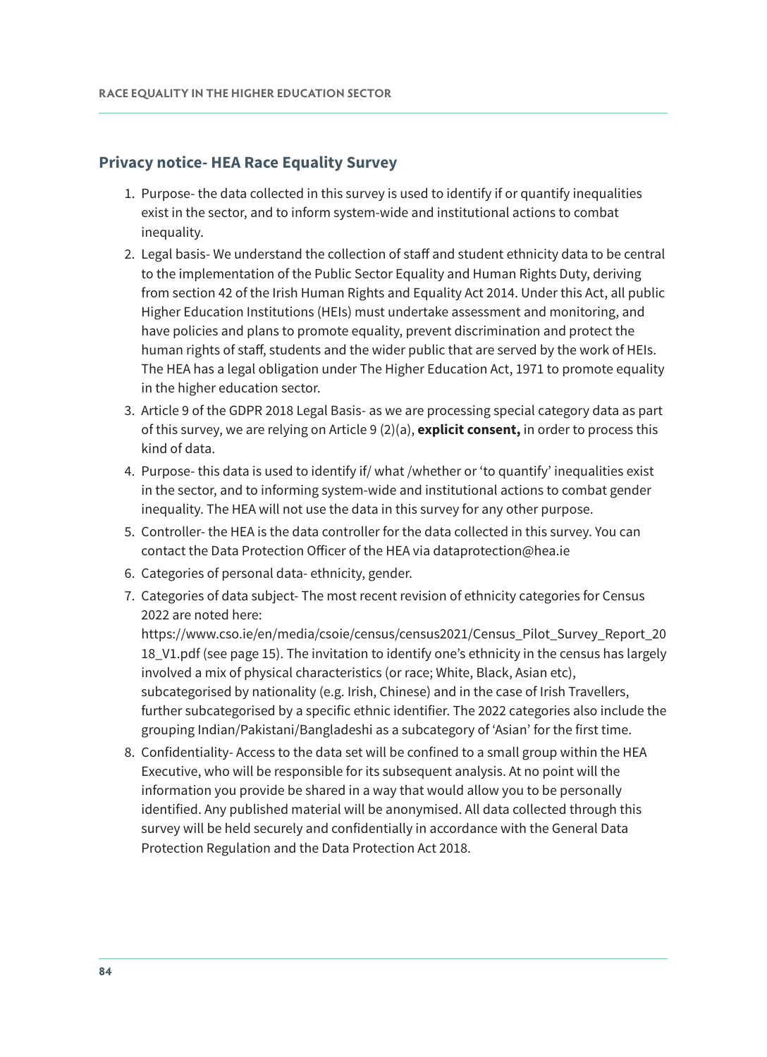## Privacy notice- HEA Race Equality Survey

1. Purpose- the data collected in this survey is used to identify if or quantify inequalities exist in the sector, and to inform system-wide and institutional actions to combat inequality.
2. Legal basis- We understand the collection of staff and student ethnicity data to be central to the implementation of the Public Sector Equality and Human Rights Duty, deriving from section 42 of the Irish Human Rights and Equality Act 2014. Under this Act, all public Higher Education Institutions (HEIs) must undertake assessment and monitoring, and have policies and plans to promote equality, prevent discrimination and protect the human rights of staff, students and the wider public that are served by the work of HEIs. The HEA has a legal obligation under The Higher Education Act, 1971 to promote equality in the higher education sector.
3. Article 9 of the GDPR 2018 Legal Basis- as we are processing special category data as part of this survey, we are relying on Article 9 (2)(a), **explicit consent,** in order to process this kind of data.
4. Purpose- this data is used to identify if/ what /whether or 'to quantify' inequalities exist in the sector, and to informing system-wide and institutional actions to combat gender inequality. The HEA will not use the data in this survey for any other purpose.
5. Controller- the HEA is the data controller for the data collected in this survey. You can contact the Data Protection Officer of the HEA via dataprotection@hea.ie
6. Categories of personal data- ethnicity, gender.
7. Categories of data subject- The most recent revision of ethnicity categories for Census 2022 are noted here: https://www.cso.ie/en/media/csoie/census/census2021/Census_Pilot_Survey_Report_2018_V1.pdf (see page 15). The invitation to identify one's ethnicity in the census has largely involved a mix of physical characteristics (or race; White, Black, Asian etc), subcategorised by nationality (e.g. Irish, Chinese) and in the case of Irish Travellers, further subcategorised by a specific ethnic identifier. The 2022 categories also include the grouping Indian/Pakistani/Bangladeshi as a subcategory of 'Asian' for the first time.
8. Confidentiality- Access to the data set will be confined to a small group within the HEA Executive, who will be responsible for its subsequent analysis. At no point will the information you provide be shared in a way that would allow you to be personally identified. Any published material will be anonymised. All data collected through this survey will be held securely and confidentially in accordance with the General Data Protection Regulation and the Data Protection Act 2018.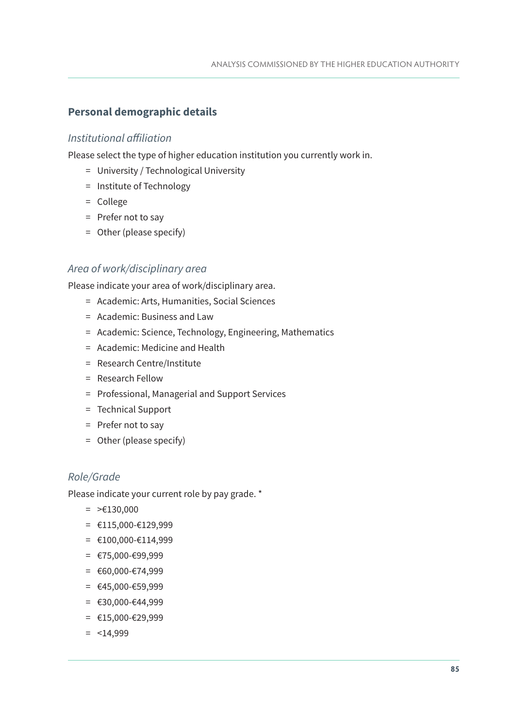## Personal demographic details

### *Institutional affiliation*

Please select the type of higher education institution you currently work in.

- University / Technological University
- Institute of Technology
- College
- Prefer not to say
- Other (please specify)

### *Area of work/disciplinary area*

Please indicate your area of work/disciplinary area.

- Academic: Arts, Humanities, Social Sciences
- Academic: Business and Law
- Academic: Science, Technology, Engineering, Mathematics
- Academic: Medicine and Health
- Research Centre/Institute
- Research Fellow
- Professional, Managerial and Support Services
- Technical Support
- Prefer not to say
- Other (please specify)

### *Role/Grade*

Please indicate your current role by pay grade. *

- >€130,000
- €115,000-€129,999
- €100,000-€114,999
- €75,000-€99,999
- €60,000-€74,999
- €45,000-€59,999
- €30,000-€44,999
- €15,000-€29,999
- <14,999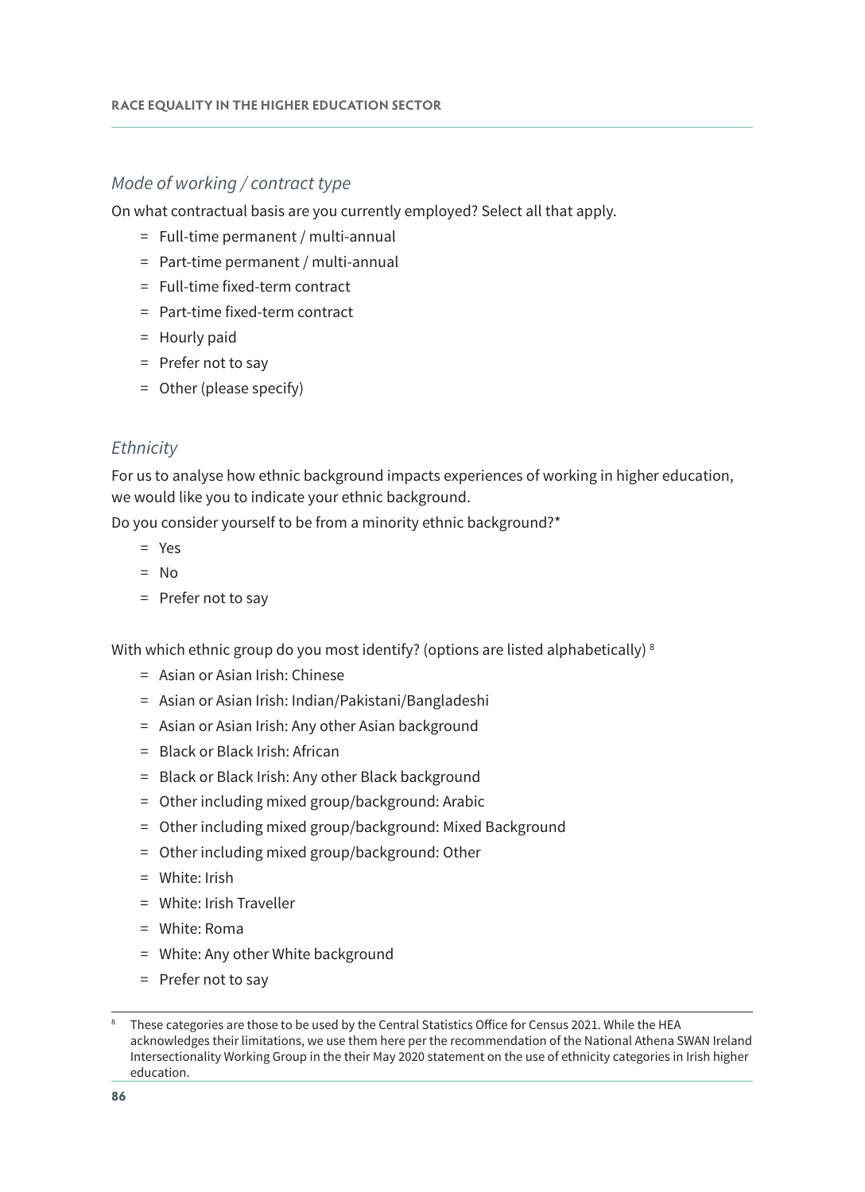*Mode of working / contract type*

On what contractual basis are you currently employed? Select all that apply.

- Full-time permanent / multi-annual
- Part-time permanent / multi-annual
- Full-time fixed-term contract
- Part-time fixed-term contract
- Hourly paid
- Prefer not to say
- Other (please specify)

*Ethnicity*

For us to analyse how ethnic background impacts experiences of working in higher education, we would like you to indicate your ethnic background.

Do you consider yourself to be from a minority ethnic background?*

- Yes
- No
- Prefer not to say

With which ethnic group do you most identify? (options are listed alphabetically) [8]

- Asian or Asian Irish: Chinese
- Asian or Asian Irish: Indian/Pakistani/Bangladeshi
- Asian or Asian Irish: Any other Asian background
- Black or Black Irish: African
- Black or Black Irish: Any other Black background
- Other including mixed group/background: Arabic
- Other including mixed group/background: Mixed Background
- Other including mixed group/background: Other
- White: Irish
- White: Irish Traveller
- White: Roma
- White: Any other White background
- Prefer not to say

---

[8] These categories are those to be used by the Central Statistics Office for Census 2021. While the HEA acknowledges their limitations, we use them here per the recommendation of the National Athena SWAN Ireland Intersectionality Working Group in the their May 2020 statement on the use of ethnicity categories in Irish higher education.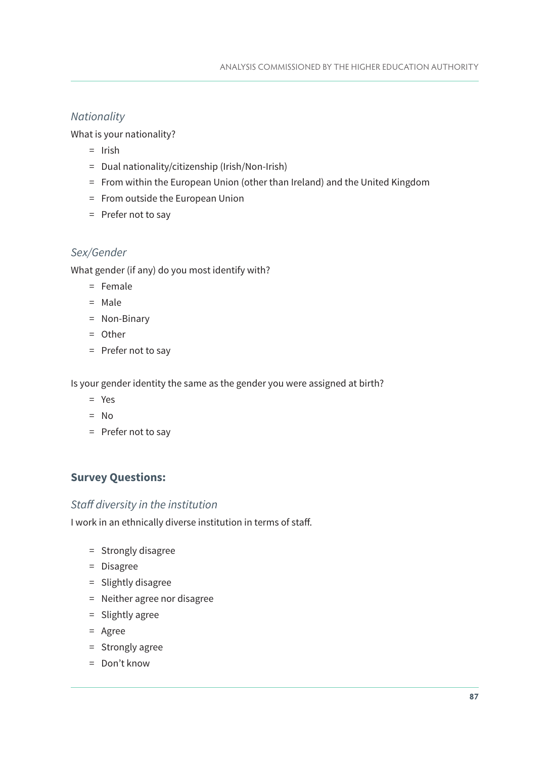*Nationality*

What is your nationality?

- Irish
- Dual nationality/citizenship (Irish/Non-Irish)
- From within the European Union (other than Ireland) and the United Kingdom
- From outside the European Union
- Prefer not to say

*Sex/Gender*

What gender (if any) do you most identify with?

- Female
- Male
- Non-Binary
- Other
- Prefer not to say

Is your gender identity the same as the gender you were assigned at birth?

- Yes
- No
- Prefer not to say

**Survey Questions:**

*Staff diversity in the institution*

I work in an ethnically diverse institution in terms of staff.

- Strongly disagree
- Disagree
- Slightly disagree
- Neither agree nor disagree
- Slightly agree
- Agree
- Strongly agree
- Don't know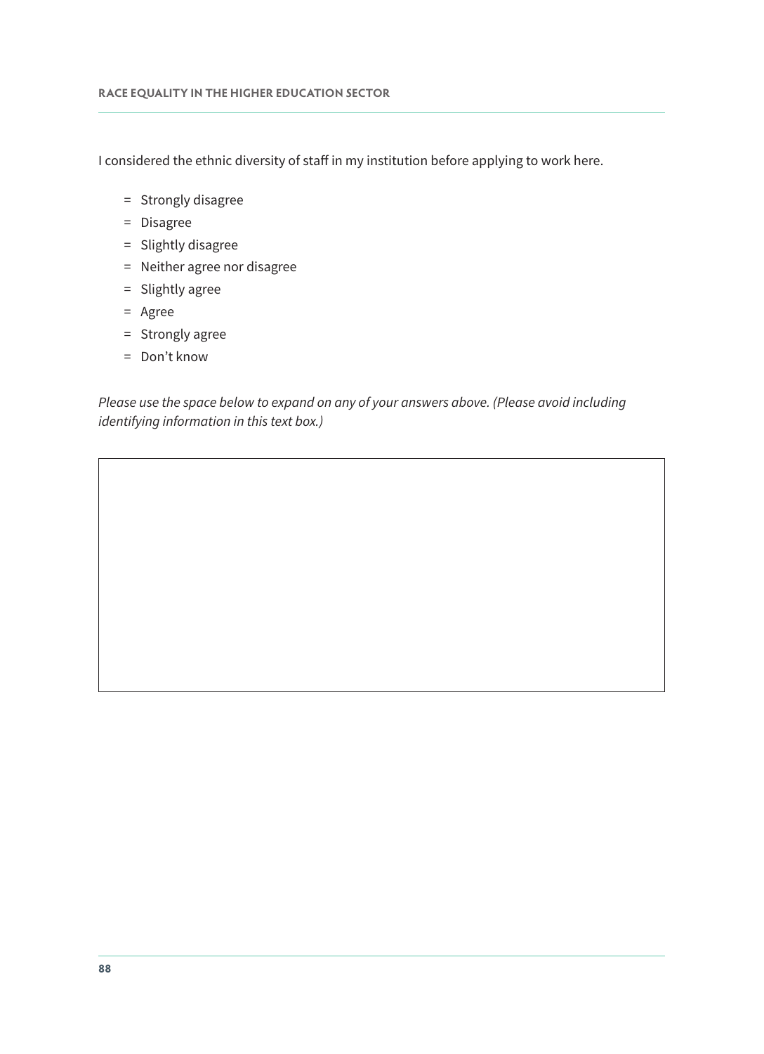I considered the ethnic diversity of staff in my institution before applying to work here.

- Strongly disagree
- Disagree
- Slightly disagree
- Neither agree nor disagree
- Slightly agree
- Agree
- Strongly agree
- Don’t know

*Please use the space below to expand on any of your answers above. (Please avoid including identifying information in this text box.)*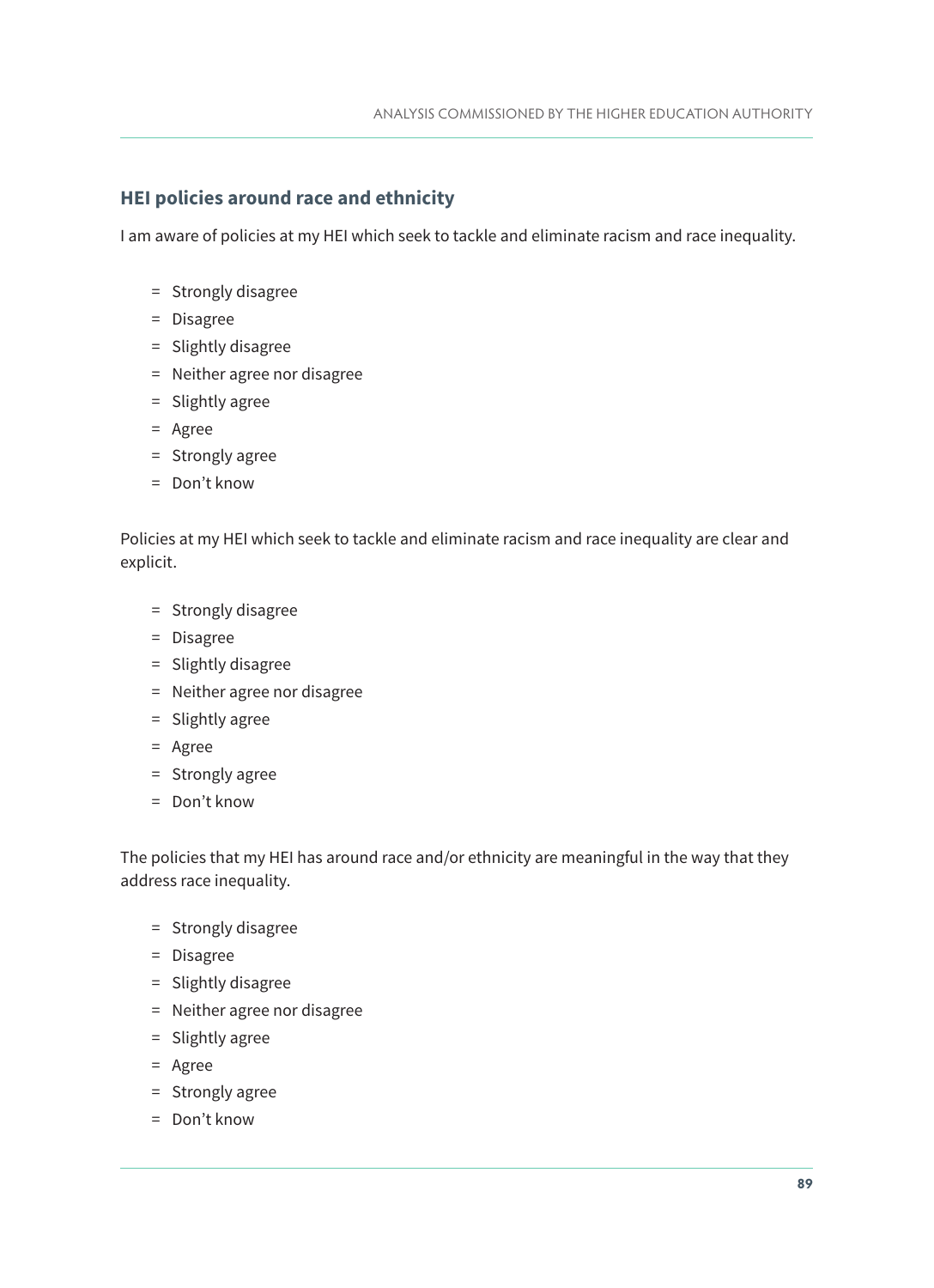## HEI policies around race and ethnicity

I am aware of policies at my HEI which seek to tackle and eliminate racism and race inequality.

= Strongly disagree
= Disagree
= Slightly disagree
= Neither agree nor disagree
= Slightly agree
= Agree
= Strongly agree
= Don't know

Policies at my HEI which seek to tackle and eliminate racism and race inequality are clear and explicit.

= Strongly disagree
= Disagree
= Slightly disagree
= Neither agree nor disagree
= Slightly agree
= Agree
= Strongly agree
= Don't know

The policies that my HEI has around race and/or ethnicity are meaningful in the way that they address race inequality.

= Strongly disagree
= Disagree
= Slightly disagree
= Neither agree nor disagree
= Slightly agree
= Agree
= Strongly agree
= Don't know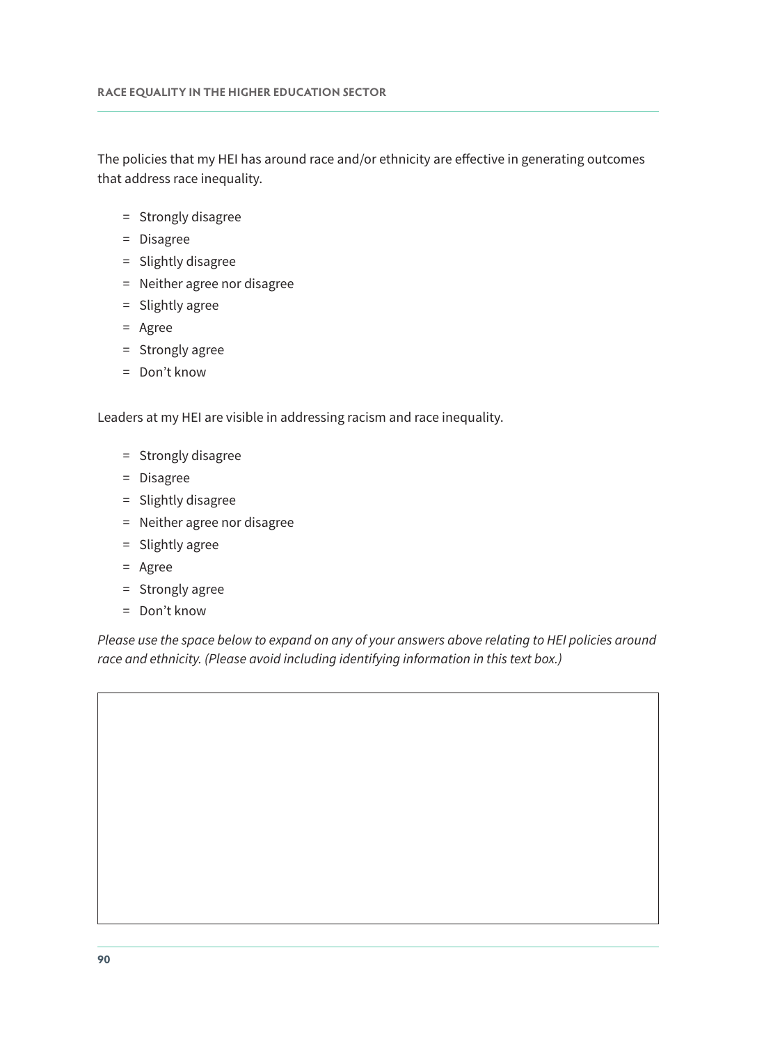The policies that my HEI has around race and/or ethnicity are effective in generating outcomes that address race inequality.

- Strongly disagree
- Disagree
- Slightly disagree
- Neither agree nor disagree
- Slightly agree
- Agree
- Strongly agree
- Don't know

Leaders at my HEI are visible in addressing racism and race inequality.

- Strongly disagree
- Disagree
- Slightly disagree
- Neither agree nor disagree
- Slightly agree
- Agree
- Strongly agree
- Don't know

*Please use the space below to expand on any of your answers above relating to HEI policies around race and ethnicity. (Please avoid including identifying information in this text box.)*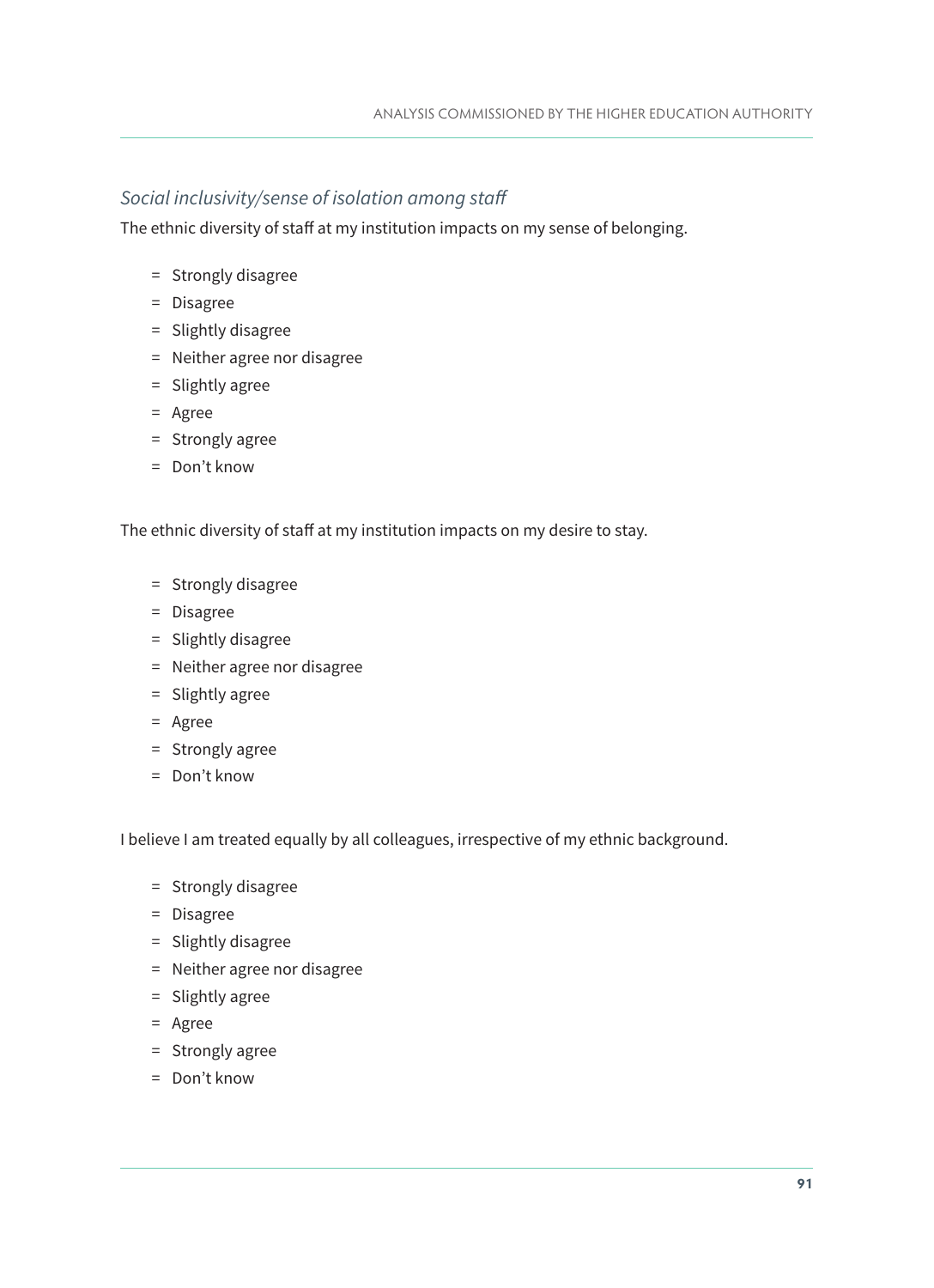*Social inclusivity/sense of isolation among staff*

The ethnic diversity of staff at my institution impacts on my sense of belonging.

- Strongly disagree
- Disagree
- Slightly disagree
- Neither agree nor disagree
- Slightly agree
- Agree
- Strongly agree
- Don't know

The ethnic diversity of staff at my institution impacts on my desire to stay.

- Strongly disagree
- Disagree
- Slightly disagree
- Neither agree nor disagree
- Slightly agree
- Agree
- Strongly agree
- Don't know

I believe I am treated equally by all colleagues, irrespective of my ethnic background.

- Strongly disagree
- Disagree
- Slightly disagree
- Neither agree nor disagree
- Slightly agree
- Agree
- Strongly agree
- Don't know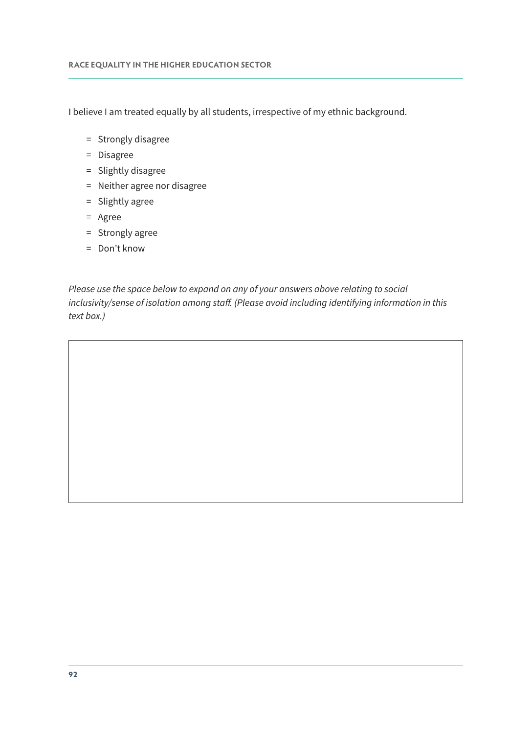I believe I am treated equally by all students, irrespective of my ethnic background.

- Strongly disagree
- Disagree
- Slightly disagree
- Neither agree nor disagree
- Slightly agree
- Agree
- Strongly agree
- Don't know

*Please use the space below to expand on any of your answers above relating to social inclusivity/sense of isolation among staff. (Please avoid including identifying information in this text box.)*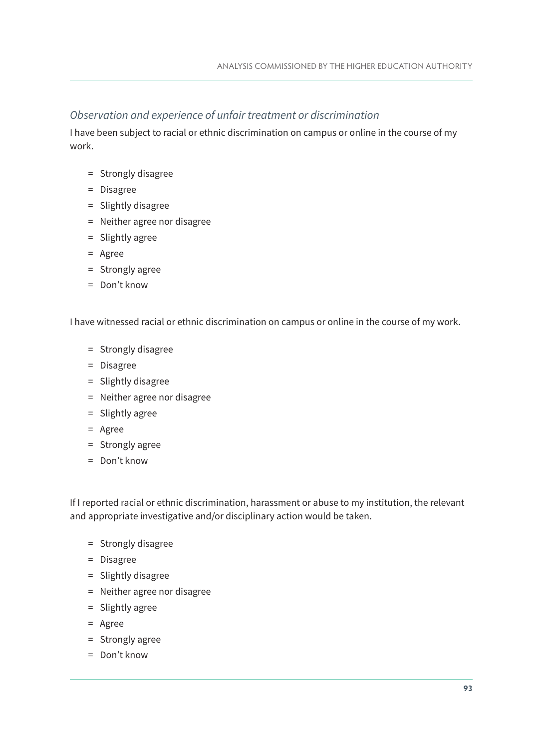*Observation and experience of unfair treatment or discrimination*

I have been subject to racial or ethnic discrimination on campus or online in the course of my work.

- Strongly disagree
- Disagree
- Slightly disagree
- Neither agree nor disagree
- Slightly agree
- Agree
- Strongly agree
- Don't know

I have witnessed racial or ethnic discrimination on campus or online in the course of my work.

- Strongly disagree
- Disagree
- Slightly disagree
- Neither agree nor disagree
- Slightly agree
- Agree
- Strongly agree
- Don't know

If I reported racial or ethnic discrimination, harassment or abuse to my institution, the relevant and appropriate investigative and/or disciplinary action would be taken.

- Strongly disagree
- Disagree
- Slightly disagree
- Neither agree nor disagree
- Slightly agree
- Agree
- Strongly agree
- Don't know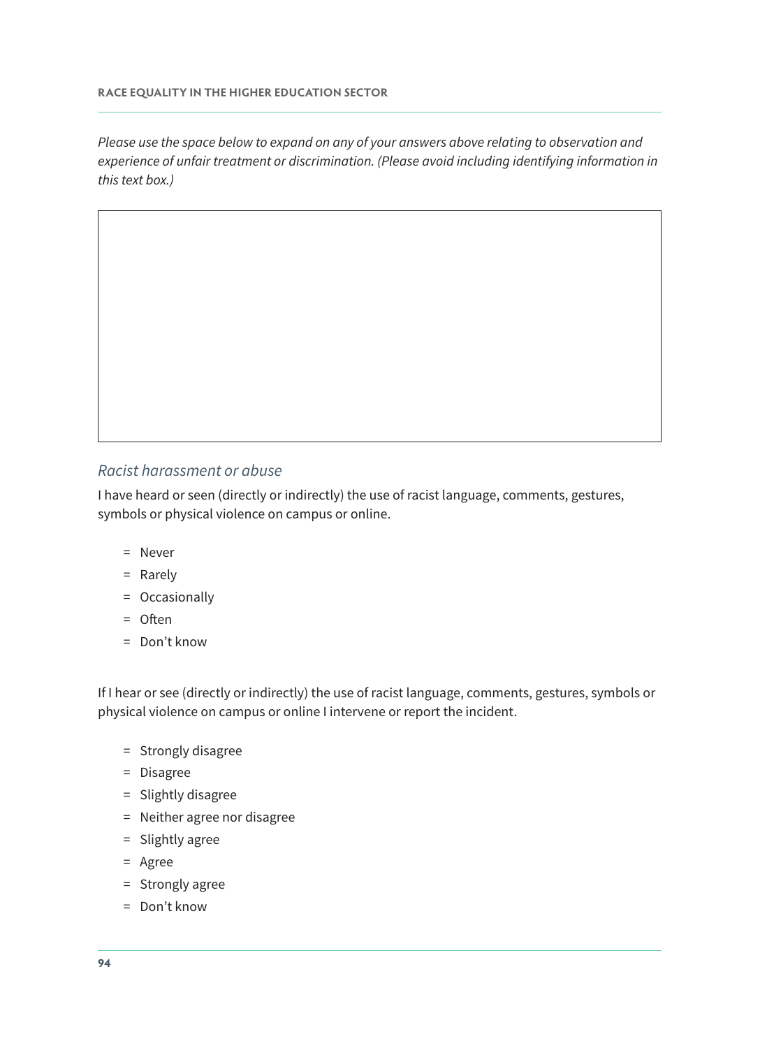*Please use the space below to expand on any of your answers above relating to observation and experience of unfair treatment or discrimination. (Please avoid including identifying information in this text box.)*

### *Racist harassment or abuse*

I have heard or seen (directly or indirectly) the use of racist language, comments, gestures, symbols or physical violence on campus or online.

- Never
- Rarely
- Occasionally
- Often
- Don't know

If I hear or see (directly or indirectly) the use of racist language, comments, gestures, symbols or physical violence on campus or online I intervene or report the incident.

- Strongly disagree
- Disagree
- Slightly disagree
- Neither agree nor disagree
- Slightly agree
- Agree
- Strongly agree
- Don't know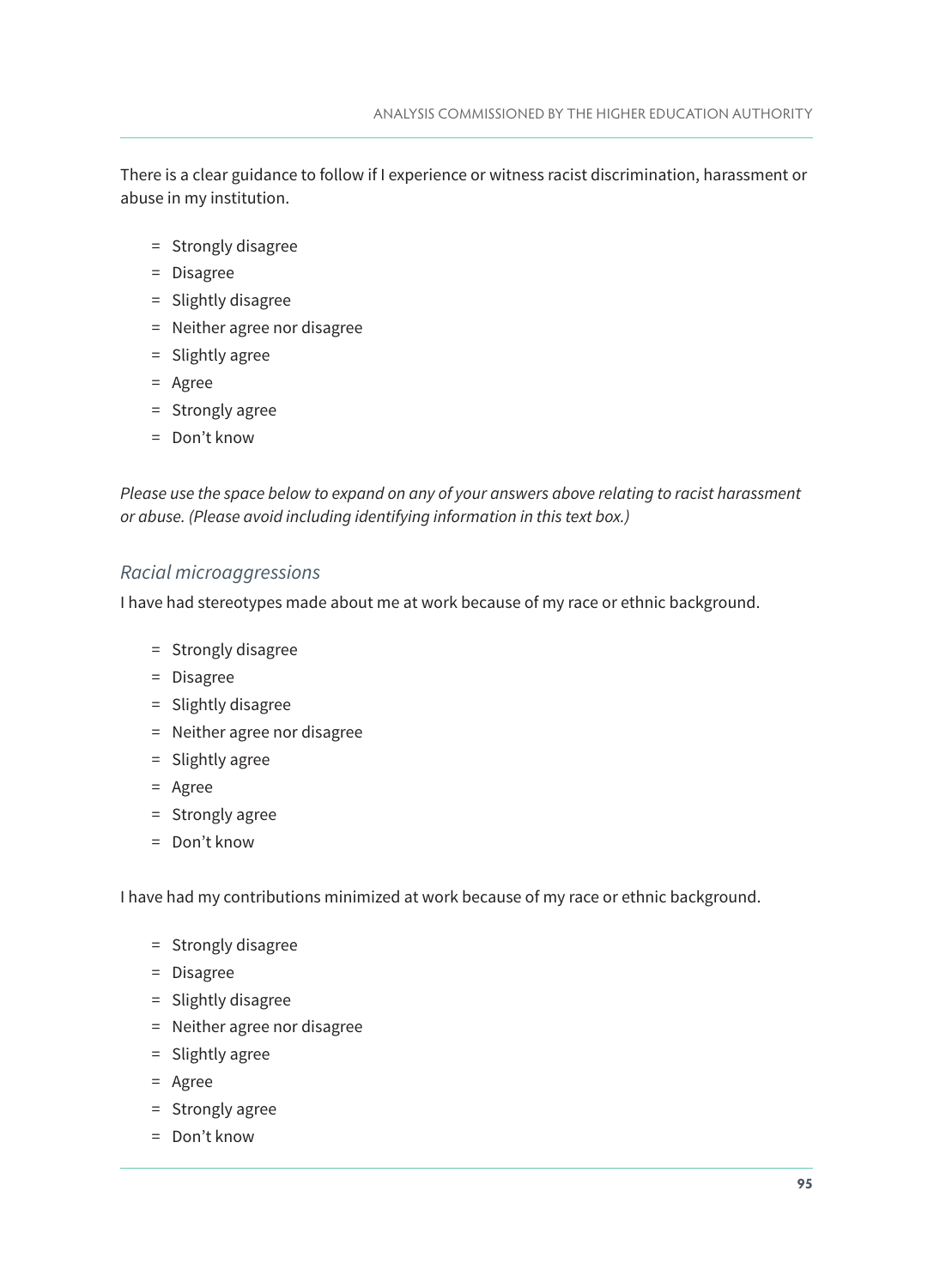There is a clear guidance to follow if I experience or witness racist discrimination, harassment or abuse in my institution.

- Strongly disagree
- Disagree
- Slightly disagree
- Neither agree nor disagree
- Slightly agree
- Agree
- Strongly agree
- Don't know

*Please use the space below to expand on any of your answers above relating to racist harassment or abuse. (Please avoid including identifying information in this text box.)*

### *Racial microaggressions*

I have had stereotypes made about me at work because of my race or ethnic background.

- Strongly disagree
- Disagree
- Slightly disagree
- Neither agree nor disagree
- Slightly agree
- Agree
- Strongly agree
- Don't know

I have had my contributions minimized at work because of my race or ethnic background.

- Strongly disagree
- Disagree
- Slightly disagree
- Neither agree nor disagree
- Slightly agree
- Agree
- Strongly agree
- Don't know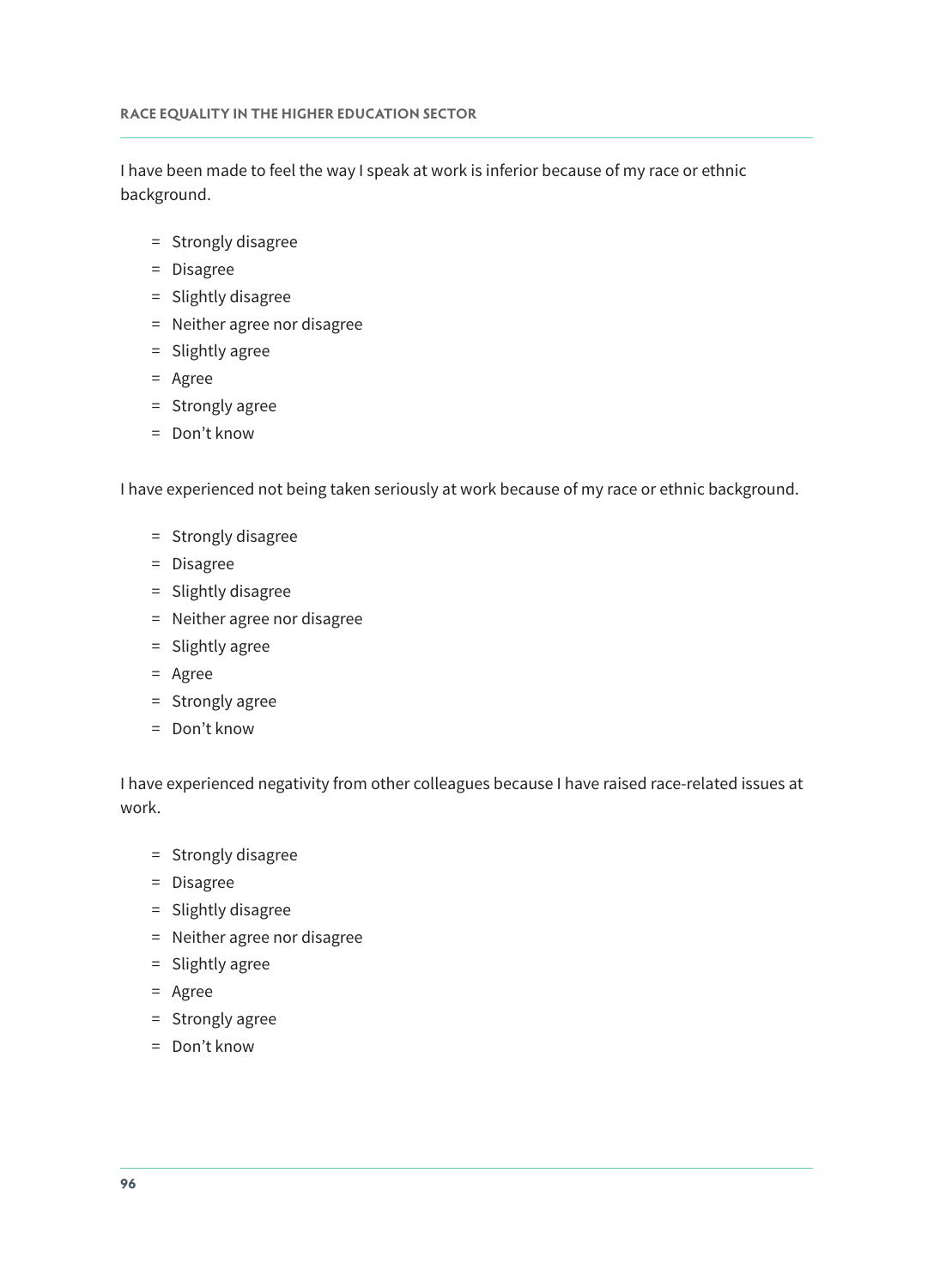I have been made to feel the way I speak at work is inferior because of my race or ethnic background.

- Strongly disagree
- Disagree
- Slightly disagree
- Neither agree nor disagree
- Slightly agree
- Agree
- Strongly agree
- Don’t know

I have experienced not being taken seriously at work because of my race or ethnic background.

- Strongly disagree
- Disagree
- Slightly disagree
- Neither agree nor disagree
- Slightly agree
- Agree
- Strongly agree
- Don’t know

I have experienced negativity from other colleagues because I have raised race-related issues at work.

- Strongly disagree
- Disagree
- Slightly disagree
- Neither agree nor disagree
- Slightly agree
- Agree
- Strongly agree
- Don’t know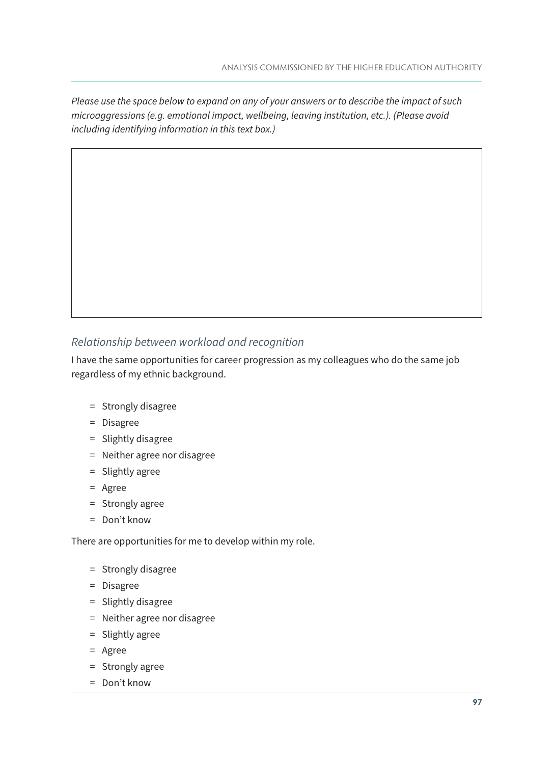*Please use the space below to expand on any of your answers or to describe the impact of such microaggressions (e.g. emotional impact, wellbeing, leaving institution, etc.). (Please avoid including identifying information in this text box.)*

### *Relationship between workload and recognition*

I have the same opportunities for career progression as my colleagues who do the same job regardless of my ethnic background.

- Strongly disagree
- Disagree
- Slightly disagree
- Neither agree nor disagree
- Slightly agree
- Agree
- Strongly agree
- Don't know

There are opportunities for me to develop within my role.

- Strongly disagree
- Disagree
- Slightly disagree
- Neither agree nor disagree
- Slightly agree
- Agree
- Strongly agree
- Don't know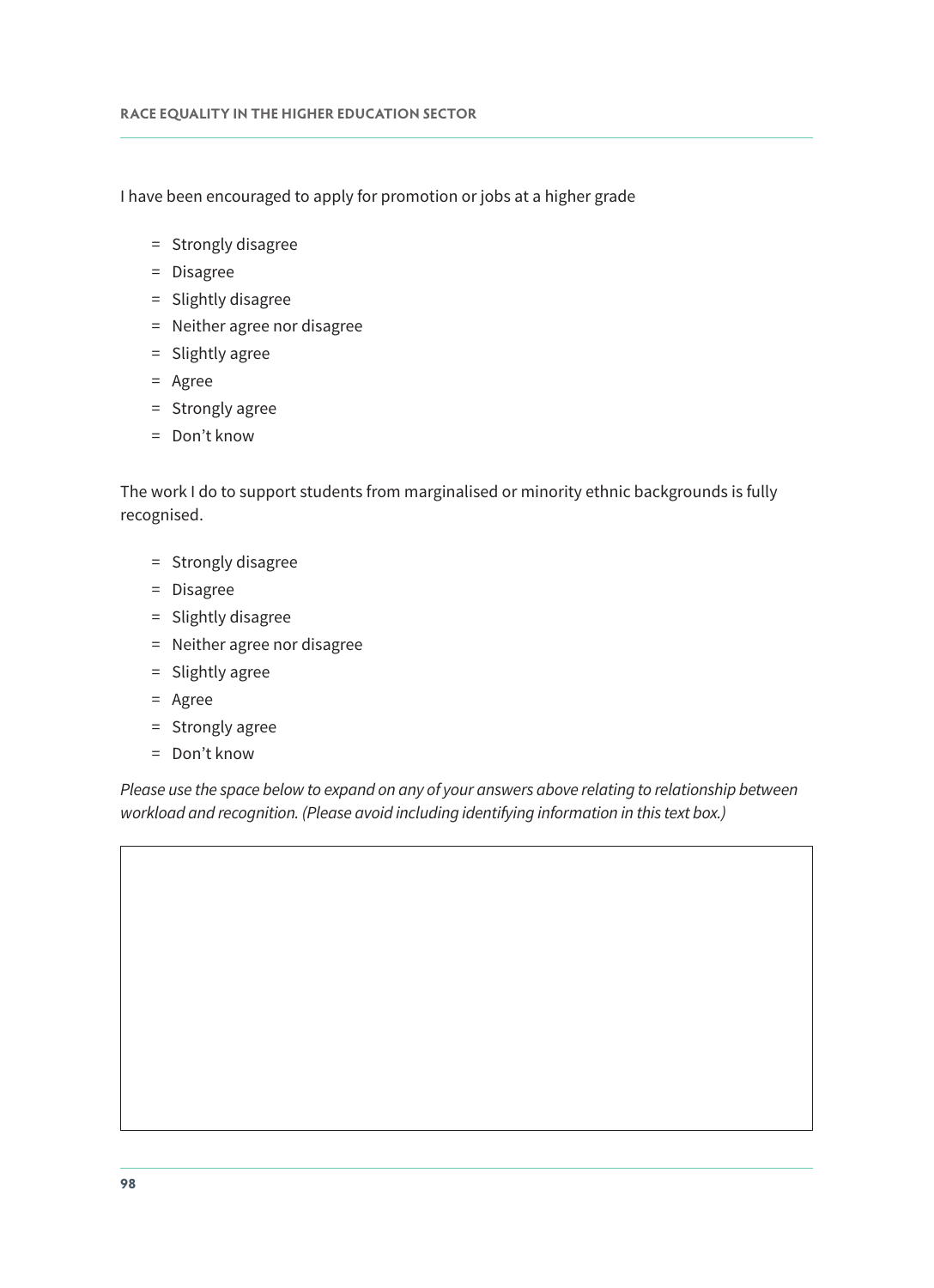I have been encouraged to apply for promotion or jobs at a higher grade

- Strongly disagree
- Disagree
- Slightly disagree
- Neither agree nor disagree
- Slightly agree
- Agree
- Strongly agree
- Don't know

The work I do to support students from marginalised or minority ethnic backgrounds is fully recognised.

- Strongly disagree
- Disagree
- Slightly disagree
- Neither agree nor disagree
- Slightly agree
- Agree
- Strongly agree
- Don't know

*Please use the space below to expand on any of your answers above relating to relationship between workload and recognition. (Please avoid including identifying information in this text box.)*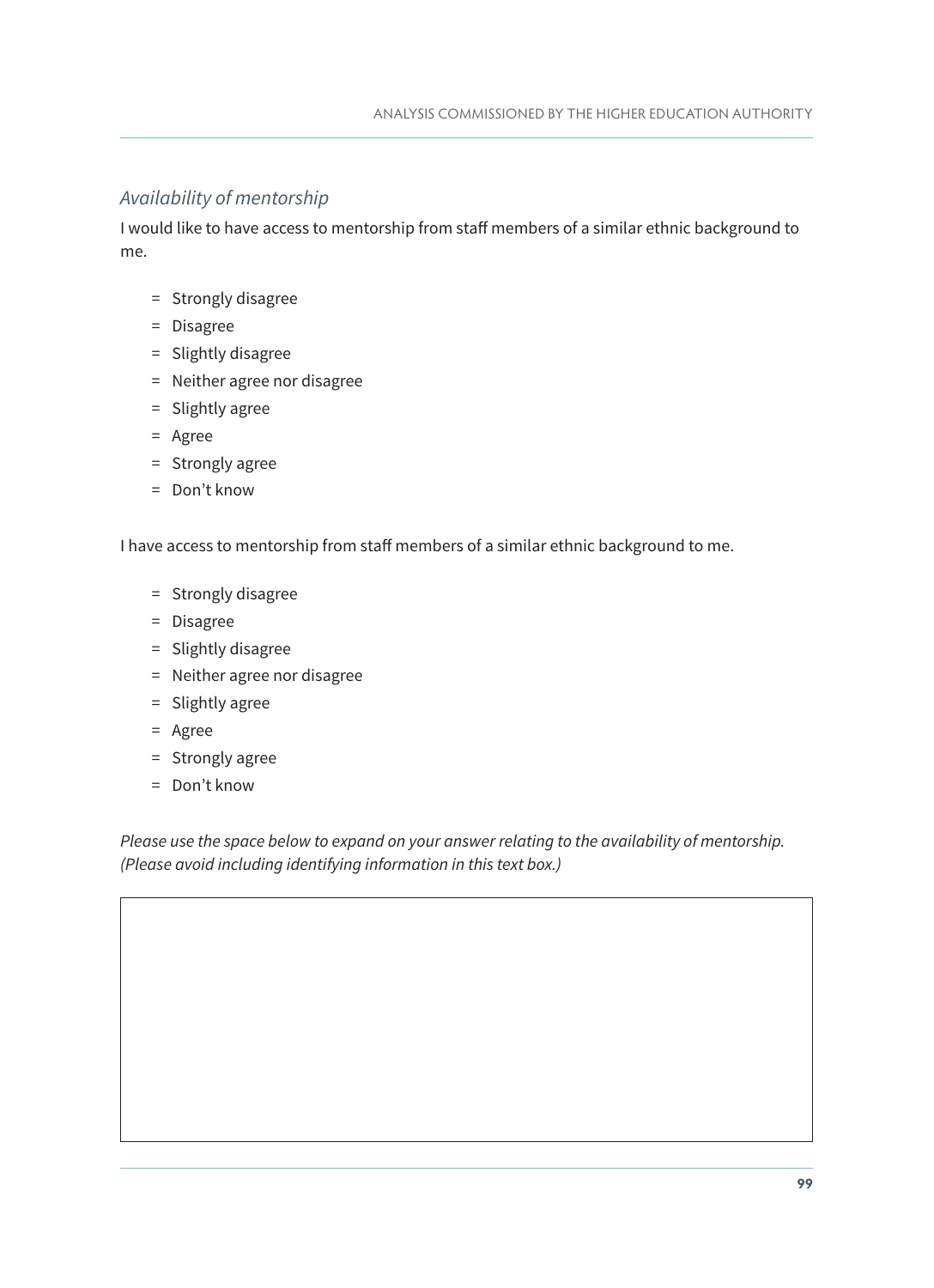*Availability of mentorship*

I would like to have access to mentorship from staff members of a similar ethnic background to me.

- Strongly disagree
- Disagree
- Slightly disagree
- Neither agree nor disagree
- Slightly agree
- Agree
- Strongly agree
- Don't know

I have access to mentorship from staff members of a similar ethnic background to me.

- Strongly disagree
- Disagree
- Slightly disagree
- Neither agree nor disagree
- Slightly agree
- Agree
- Strongly agree
- Don't know

*Please use the space below to expand on your answer relating to the availability of mentorship. (Please avoid including identifying information in this text box.)*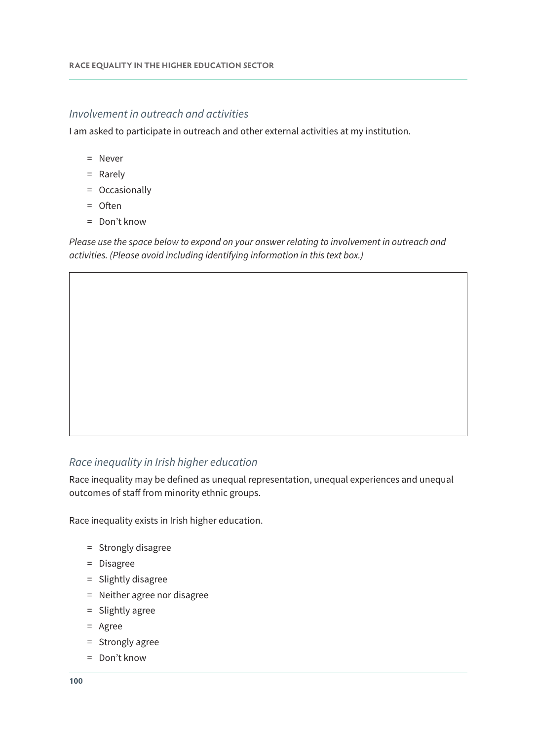*Involvement in outreach and activities*

I am asked to participate in outreach and other external activities at my institution.

- Never
- Rarely
- Occasionally
- Often
- Don't know

*Please use the space below to expand on your answer relating to involvement in outreach and activities. (Please avoid including identifying information in this text box.)*

*Race inequality in Irish higher education*

Race inequality may be defined as unequal representation, unequal experiences and unequal outcomes of staff from minority ethnic groups.

Race inequality exists in Irish higher education.

- Strongly disagree
- Disagree
- Slightly disagree
- Neither agree nor disagree
- Slightly agree
- Agree
- Strongly agree
- Don't know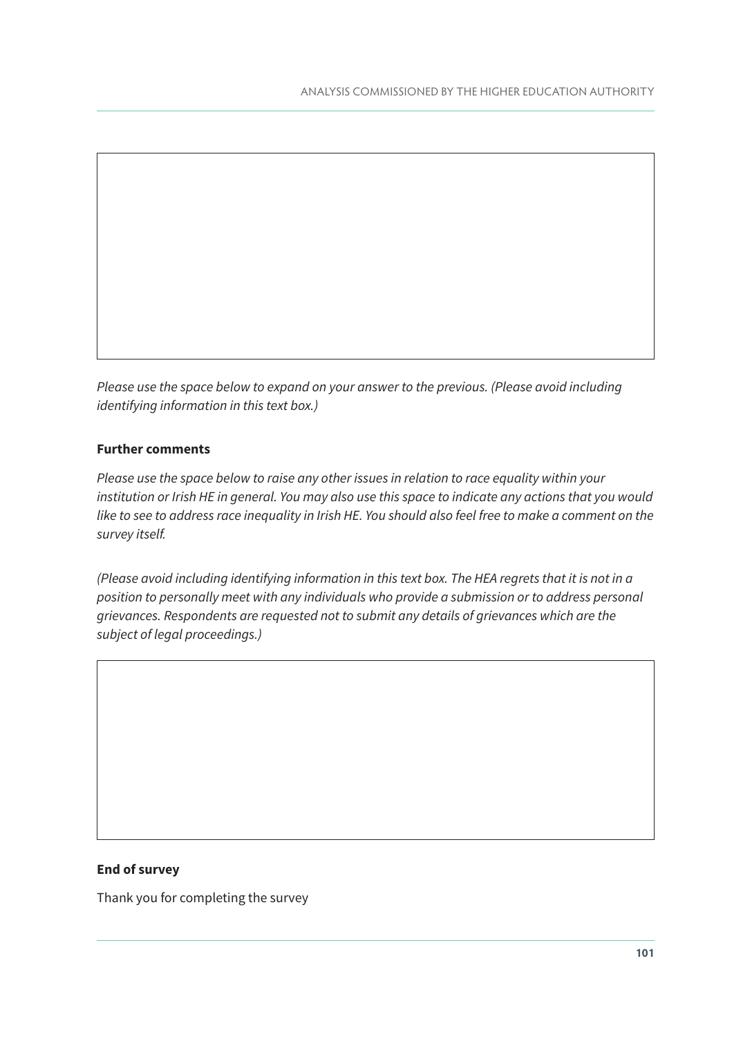*Please use the space below to expand on your answer to the previous. (Please avoid including identifying information in this text box.)*

**Further comments**

*Please use the space below to raise any other issues in relation to race equality within your institution or Irish HE in general. You may also use this space to indicate any actions that you would like to see to address race inequality in Irish HE. You should also feel free to make a comment on the survey itself.*

*(Please avoid including identifying information in this text box. The HEA regrets that it is not in a position to personally meet with any individuals who provide a submission or to address personal grievances. Respondents are requested not to submit any details of grievances which are the subject of legal proceedings.)*

**End of survey**

Thank you for completing the survey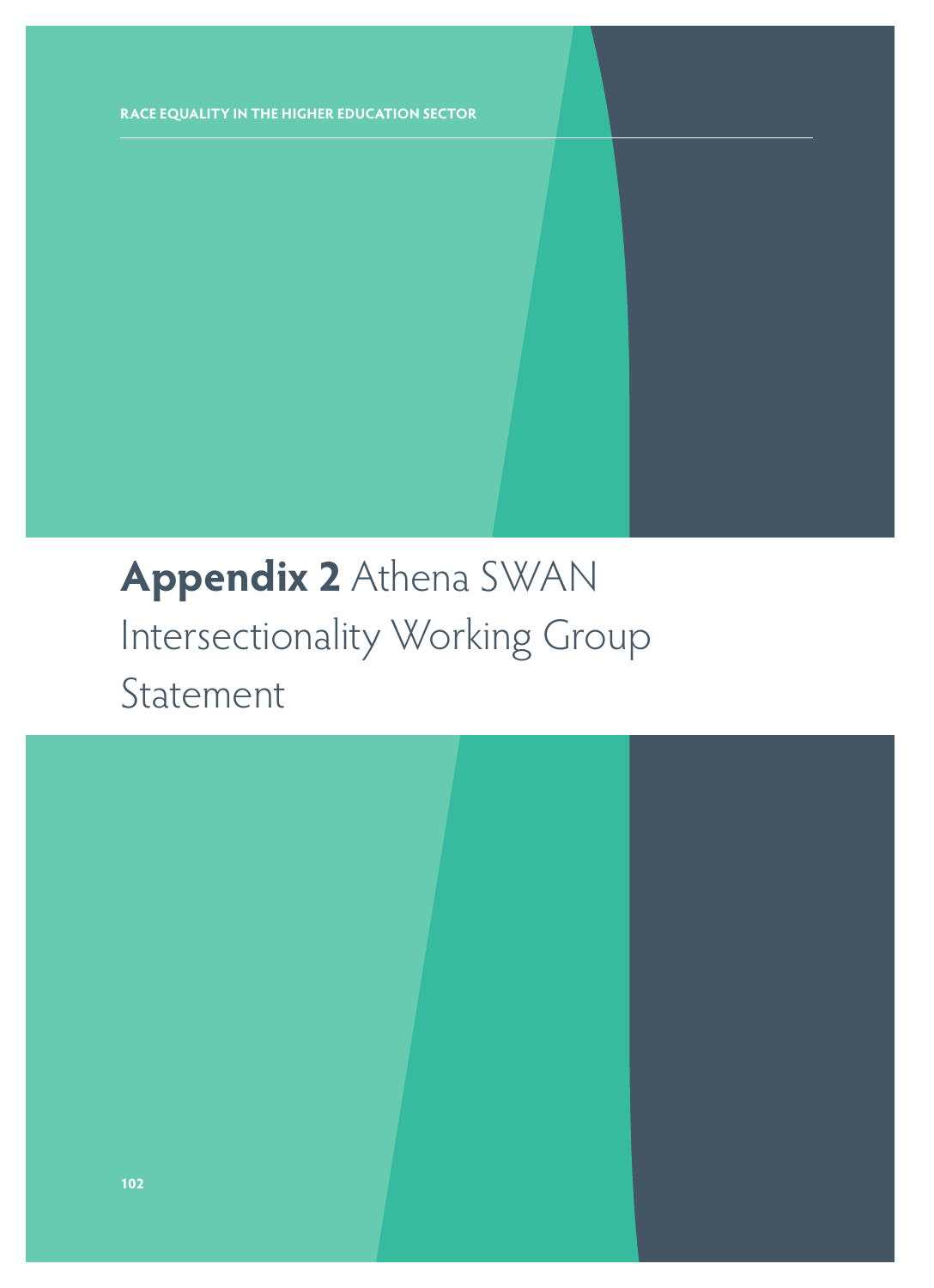# **Appendix 2** Athena SWAN Intersectionality Working Group Statement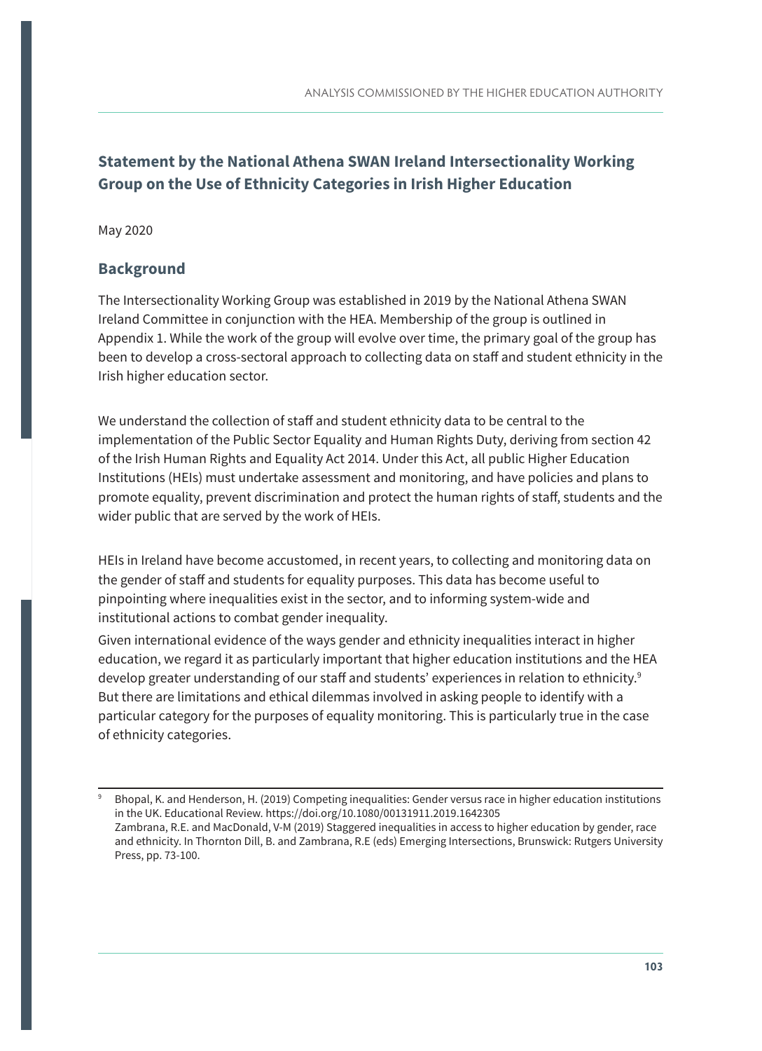## Statement by the National Athena SWAN Ireland Intersectionality Working Group on the Use of Ethnicity Categories in Irish Higher Education

May 2020

### Background

The Intersectionality Working Group was established in 2019 by the National Athena SWAN Ireland Committee in conjunction with the HEA. Membership of the group is outlined in Appendix 1. While the work of the group will evolve over time, the primary goal of the group has been to develop a cross-sectoral approach to collecting data on staff and student ethnicity in the Irish higher education sector.

We understand the collection of staff and student ethnicity data to be central to the implementation of the Public Sector Equality and Human Rights Duty, deriving from section 42 of the Irish Human Rights and Equality Act 2014. Under this Act, all public Higher Education Institutions (HEIs) must undertake assessment and monitoring, and have policies and plans to promote equality, prevent discrimination and protect the human rights of staff, students and the wider public that are served by the work of HEIs.

HEIs in Ireland have become accustomed, in recent years, to collecting and monitoring data on the gender of staff and students for equality purposes. This data has become useful to pinpointing where inequalities exist in the sector, and to informing system-wide and institutional actions to combat gender inequality.

Given international evidence of the ways gender and ethnicity inequalities interact in higher education, we regard it as particularly important that higher education institutions and the HEA develop greater understanding of our staff and students' experiences in relation to ethnicity.[9] But there are limitations and ethical dilemmas involved in asking people to identify with a particular category for the purposes of equality monitoring. This is particularly true in the case of ethnicity categories.

---

[9] Bhopal, K. and Henderson, H. (2019) Competing inequalities: Gender versus race in higher education institutions in the UK. Educational Review. https://doi.org/10.1080/00131911.2019.1642305
Zambrana, R.E. and MacDonald, V-M (2019) Staggered inequalities in access to higher education by gender, race and ethnicity. In Thornton Dill, B. and Zambrana, R.E (eds) Emerging Intersections, Brunswick: Rutgers University Press, pp. 73-100.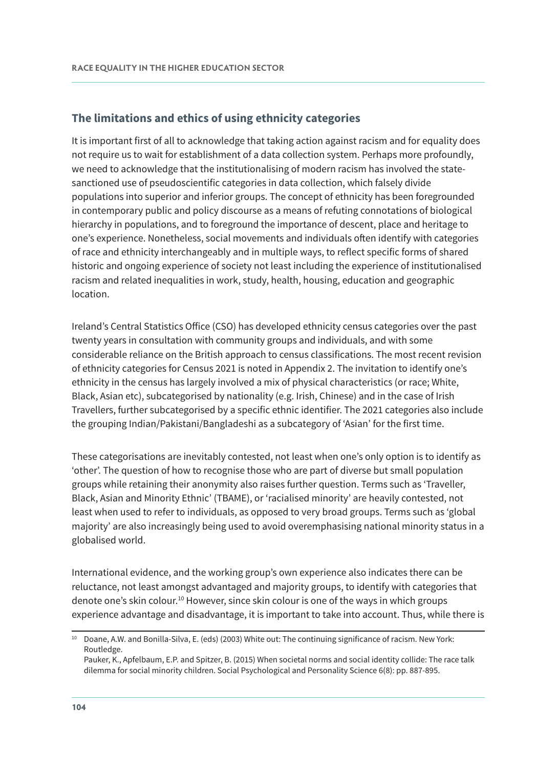## The limitations and ethics of using ethnicity categories

It is important first of all to acknowledge that taking action against racism and for equality does not require us to wait for establishment of a data collection system. Perhaps more profoundly, we need to acknowledge that the institutionalising of modern racism has involved the state-sanctioned use of pseudoscientific categories in data collection, which falsely divide populations into superior and inferior groups. The concept of ethnicity has been foregrounded in contemporary public and policy discourse as a means of refuting connotations of biological hierarchy in populations, and to foreground the importance of descent, place and heritage to one's experience. Nonetheless, social movements and individuals often identify with categories of race and ethnicity interchangeably and in multiple ways, to reflect specific forms of shared historic and ongoing experience of society not least including the experience of institutionalised racism and related inequalities in work, study, health, housing, education and geographic location.

Ireland's Central Statistics Office (CSO) has developed ethnicity census categories over the past twenty years in consultation with community groups and individuals, and with some considerable reliance on the British approach to census classifications. The most recent revision of ethnicity categories for Census 2021 is noted in Appendix 2. The invitation to identify one's ethnicity in the census has largely involved a mix of physical characteristics (or race; White, Black, Asian etc), subcategorised by nationality (e.g. Irish, Chinese) and in the case of Irish Travellers, further subcategorised by a specific ethnic identifier. The 2021 categories also include the grouping Indian/Pakistani/Bangladeshi as a subcategory of 'Asian' for the first time.

These categorisations are inevitably contested, not least when one's only option is to identify as 'other'. The question of how to recognise those who are part of diverse but small population groups while retaining their anonymity also raises further question. Terms such as 'Traveller, Black, Asian and Minority Ethnic' (TBAME), or 'racialised minority' are heavily contested, not least when used to refer to individuals, as opposed to very broad groups. Terms such as 'global majority' are also increasingly being used to avoid overemphasising national minority status in a globalised world.

International evidence, and the working group's own experience also indicates there can be reluctance, not least amongst advantaged and majority groups, to identify with categories that denote one's skin colour.[10] However, since skin colour is one of the ways in which groups experience advantage and disadvantage, it is important to take into account. Thus, while there is

---

[10] Doane, A.W. and Bonilla-Silva, E. (eds) (2003) White out: The continuing significance of racism. New York: Routledge.
Pauker, K., Apfelbaum, E.P. and Spitzer, B. (2015) When societal norms and social identity collide: The race talk dilemma for social minority children. Social Psychological and Personality Science 6(8): pp. 887-895.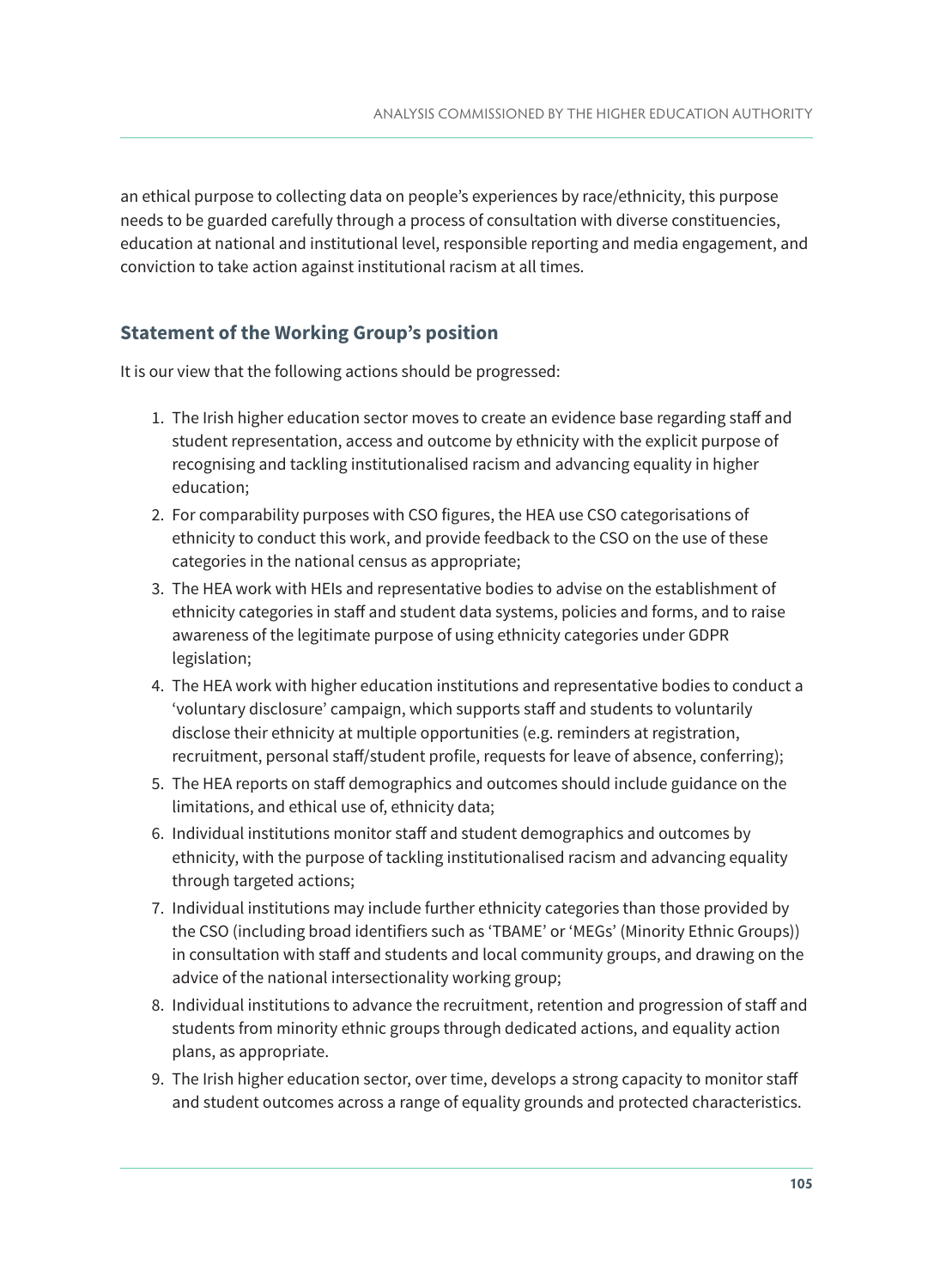an ethical purpose to collecting data on people's experiences by race/ethnicity, this purpose needs to be guarded carefully through a process of consultation with diverse constituencies, education at national and institutional level, responsible reporting and media engagement, and conviction to take action against institutional racism at all times.

## Statement of the Working Group's position

It is our view that the following actions should be progressed:

1. The Irish higher education sector moves to create an evidence base regarding staff and student representation, access and outcome by ethnicity with the explicit purpose of recognising and tackling institutionalised racism and advancing equality in higher education;
2. For comparability purposes with CSO figures, the HEA use CSO categorisations of ethnicity to conduct this work, and provide feedback to the CSO on the use of these categories in the national census as appropriate;
3. The HEA work with HEIs and representative bodies to advise on the establishment of ethnicity categories in staff and student data systems, policies and forms, and to raise awareness of the legitimate purpose of using ethnicity categories under GDPR legislation;
4. The HEA work with higher education institutions and representative bodies to conduct a 'voluntary disclosure' campaign, which supports staff and students to voluntarily disclose their ethnicity at multiple opportunities (e.g. reminders at registration, recruitment, personal staff/student profile, requests for leave of absence, conferring);
5. The HEA reports on staff demographics and outcomes should include guidance on the limitations, and ethical use of, ethnicity data;
6. Individual institutions monitor staff and student demographics and outcomes by ethnicity, with the purpose of tackling institutionalised racism and advancing equality through targeted actions;
7. Individual institutions may include further ethnicity categories than those provided by the CSO (including broad identifiers such as 'TBAME' or 'MEGs' (Minority Ethnic Groups)) in consultation with staff and students and local community groups, and drawing on the advice of the national intersectionality working group;
8. Individual institutions to advance the recruitment, retention and progression of staff and students from minority ethnic groups through dedicated actions, and equality action plans, as appropriate.
9. The Irish higher education sector, over time, develops a strong capacity to monitor staff and student outcomes across a range of equality grounds and protected characteristics.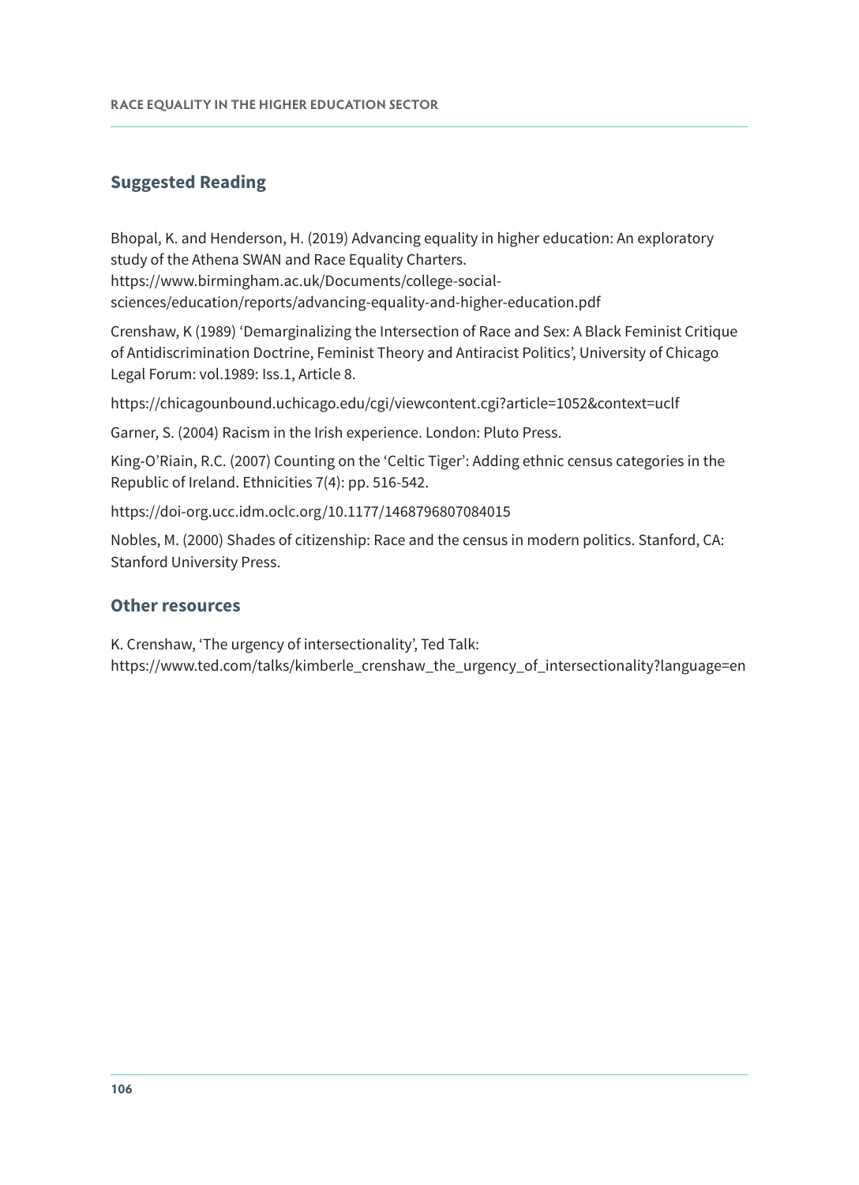## Suggested Reading

Bhopal, K. and Henderson, H. (2019) Advancing equality in higher education: An exploratory study of the Athena SWAN and Race Equality Charters. https://www.birmingham.ac.uk/Documents/college-social-sciences/education/reports/advancing-equality-and-higher-education.pdf

Crenshaw, K (1989) 'Demarginalizing the Intersection of Race and Sex: A Black Feminist Critique of Antidiscrimination Doctrine, Feminist Theory and Antiracist Politics', University of Chicago Legal Forum: vol.1989: Iss.1, Article 8.

https://chicagounbound.uchicago.edu/cgi/viewcontent.cgi?article=1052&context=uclf

Garner, S. (2004) Racism in the Irish experience. London: Pluto Press.

King-O'Riain, R.C. (2007) Counting on the 'Celtic Tiger': Adding ethnic census categories in the Republic of Ireland. Ethnicities 7(4): pp. 516-542.

https://doi-org.ucc.idm.oclc.org/10.1177/1468796807084015

Nobles, M. (2000) Shades of citizenship: Race and the census in modern politics. Stanford, CA: Stanford University Press.

### Other resources

K. Crenshaw, 'The urgency of intersectionality', Ted Talk: https://www.ted.com/talks/kimberle_crenshaw_the_urgency_of_intersectionality?language=en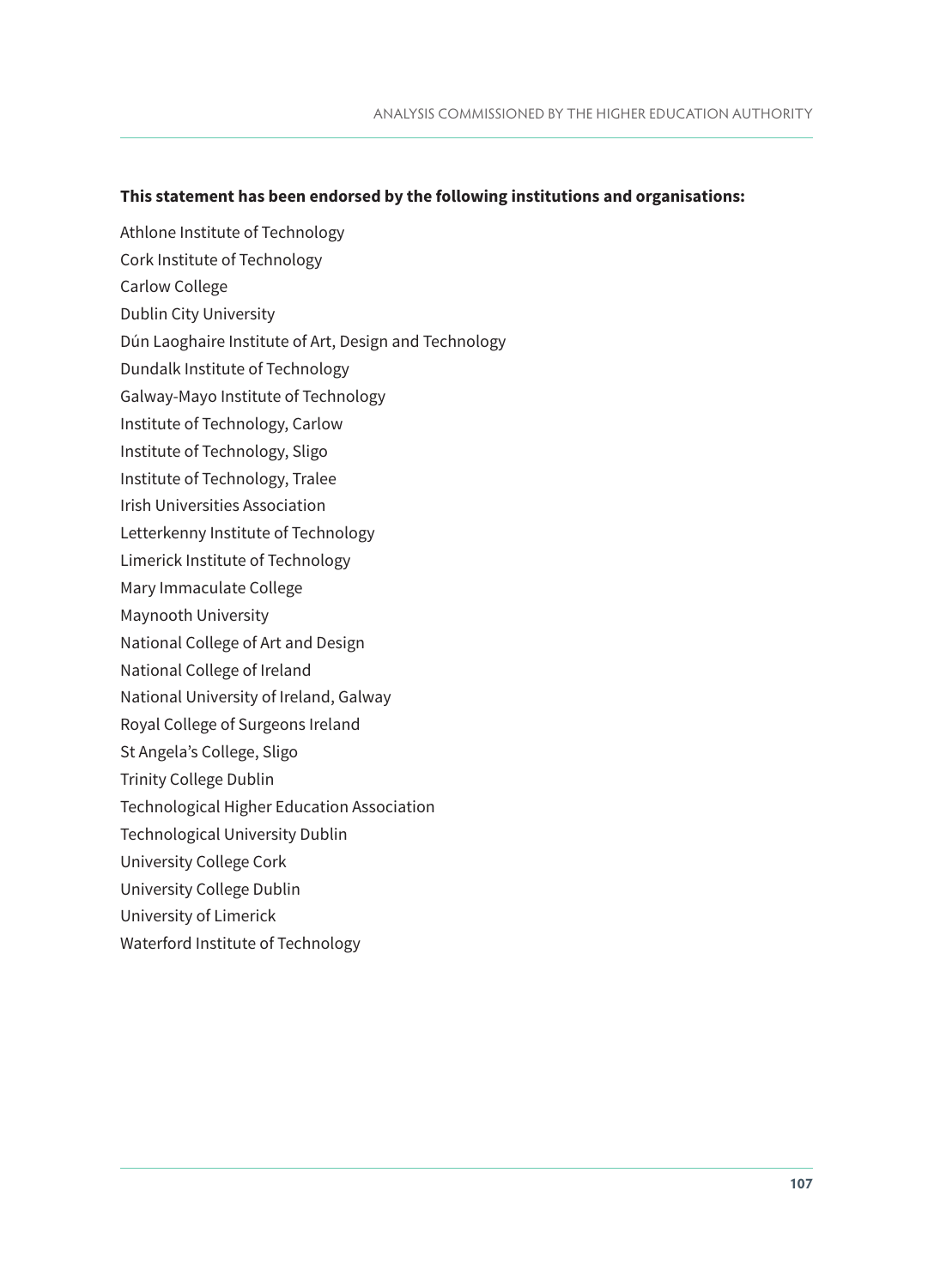**This statement has been endorsed by the following institutions and organisations:**

Athlone Institute of Technology
Cork Institute of Technology
Carlow College
Dublin City University
Dún Laoghaire Institute of Art, Design and Technology
Dundalk Institute of Technology
Galway-Mayo Institute of Technology
Institute of Technology, Carlow
Institute of Technology, Sligo
Institute of Technology, Tralee
Irish Universities Association
Letterkenny Institute of Technology
Limerick Institute of Technology
Mary Immaculate College
Maynooth University
National College of Art and Design
National College of Ireland
National University of Ireland, Galway
Royal College of Surgeons Ireland
St Angela's College, Sligo
Trinity College Dublin
Technological Higher Education Association
Technological University Dublin
University College Cork
University College Dublin
University of Limerick
Waterford Institute of Technology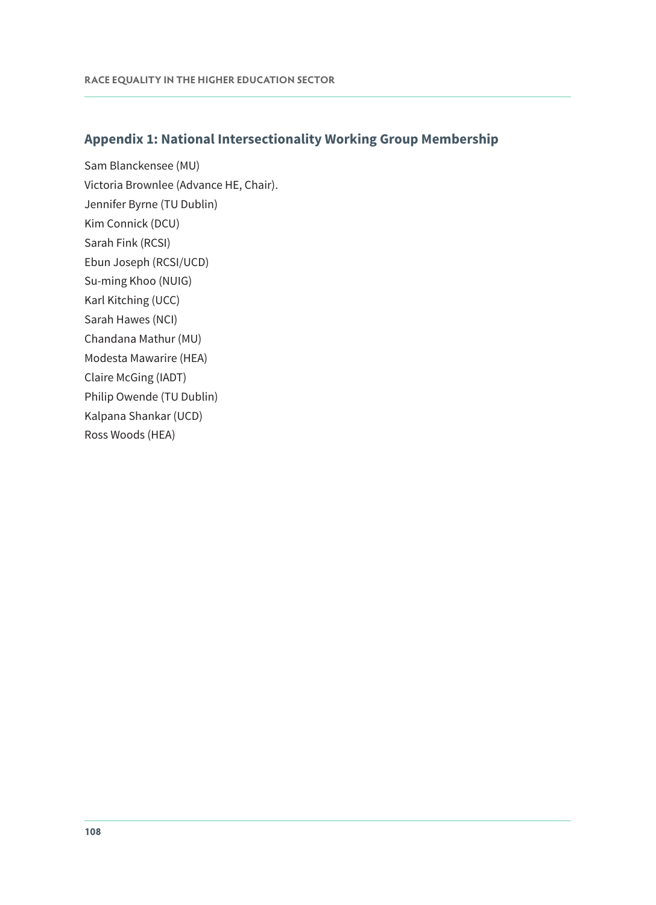## Appendix 1: National Intersectionality Working Group Membership

Sam Blanckensee (MU)

Victoria Brownlee (Advance HE, Chair).

Jennifer Byrne (TU Dublin)

Kim Connick (DCU)

Sarah Fink (RCSI)

Ebun Joseph (RCSI/UCD)

Su-ming Khoo (NUIG)

Karl Kitching (UCC)

Sarah Hawes (NCI)

Chandana Mathur (MU)

Modesta Mawarire (HEA)

Claire McGing (IADT)

Philip Owende (TU Dublin)

Kalpana Shankar (UCD)

Ross Woods (HEA)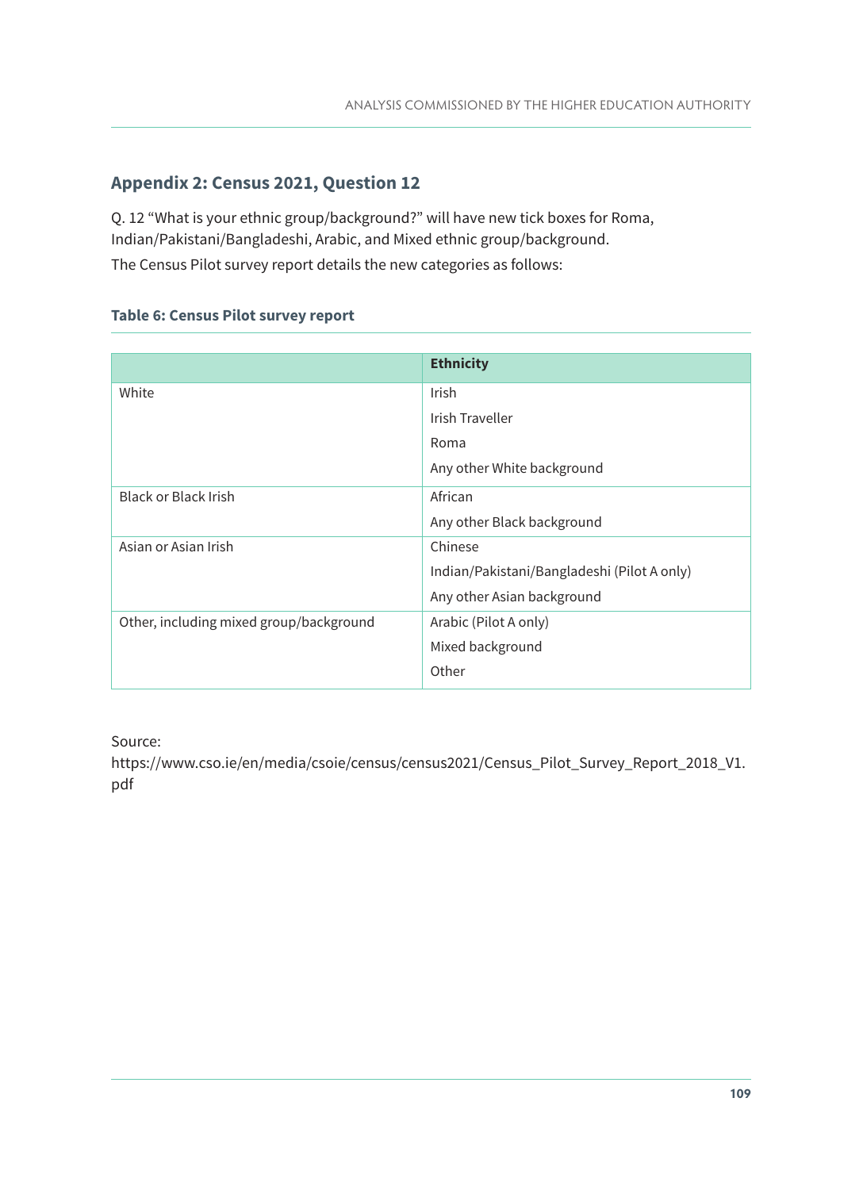## Appendix 2: Census 2021, Question 12

Q. 12 "What is your ethnic group/background?" will have new tick boxes for Roma, Indian/Pakistani/Bangladeshi, Arabic, and Mixed ethnic group/background.

The Census Pilot survey report details the new categories as follows:

### Table 6: Census Pilot survey report

| | Ethnicity |
|---|---|
| White | Irish<br>Irish Traveller<br>Roma<br>Any other White background |
| Black or Black Irish | African<br>Any other Black background |
| Asian or Asian Irish | Chinese<br>Indian/Pakistani/Bangladeshi (Pilot A only)<br>Any other Asian background |
| Other, including mixed group/background | Arabic (Pilot A only)<br>Mixed background<br>Other |

Source:
https://www.cso.ie/en/media/csoie/census/census2021/Census_Pilot_Survey_Report_2018_V1.pdf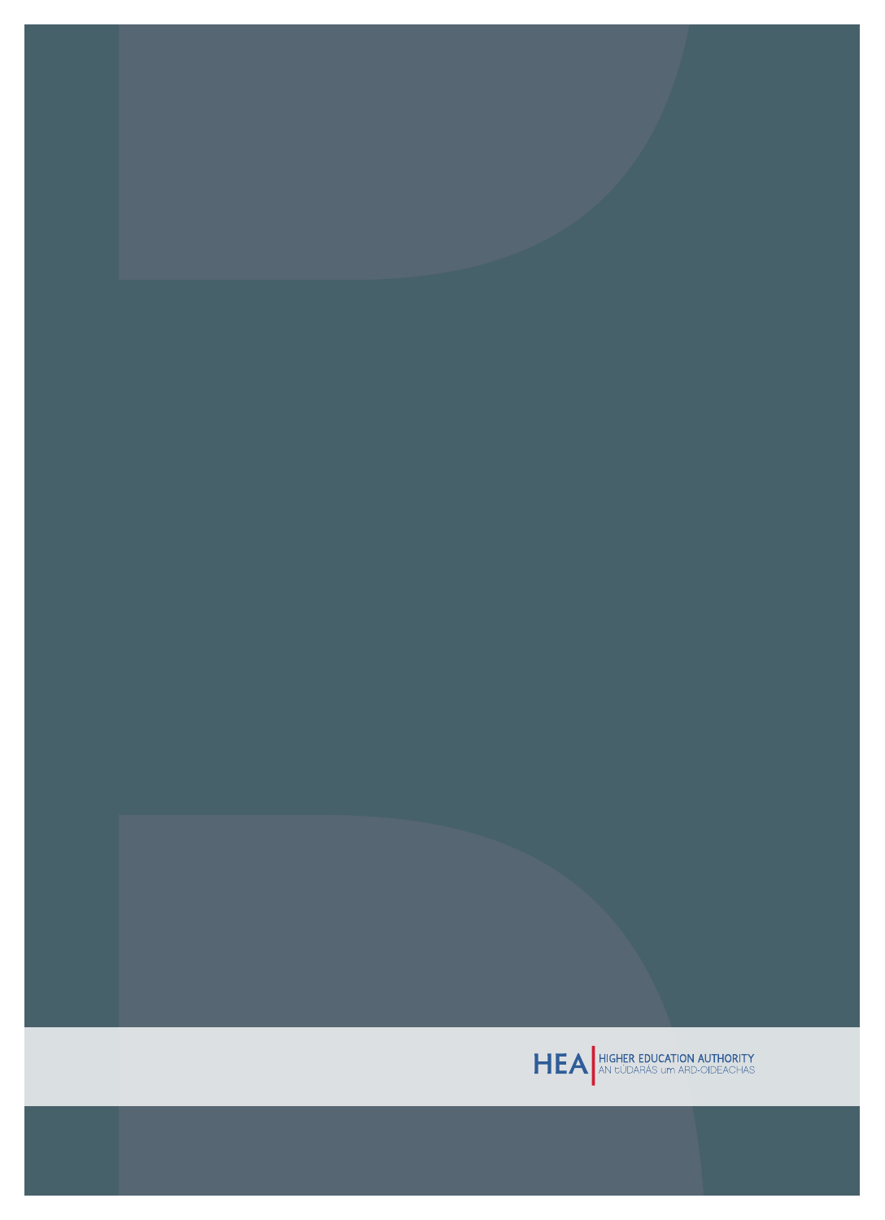HEA

HIGHER EDUCATION AUTHORITY
AN tÚDARÁS um ARD-OIDEACHAS